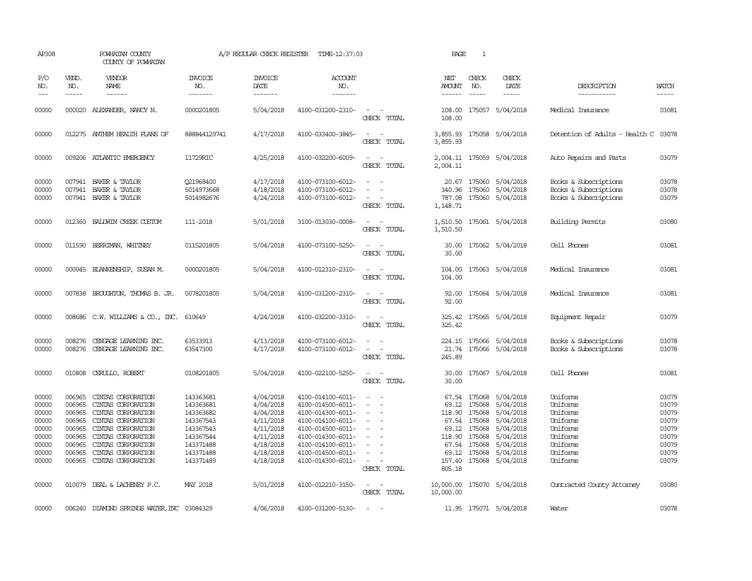AP308 POWHATAN COUNTY A/P REGULAR CHECK REGISTER TIME-12:37:03 PAGE 1
COUNTY OF POWHATAN

| P/O NO. | VEND. NO. | VENDOR NAME | INVOICE NO. | INVOICE DATE | ACCOUNT NO. | | NET AMOUNT | CHECK NO. | CHECK DATE | DESCRIPTION | BATCH |
|---|---|---|---|---|---|---|---|---|---|---|---|
| 00000 | 000020 | ALEXANDER, NANCY N. | 0000201805 | 5/04/2018 | 4100-031200-2310- | - - | 108.00 | 175057 | 5/04/2018 | Medical Insurance | 03081 |
| | | | | | | CHECK TOTAL | 108.00 | | | | |
| 00000 | 012275 | ANTHEM HEALTH PLANS OF | 888844129741 | 4/17/2018 | 4100-033400-3845- | - - | 3,855.93 | 175058 | 5/04/2018 | Detention of Adults - Health C | 03078 |
| | | | | | | CHECK TOTAL | 3,855.93 | | | | |
| 00000 | 009206 | ATLANTIC EMERGENCY | 11729RIC | 4/25/2018 | 4100-032200-6009- | - - | 2,004.11 | 175059 | 5/04/2018 | Auto Repairs and Parts | 03079 |
| | | | | | | CHECK TOTAL | 2,004.11 | | | | |
| 00000 | 007941 | BAKER & TAYLOR | Q21968400 | 4/17/2018 | 4100-073100-6012- | - - | 20.67 | 175060 | 5/04/2018 | Books & Subscriptions | 03078 |
| 00000 | 007941 | BAKER & TAYLOR | 5014973668 | 4/18/2018 | 4100-073100-6012- | - - | 340.96 | 175060 | 5/04/2018 | Books & Subscriptions | 03078 |
| 00000 | 007941 | BAKER & TAYLOR | 5014982676 | 4/24/2018 | 4100-073100-6012- | - - | 787.08 | 175060 | 5/04/2018 | Books & Subscriptions | 03079 |
| | | | | | | CHECK TOTAL | 1,148.71 | | | | |
| 00000 | 012360 | BALDWIN CREEK CUSTOM | 111-2018 | 5/01/2018 | 3100-013030-0008- | - - | 1,510.50 | 175061 | 5/04/2018 | Building Permits | 03080 |
| | | | | | | CHECK TOTAL | 1,510.50 | | | | |
| 00000 | 011590 | BERRIMAN, WHITNEY | 0115201805 | 5/04/2018 | 4100-073100-5250- | - - | 30.00 | 175062 | 5/04/2018 | Cell Phones | 03081 |
| | | | | | | CHECK TOTAL | 30.00 | | | | |
| 00000 | 000045 | BLANKENSHIP, SUSAN M. | 0000201805 | 5/04/2018 | 4100-012310-2310- | - - | 104.00 | 175063 | 5/04/2018 | Medical Insurance | 03081 |
| | | | | | | CHECK TOTAL | 104.00 | | | | |
| 00000 | 007838 | BROUGHTON, THOMAS B. JR. | 0078201805 | 5/04/2018 | 4100-031200-2310- | - - | 92.00 | 175064 | 5/04/2018 | Medical Insurance | 03081 |
| | | | | | | CHECK TOTAL | 92.00 | | | | |
| 00000 | 008686 | C.W. WILLIAMS & CO., INC. | 610649 | 4/24/2018 | 4100-032200-3310- | - - | 325.42 | 175065 | 5/04/2018 | Equipment Repair | 03079 |
| | | | | | | CHECK TOTAL | 325.42 | | | | |
| 00000 | 008276 | CENGAGE LEARNING INC. | 63533913 | 4/13/2018 | 4100-073100-6012- | - - | 224.15 | 175066 | 5/04/2018 | Books & Subscriptions | 03078 |
| 00000 | 008276 | CENGAGE LEARNING INC. | 63547300 | 4/17/2018 | 4100-073100-6012- | - - | 21.74 | 175066 | 5/04/2018 | Books & Subscriptions | 03078 |
| | | | | | | CHECK TOTAL | 245.89 | | | | |
| 00000 | 010808 | CERULLO, ROBERT | 0108201805 | 5/04/2018 | 4100-022100-5250- | - - | 30.00 | 175067 | 5/04/2018 | Cell Phones | 03081 |
| | | | | | | CHECK TOTAL | 30.00 | | | | |
| 00000 | 006965 | CINTAS CORPORATION | 143363681 | 4/04/2018 | 4100-014100-6011- | - - | 67.54 | 175068 | 5/04/2018 | Uniforms | 03079 |
| 00000 | 006965 | CINTAS CORPORATION | 143363681 | 4/04/2018 | 4100-014500-6011- | - - | 69.12 | 175068 | 5/04/2018 | Uniforms | 03079 |
| 00000 | 006965 | CINTAS CORPORATION | 143363682 | 4/04/2018 | 4100-014300-6011- | - - | 118.90 | 175068 | 5/04/2018 | Uniforms | 03079 |
| 00000 | 006965 | CINTAS CORPORATION | 143367543 | 4/11/2018 | 4100-014100-6011- | - - | 67.54 | 175068 | 5/04/2018 | Uniforms | 03079 |
| 00000 | 006965 | CINTAS CORPORATION | 143367543 | 4/11/2018 | 4100-014500-6011- | - - | 69.12 | 175068 | 5/04/2018 | Uniforms | 03079 |
| 00000 | 006965 | CINTAS CORPORATION | 143367544 | 4/11/2018 | 4100-014300-6011- | - - | 118.90 | 175068 | 5/04/2018 | Uniforms | 03079 |
| 00000 | 006965 | CINTAS CORPORATION | 143371488 | 4/18/2018 | 4100-014100-6011- | - - | 67.54 | 175068 | 5/04/2018 | Uniforms | 03079 |
| 00000 | 006965 | CINTAS CORPORATION | 143371488 | 4/18/2018 | 4100-014500-6011- | - - | 69.12 | 175068 | 5/04/2018 | Uniforms | 03079 |
| 00000 | 006965 | CINTAS CORPORATION | 143371489 | 4/18/2018 | 4100-014300-6011- | - - | 157.40 | 175068 | 5/04/2018 | Uniforms | 03079 |
| | | | | | | CHECK TOTAL | 805.18 | | | | |
| 00000 | 010079 | DEAL & LACHENEY P.C. | MAY 2018 | 5/01/2018 | 4100-012210-3150- | - - | 10,000.00 | 175070 | 5/04/2018 | Contracted County Attorney | 03080 |
| | | | | | | CHECK TOTAL | 10,000.00 | | | | |
| 00000 | 006240 | DIAMOND SPRINGS WATER,INC | 03084329 | 4/06/2018 | 4100-031200-5130- | - - | 11.95 | 175071 | 5/04/2018 | Water | 03078 |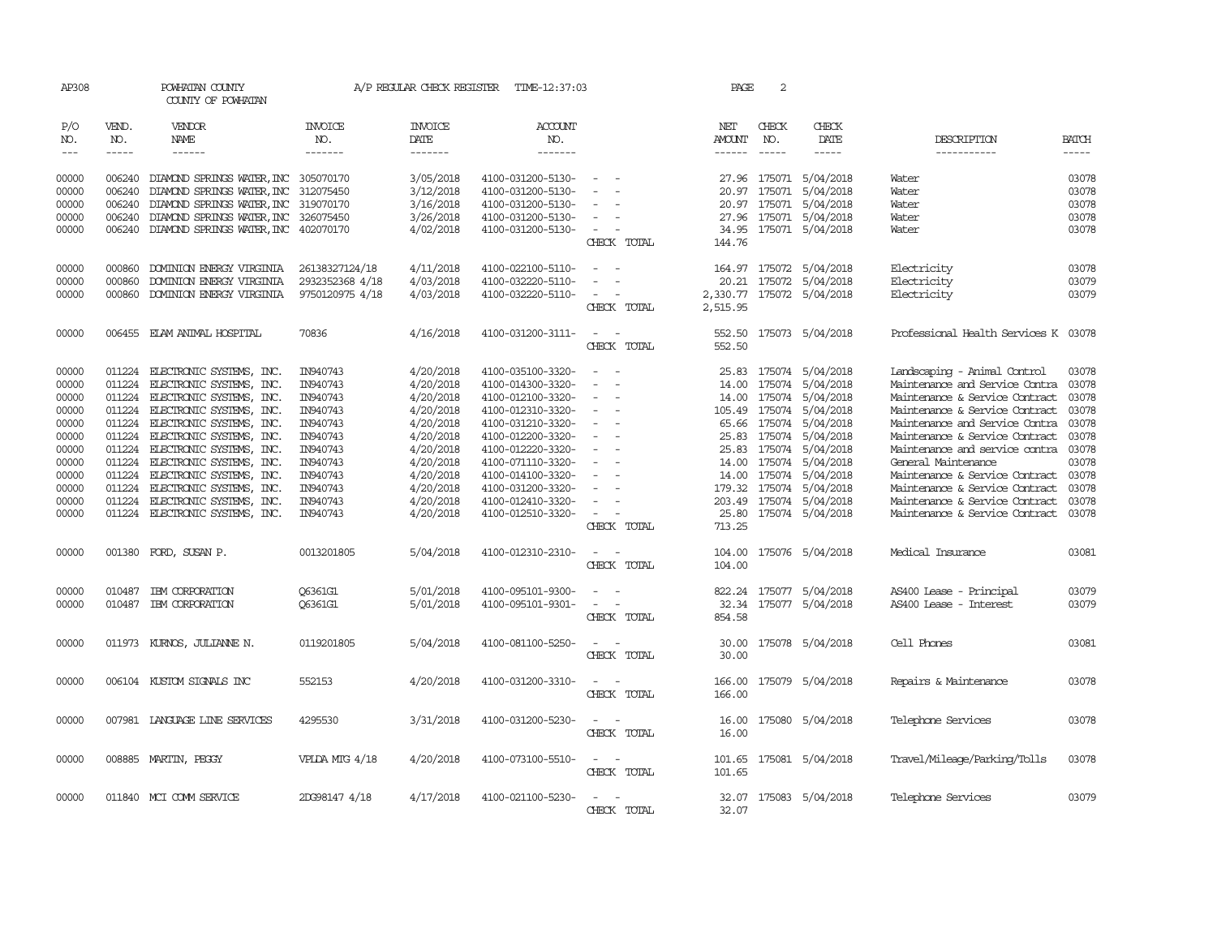AP308 POWHATAN COUNTY A/P REGULAR CHECK REGISTER TIME-12:37:03

COUNTY OF POWHATAN

| P/O NO. | VEND. NO. | VENDOR NAME | INVOICE NO. | INVOICE DATE | ACCOUNT NO. | | NET AMOUNT | CHECK NO. | CHECK DATE | DESCRIPTION | BATCH |
|---|---|---|---|---|---|---|---|---|---|---|---|
| 00000 | 006240 | DIAMOND SPRINGS WATER,INC | 305070170 | 3/05/2018 | 4100-031200-5130- | - - | 27.96 | 175071 | 5/04/2018 | Water | 03078 |
| 00000 | 006240 | DIAMOND SPRINGS WATER,INC | 312075450 | 3/12/2018 | 4100-031200-5130- | - - | 20.97 | 175071 | 5/04/2018 | Water | 03078 |
| 00000 | 006240 | DIAMOND SPRINGS WATER,INC | 319070170 | 3/16/2018 | 4100-031200-5130- | - - | 20.97 | 175071 | 5/04/2018 | Water | 03078 |
| 00000 | 006240 | DIAMOND SPRINGS WATER,INC | 326075450 | 3/26/2018 | 4100-031200-5130- | - - | 27.96 | 175071 | 5/04/2018 | Water | 03078 |
| 00000 | 006240 | DIAMOND SPRINGS WATER,INC | 402070170 | 4/02/2018 | 4100-031200-5130- | - - | 34.95 | 175071 | 5/04/2018 | Water | 03078 |
| | | | | | | CHECK TOTAL | 144.76 | | | | |
| 00000 | 000860 | DOMINION ENERGY VIRGINIA | 26138327124/18 | 4/11/2018 | 4100-022100-5110- | - - | 164.97 | 175072 | 5/04/2018 | Electricity | 03078 |
| 00000 | 000860 | DOMINION ENERGY VIRGINIA | 2932352368 4/18 | 4/03/2018 | 4100-032220-5110- | - - | 20.21 | 175072 | 5/04/2018 | Electricity | 03079 |
| 00000 | 000860 | DOMINION ENERGY VIRGINIA | 9750120975 4/18 | 4/03/2018 | 4100-032220-5110- | - - | 2,330.77 | 175072 | 5/04/2018 | Electricity | 03079 |
| | | | | | | CHECK TOTAL | 2,515.95 | | | | |
| 00000 | 006455 | ELAM ANIMAL HOSPITAL | 70836 | 4/16/2018 | 4100-031200-3111- | - - | 552.50 | 175073 | 5/04/2018 | Professional Health Services K | 03078 |
| | | | | | | CHECK TOTAL | 552.50 | | | | |
| 00000 | 011224 | ELECTRONIC SYSTEMS, INC. | IN940743 | 4/20/2018 | 4100-035100-3320- | - - | 25.83 | 175074 | 5/04/2018 | Landscaping - Animal Control | 03078 |
| 00000 | 011224 | ELECTRONIC SYSTEMS, INC. | IN940743 | 4/20/2018 | 4100-014300-3320- | - - | 14.00 | 175074 | 5/04/2018 | Maintenance and Service Contra | 03078 |
| 00000 | 011224 | ELECTRONIC SYSTEMS, INC. | IN940743 | 4/20/2018 | 4100-012100-3320- | - - | 14.00 | 175074 | 5/04/2018 | Maintenance & Service Contract | 03078 |
| 00000 | 011224 | ELECTRONIC SYSTEMS, INC. | IN940743 | 4/20/2018 | 4100-012310-3320- | - - | 105.49 | 175074 | 5/04/2018 | Maintenance & Service Contract | 03078 |
| 00000 | 011224 | ELECTRONIC SYSTEMS, INC. | IN940743 | 4/20/2018 | 4100-031210-3320- | - - | 65.66 | 175074 | 5/04/2018 | Maintenance and Service Contra | 03078 |
| 00000 | 011224 | ELECTRONIC SYSTEMS, INC. | IN940743 | 4/20/2018 | 4100-012200-3320- | - - | 25.83 | 175074 | 5/04/2018 | Maintenance & Service Contract | 03078 |
| 00000 | 011224 | ELECTRONIC SYSTEMS, INC. | IN940743 | 4/20/2018 | 4100-012220-3320- | - - | 25.83 | 175074 | 5/04/2018 | Maintenance and service contra | 03078 |
| 00000 | 011224 | ELECTRONIC SYSTEMS, INC. | IN940743 | 4/20/2018 | 4100-071110-3320- | - - | 14.00 | 175074 | 5/04/2018 | General Maintenance | 03078 |
| 00000 | 011224 | ELECTRONIC SYSTEMS, INC. | IN940743 | 4/20/2018 | 4100-014100-3320- | - - | 14.00 | 175074 | 5/04/2018 | Maintenance & Service Contract | 03078 |
| 00000 | 011224 | ELECTRONIC SYSTEMS, INC. | IN940743 | 4/20/2018 | 4100-031200-3320- | - - | 179.32 | 175074 | 5/04/2018 | Maintenance & Service Contract | 03078 |
| 00000 | 011224 | ELECTRONIC SYSTEMS, INC. | IN940743 | 4/20/2018 | 4100-012410-3320- | - - | 203.49 | 175074 | 5/04/2018 | Maintenance & Service Contract | 03078 |
| 00000 | 011224 | ELECTRONIC SYSTEMS, INC. | IN940743 | 4/20/2018 | 4100-012510-3320- | - - | 25.80 | 175074 | 5/04/2018 | Maintenance & Service Contract | 03078 |
| | | | | | | CHECK TOTAL | 713.25 | | | | |
| 00000 | 001380 | FORD, SUSAN P. | 0013201805 | 5/04/2018 | 4100-012310-2310- | - - | 104.00 | 175076 | 5/04/2018 | Medical Insurance | 03081 |
| | | | | | | CHECK TOTAL | 104.00 | | | | |
| 00000 | 010487 | IBM CORPORATION | Q6361G1 | 5/01/2018 | 4100-095101-9300- | - - | 822.24 | 175077 | 5/04/2018 | AS400 Lease - Principal | 03079 |
| 00000 | 010487 | IBM CORPORATION | Q6361G1 | 5/01/2018 | 4100-095101-9301- | - - | 32.34 | 175077 | 5/04/2018 | AS400 Lease - Interest | 03079 |
| | | | | | | CHECK TOTAL | 854.58 | | | | |
| 00000 | 011973 | KURNOS, JULIANNE N. | 0119201805 | 5/04/2018 | 4100-081100-5250- | - - | 30.00 | 175078 | 5/04/2018 | Cell Phones | 03081 |
| | | | | | | CHECK TOTAL | 30.00 | | | | |
| 00000 | 006104 | KUSTOM SIGNALS INC | 552153 | 4/20/2018 | 4100-031200-3310- | - - | 166.00 | 175079 | 5/04/2018 | Repairs & Maintenance | 03078 |
| | | | | | | CHECK TOTAL | 166.00 | | | | |
| 00000 | 007981 | LANGUAGE LINE SERVICES | 4295530 | 3/31/2018 | 4100-031200-5230- | - - | 16.00 | 175080 | 5/04/2018 | Telephone Services | 03078 |
| | | | | | | CHECK TOTAL | 16.00 | | | | |
| 00000 | 008885 | MARTIN, PEGGY | VPLDA MTG 4/18 | 4/20/2018 | 4100-073100-5510- | - - | 101.65 | 175081 | 5/04/2018 | Travel/Mileage/Parking/Tolls | 03078 |
| | | | | | | CHECK TOTAL | 101.65 | | | | |
| 00000 | 011840 | MCI COMM SERVICE | 2DG98147 4/18 | 4/17/2018 | 4100-021100-5230- | - - | 32.07 | 175083 | 5/04/2018 | Telephone Services | 03079 |
| | | | | | | CHECK TOTAL | 32.07 | | | | |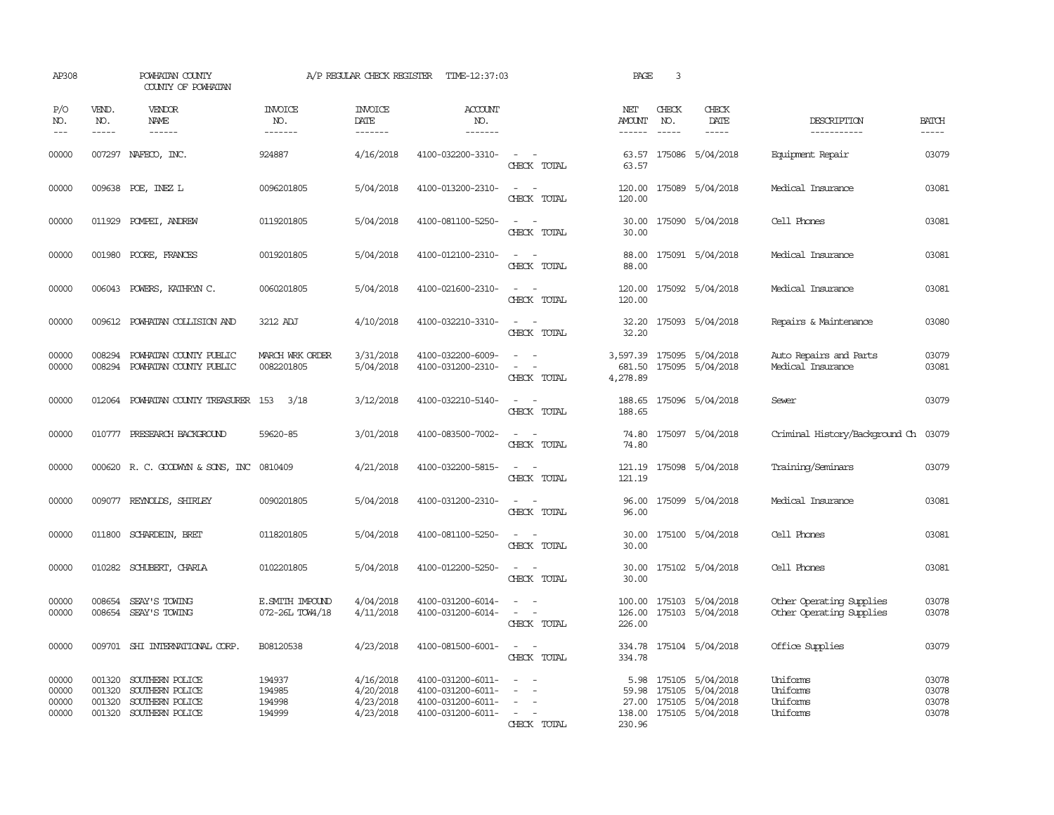AP308 POWHATAN COUNTY A/P REGULAR CHECK REGISTER TIME-12:37:03 PAGE 3

COUNTY OF POWHATAN

| P/O NO. | VEND. NO. | VENDOR NAME | INVOICE NO. | INVOICE DATE | ACCOUNT NO. | | NET AMOUNT | CHECK NO. | CHECK DATE | DESCRIPTION | BATCH |
|---|---|---|---|---|---|---|---|---|---|---|---|
| 00000 | 007297 | NAFECO, INC. | 924887 | 4/16/2018 | 4100-032200-3310- | - - | 63.57 | 175086 | 5/04/2018 | Equipment Repair | 03079 |
| | | | | | | CHECK TOTAL | 63.57 | | | | |
| 00000 | 009638 | POE, INEZ L | 0096201805 | 5/04/2018 | 4100-013200-2310- | - - | 120.00 | 175089 | 5/04/2018 | Medical Insurance | 03081 |
| | | | | | | CHECK TOTAL | 120.00 | | | | |
| 00000 | 011929 | POMPEI, ANDREW | 0119201805 | 5/04/2018 | 4100-081100-5250- | - - | 30.00 | 175090 | 5/04/2018 | Cell Phones | 03081 |
| | | | | | | CHECK TOTAL | 30.00 | | | | |
| 00000 | 001980 | POORE, FRANCES | 0019201805 | 5/04/2018 | 4100-012100-2310- | - - | 88.00 | 175091 | 5/04/2018 | Medical Insurance | 03081 |
| | | | | | | CHECK TOTAL | 88.00 | | | | |
| 00000 | 006043 | POWERS, KATHRYN C. | 0060201805 | 5/04/2018 | 4100-021600-2310- | - - | 120.00 | 175092 | 5/04/2018 | Medical Insurance | 03081 |
| | | | | | | CHECK TOTAL | 120.00 | | | | |
| 00000 | 009612 | POWHATAN COLLISION AND | 3212 ADJ | 4/10/2018 | 4100-032210-3310- | - - | 32.20 | 175093 | 5/04/2018 | Repairs & Maintenance | 03080 |
| | | | | | | CHECK TOTAL | 32.20 | | | | |
| 00000 | 008294 | POWHATAN COUNTY PUBLIC | MARCH WRK ORDER | 3/31/2018 | 4100-032200-6009- | - - | 3,597.39 | 175095 | 5/04/2018 | Auto Repairs and Parts | 03079 |
| 00000 | 008294 | POWHATAN COUNTY PUBLIC | 0082201805 | 5/04/2018 | 4100-031200-2310- | - - | 681.50 | 175095 | 5/04/2018 | Medical Insurance | 03081 |
| | | | | | | CHECK TOTAL | 4,278.89 | | | | |
| 00000 | 012064 | POWHATAN COUNTY TREASURER | 153 3/18 | 3/12/2018 | 4100-032210-5140- | - - | 188.65 | 175096 | 5/04/2018 | Sewer | 03079 |
| | | | | | | CHECK TOTAL | 188.65 | | | | |
| 00000 | 010777 | PRESEARCH BACKGROUND | 59620-85 | 3/01/2018 | 4100-083500-7002- | - - | 74.80 | 175097 | 5/04/2018 | Criminal History/Background Ch | 03079 |
| | | | | | | CHECK TOTAL | 74.80 | | | | |
| 00000 | 000620 | R. C. GOODWYN & SONS, INC | 0810409 | 4/21/2018 | 4100-032200-5815- | - - | 121.19 | 175098 | 5/04/2018 | Training/Seminars | 03079 |
| | | | | | | CHECK TOTAL | 121.19 | | | | |
| 00000 | 009077 | REYNOLDS, SHIRLEY | 0090201805 | 5/04/2018 | 4100-031200-2310- | - - | 96.00 | 175099 | 5/04/2018 | Medical Insurance | 03081 |
| | | | | | | CHECK TOTAL | 96.00 | | | | |
| 00000 | 011800 | SCHARDEIN, BRET | 0118201805 | 5/04/2018 | 4100-081100-5250- | - - | 30.00 | 175100 | 5/04/2018 | Cell Phones | 03081 |
| | | | | | | CHECK TOTAL | 30.00 | | | | |
| 00000 | 010282 | SCHUBERT, CHARLA | 0102201805 | 5/04/2018 | 4100-012200-5250- | - - | 30.00 | 175102 | 5/04/2018 | Cell Phones | 03081 |
| | | | | | | CHECK TOTAL | 30.00 | | | | |
| 00000 | 008654 | SEAY'S TOWING | E.SMITH IMPOUND | 4/04/2018 | 4100-031200-6014- | - - | 100.00 | 175103 | 5/04/2018 | Other Operating Supplies | 03078 |
| 00000 | 008654 | SEAY'S TOWING | 072-26L TOW4/18 | 4/11/2018 | 4100-031200-6014- | - - | 126.00 | 175103 | 5/04/2018 | Other Operating Supplies | 03078 |
| | | | | | | CHECK TOTAL | 226.00 | | | | |
| 00000 | 009701 | SHI INTERNATIONAL CORP. | B08120538 | 4/23/2018 | 4100-081500-6001- | - - | 334.78 | 175104 | 5/04/2018 | Office Supplies | 03079 |
| | | | | | | CHECK TOTAL | 334.78 | | | | |
| 00000 | 001320 | SOUTHERN POLICE | 194937 | 4/16/2018 | 4100-031200-6011- | - - | 5.98 | 175105 | 5/04/2018 | Uniforms | 03078 |
| 00000 | 001320 | SOUTHERN POLICE | 194985 | 4/20/2018 | 4100-031200-6011- | - - | 59.98 | 175105 | 5/04/2018 | Uniforms | 03078 |
| 00000 | 001320 | SOUTHERN POLICE | 194998 | 4/23/2018 | 4100-031200-6011- | - - | 27.00 | 175105 | 5/04/2018 | Uniforms | 03078 |
| 00000 | 001320 | SOUTHERN POLICE | 194999 | 4/23/2018 | 4100-031200-6011- | - - | 138.00 | 175105 | 5/04/2018 | Uniforms | 03078 |
| | | | | | | CHECK TOTAL | 230.96 | | | | |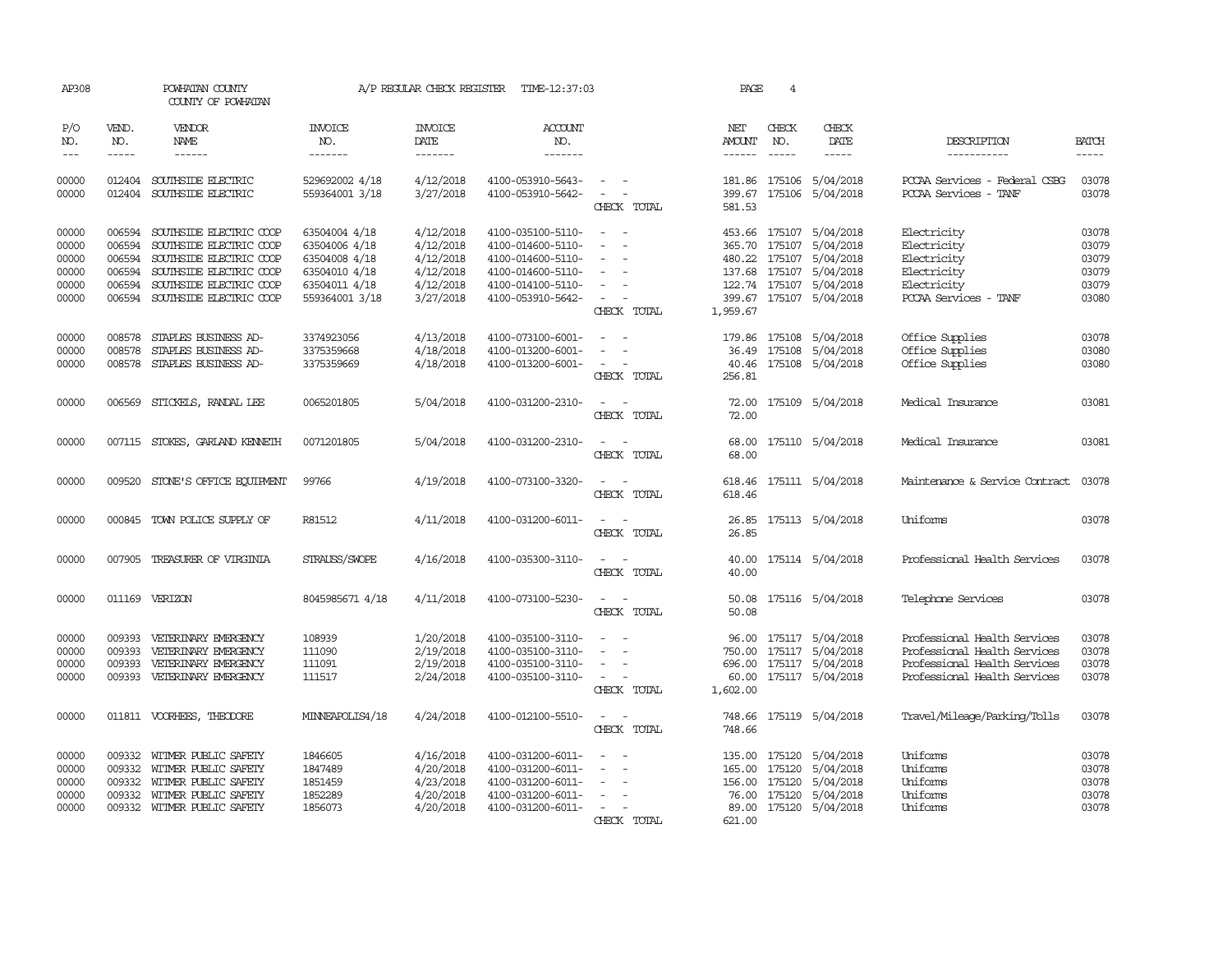AP308 POWHATAN COUNTY A/P REGULAR CHECK REGISTER TIME-12:37:03 PAGE 4

COUNTY OF POWHATAN

| P/O NO. | VEND. NO. | VENDOR NAME | INVOICE NO. | INVOICE DATE | ACCOUNT NO. | | NET AMOUNT | CHECK NO. | CHECK DATE | DESCRIPTION | BATCH |
|---|---|---|---|---|---|---|---|---|---|---|---|
| 00000 | 012404 | SOUTHSIDE ELECTRIC | 529692002 4/18 | 4/12/2018 | 4100-053910-5643- | - - | 181.86 | 175106 | 5/04/2018 | PCCAA Services - Federal CSBG | 03078 |
| 00000 | 012404 | SOUTHSIDE ELECTRIC | 559364001 3/18 | 3/27/2018 | 4100-053910-5642- | - - | 399.67 | 175106 | 5/04/2018 | PCCAA Services - TANF | 03078 |
| | | | | | | CHECK TOTAL | 581.53 | | | | |
| 00000 | 006594 | SOUTHSIDE ELECTRIC COOP | 63504004 4/18 | 4/12/2018 | 4100-035100-5110- | - - | 453.66 | 175107 | 5/04/2018 | Electricity | 03078 |
| 00000 | 006594 | SOUTHSIDE ELECTRIC COOP | 63504006 4/18 | 4/12/2018 | 4100-014600-5110- | - - | 365.70 | 175107 | 5/04/2018 | Electricity | 03079 |
| 00000 | 006594 | SOUTHSIDE ELECTRIC COOP | 63504008 4/18 | 4/12/2018 | 4100-014600-5110- | - - | 480.22 | 175107 | 5/04/2018 | Electricity | 03079 |
| 00000 | 006594 | SOUTHSIDE ELECTRIC COOP | 63504010 4/18 | 4/12/2018 | 4100-014600-5110- | - - | 137.68 | 175107 | 5/04/2018 | Electricity | 03079 |
| 00000 | 006594 | SOUTHSIDE ELECTRIC COOP | 63504011 4/18 | 4/12/2018 | 4100-014100-5110- | - - | 122.74 | 175107 | 5/04/2018 | Electricity | 03079 |
| 00000 | 006594 | SOUTHSIDE ELECTRIC COOP | 559364001 3/18 | 3/27/2018 | 4100-053910-5642- | - - | 399.67 | 175107 | 5/04/2018 | PCCAA Services - TANF | 03080 |
| | | | | | | CHECK TOTAL | 1,959.67 | | | | |
| 00000 | 008578 | STAPLES BUSINESS AD- | 3374923056 | 4/13/2018 | 4100-073100-6001- | - - | 179.86 | 175108 | 5/04/2018 | Office Supplies | 03078 |
| 00000 | 008578 | STAPLES BUSINESS AD- | 3375359668 | 4/18/2018 | 4100-013200-6001- | - - | 36.49 | 175108 | 5/04/2018 | Office Supplies | 03080 |
| 00000 | 008578 | STAPLES BUSINESS AD- | 3375359669 | 4/18/2018 | 4100-013200-6001- | - - | 40.46 | 175108 | 5/04/2018 | Office Supplies | 03080 |
| | | | | | | CHECK TOTAL | 256.81 | | | | |
| 00000 | 006569 | STICKELS, RANDAL LEE | 0065201805 | 5/04/2018 | 4100-031200-2310- | - - | 72.00 | 175109 | 5/04/2018 | Medical Insurance | 03081 |
| | | | | | | CHECK TOTAL | 72.00 | | | | |
| 00000 | 007115 | STOKES, GARLAND KENNETH | 0071201805 | 5/04/2018 | 4100-031200-2310- | - - | 68.00 | 175110 | 5/04/2018 | Medical Insurance | 03081 |
| | | | | | | CHECK TOTAL | 68.00 | | | | |
| 00000 | 009520 | STONE'S OFFICE EQUIPMENT | 99766 | 4/19/2018 | 4100-073100-3320- | - - | 618.46 | 175111 | 5/04/2018 | Maintenance & Service Contract | 03078 |
| | | | | | | CHECK TOTAL | 618.46 | | | | |
| 00000 | 000845 | TOWN POLICE SUPPLY OF | R81512 | 4/11/2018 | 4100-031200-6011- | - - | 26.85 | 175113 | 5/04/2018 | Uniforms | 03078 |
| | | | | | | CHECK TOTAL | 26.85 | | | | |
| 00000 | 007905 | TREASURER OF VIRGINIA | STRAUSS/SWOPE | 4/16/2018 | 4100-035300-3110- | - - | 40.00 | 175114 | 5/04/2018 | Professional Health Services | 03078 |
| | | | | | | CHECK TOTAL | 40.00 | | | | |
| 00000 | 011169 | VERIZON | 8045985671 4/18 | 4/11/2018 | 4100-073100-5230- | - - | 50.08 | 175116 | 5/04/2018 | Telephone Services | 03078 |
| | | | | | | CHECK TOTAL | 50.08 | | | | |
| 00000 | 009393 | VETERINARY EMERGENCY | 108939 | 1/20/2018 | 4100-035100-3110- | - - | 96.00 | 175117 | 5/04/2018 | Professional Health Services | 03078 |
| 00000 | 009393 | VETERINARY EMERGENCY | 111090 | 2/19/2018 | 4100-035100-3110- | - - | 750.00 | 175117 | 5/04/2018 | Professional Health Services | 03078 |
| 00000 | 009393 | VETERINARY EMERGENCY | 111091 | 2/19/2018 | 4100-035100-3110- | - - | 696.00 | 175117 | 5/04/2018 | Professional Health Services | 03078 |
| 00000 | 009393 | VETERINARY EMERGENCY | 111517 | 2/24/2018 | 4100-035100-3110- | - - | 60.00 | 175117 | 5/04/2018 | Professional Health Services | 03078 |
| | | | | | | CHECK TOTAL | 1,602.00 | | | | |
| 00000 | 011811 | VOORHEES, THEODORE | MINNEAPOLIS4/18 | 4/24/2018 | 4100-012100-5510- | - - | 748.66 | 175119 | 5/04/2018 | Travel/Mileage/Parking/Tolls | 03078 |
| | | | | | | CHECK TOTAL | 748.66 | | | | |
| 00000 | 009332 | WITMER PUBLIC SAFETY | 1846605 | 4/16/2018 | 4100-031200-6011- | - - | 135.00 | 175120 | 5/04/2018 | Uniforms | 03078 |
| 00000 | 009332 | WITMER PUBLIC SAFETY | 1847489 | 4/20/2018 | 4100-031200-6011- | - - | 165.00 | 175120 | 5/04/2018 | Uniforms | 03078 |
| 00000 | 009332 | WITMER PUBLIC SAFETY | 1851459 | 4/23/2018 | 4100-031200-6011- | - - | 156.00 | 175120 | 5/04/2018 | Uniforms | 03078 |
| 00000 | 009332 | WITMER PUBLIC SAFETY | 1852289 | 4/20/2018 | 4100-031200-6011- | - - | 76.00 | 175120 | 5/04/2018 | Uniforms | 03078 |
| 00000 | 009332 | WITMER PUBLIC SAFETY | 1856073 | 4/20/2018 | 4100-031200-6011- | - - | 89.00 | 175120 | 5/04/2018 | Uniforms | 03078 |
| | | | | | | CHECK TOTAL | 621.00 | | | | |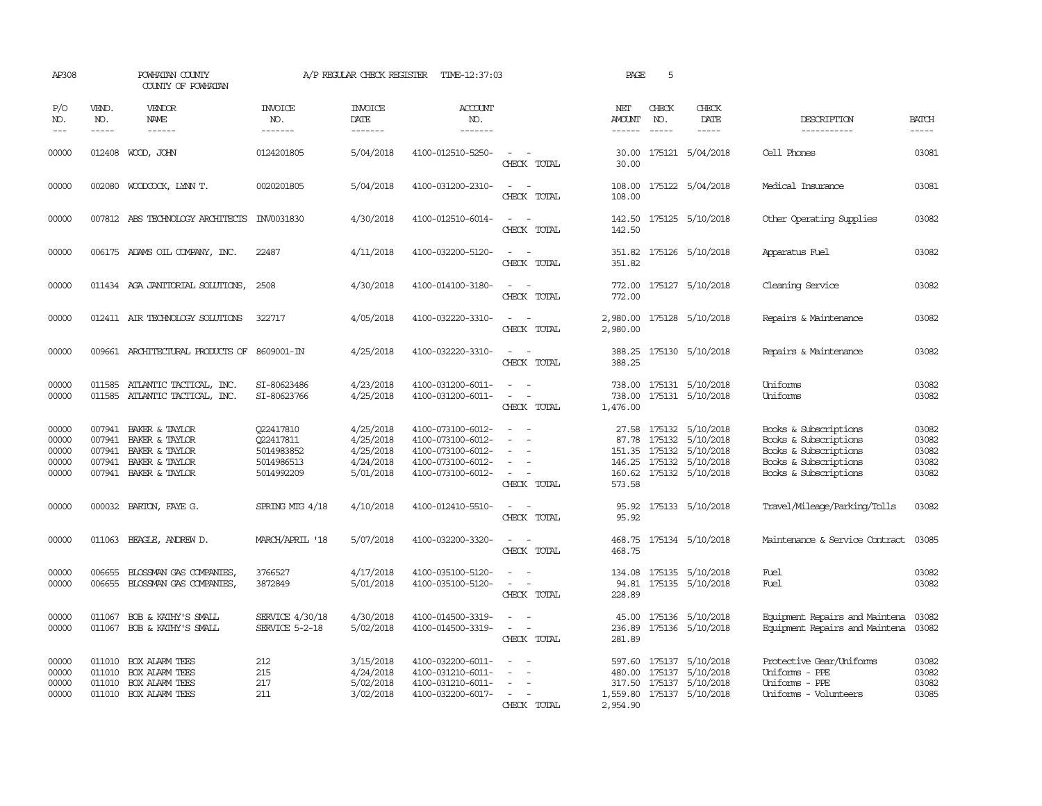AP308 POWHATAN COUNTY COUNTY OF POWHATAN A/P REGULAR CHECK REGISTER TIME-12:37:03 PAGE 5

| P/O NO. | VEND. NO. | VENDOR NAME | INVOICE NO. | INVOICE DATE | ACCOUNT NO. | | NET AMOUNT | CHECK NO. | CHECK DATE | DESCRIPTION | BATCH |
|---|---|---|---|---|---|---|---|---|---|---|---|
| 00000 | 012408 | WOOD, JOHN | 0124201805 | 5/04/2018 | 4100-012510-5250- | - - | 30.00 | 175121 | 5/04/2018 | Cell Phones | 03081 |
| | | | | | | CHECK TOTAL | 30.00 | | | | |
| 00000 | 002080 | WOODCOCK, LYNN T. | 0020201805 | 5/04/2018 | 4100-031200-2310- | - - | 108.00 | 175122 | 5/04/2018 | Medical Insurance | 03081 |
| | | | | | | CHECK TOTAL | 108.00 | | | | |
| 00000 | 007812 | ABS TECHNOLOGY ARCHITECTS | INV0031830 | 4/30/2018 | 4100-012510-6014- | - - | 142.50 | 175125 | 5/10/2018 | Other Operating Supplies | 03082 |
| | | | | | | CHECK TOTAL | 142.50 | | | | |
| 00000 | 006175 | ADAMS OIL COMPANY, INC. | 22487 | 4/11/2018 | 4100-032200-5120- | - - | 351.82 | 175126 | 5/10/2018 | Apparatus Fuel | 03082 |
| | | | | | | CHECK TOTAL | 351.82 | | | | |
| 00000 | 011434 | AGA JANITORIAL SOLUTIONS, | 2508 | 4/30/2018 | 4100-014100-3180- | - - | 772.00 | 175127 | 5/10/2018 | Cleaning Service | 03082 |
| | | | | | | CHECK TOTAL | 772.00 | | | | |
| 00000 | 012411 | AIR TECHNOLOGY SOLUTIONS | 322717 | 4/05/2018 | 4100-032220-3310- | - - | 2,980.00 | 175128 | 5/10/2018 | Repairs & Maintenance | 03082 |
| | | | | | | CHECK TOTAL | 2,980.00 | | | | |
| 00000 | 009661 | ARCHITECTURAL PRODUCTS OF | 8609001-IN | 4/25/2018 | 4100-032220-3310- | - - | 388.25 | 175130 | 5/10/2018 | Repairs & Maintenance | 03082 |
| | | | | | | CHECK TOTAL | 388.25 | | | | |
| 00000 | 011585 | ATLANTIC TACTICAL, INC. | SI-80623486 | 4/23/2018 | 4100-031200-6011- | - - | 738.00 | 175131 | 5/10/2018 | Uniforms | 03082 |
| 00000 | 011585 | ATLANTIC TACTICAL, INC. | SI-80623766 | 4/25/2018 | 4100-031200-6011- | - - | 738.00 | 175131 | 5/10/2018 | Uniforms | 03082 |
| | | | | | | CHECK TOTAL | 1,476.00 | | | | |
| 00000 | 007941 | BAKER & TAYLOR | Q22417810 | 4/25/2018 | 4100-073100-6012- | - - | 27.58 | 175132 | 5/10/2018 | Books & Subscriptions | 03082 |
| 00000 | 007941 | BAKER & TAYLOR | Q22417811 | 4/25/2018 | 4100-073100-6012- | - - | 87.78 | 175132 | 5/10/2018 | Books & Subscriptions | 03082 |
| 00000 | 007941 | BAKER & TAYLOR | 5014983852 | 4/25/2018 | 4100-073100-6012- | - - | 151.35 | 175132 | 5/10/2018 | Books & Subscriptions | 03082 |
| 00000 | 007941 | BAKER & TAYLOR | 5014986513 | 4/24/2018 | 4100-073100-6012- | - - | 146.25 | 175132 | 5/10/2018 | Books & Subscriptions | 03082 |
| 00000 | 007941 | BAKER & TAYLOR | 5014992209 | 5/01/2018 | 4100-073100-6012- | - - | 160.62 | 175132 | 5/10/2018 | Books & Subscriptions | 03082 |
| | | | | | | CHECK TOTAL | 573.58 | | | | |
| 00000 | 000032 | BARTON, FAYE G. | SPRING MTG 4/18 | 4/10/2018 | 4100-012410-5510- | - - | 95.92 | 175133 | 5/10/2018 | Travel/Mileage/Parking/Tolls | 03082 |
| | | | | | | CHECK TOTAL | 95.92 | | | | |
| 00000 | 011063 | BEAGLE, ANDREW D. | MARCH/APRIL '18 | 5/07/2018 | 4100-032200-3320- | - - | 468.75 | 175134 | 5/10/2018 | Maintenance & Service Contract | 03085 |
| | | | | | | CHECK TOTAL | 468.75 | | | | |
| 00000 | 006655 | BLOSSMAN GAS COMPANIES, | 3766527 | 4/17/2018 | 4100-035100-5120- | - - | 134.08 | 175135 | 5/10/2018 | Fuel | 03082 |
| 00000 | 006655 | BLOSSMAN GAS COMPANIES, | 3872849 | 5/01/2018 | 4100-035100-5120- | - - | 94.81 | 175135 | 5/10/2018 | Fuel | 03082 |
| | | | | | | CHECK TOTAL | 228.89 | | | | |
| 00000 | 011067 | BOB & KATHY'S SMALL | SERVICE 4/30/18 | 4/30/2018 | 4100-014500-3319- | - - | 45.00 | 175136 | 5/10/2018 | Equipment Repairs and Maintena | 03082 |
| 00000 | 011067 | BOB & KATHY'S SMALL | SERVICE 5-2-18 | 5/02/2018 | 4100-014500-3319- | - - | 236.89 | 175136 | 5/10/2018 | Equipment Repairs and Maintena | 03082 |
| | | | | | | CHECK TOTAL | 281.89 | | | | |
| 00000 | 011010 | BOX ALARM TEES | 212 | 3/15/2018 | 4100-032200-6011- | - - | 597.60 | 175137 | 5/10/2018 | Protective Gear/Uniforms | 03082 |
| 00000 | 011010 | BOX ALARM TEES | 215 | 4/24/2018 | 4100-031210-6011- | - - | 480.00 | 175137 | 5/10/2018 | Uniforms - PPE | 03082 |
| 00000 | 011010 | BOX ALARM TEES | 217 | 5/02/2018 | 4100-031210-6011- | - - | 317.50 | 175137 | 5/10/2018 | Uniforms - PPE | 03082 |
| 00000 | 011010 | BOX ALARM TEES | 211 | 3/02/2018 | 4100-032200-6017- | - - | 1,559.80 | 175137 | 5/10/2018 | Uniforms - Volunteers | 03085 |
| | | | | | | CHECK TOTAL | 2,954.90 | | | | |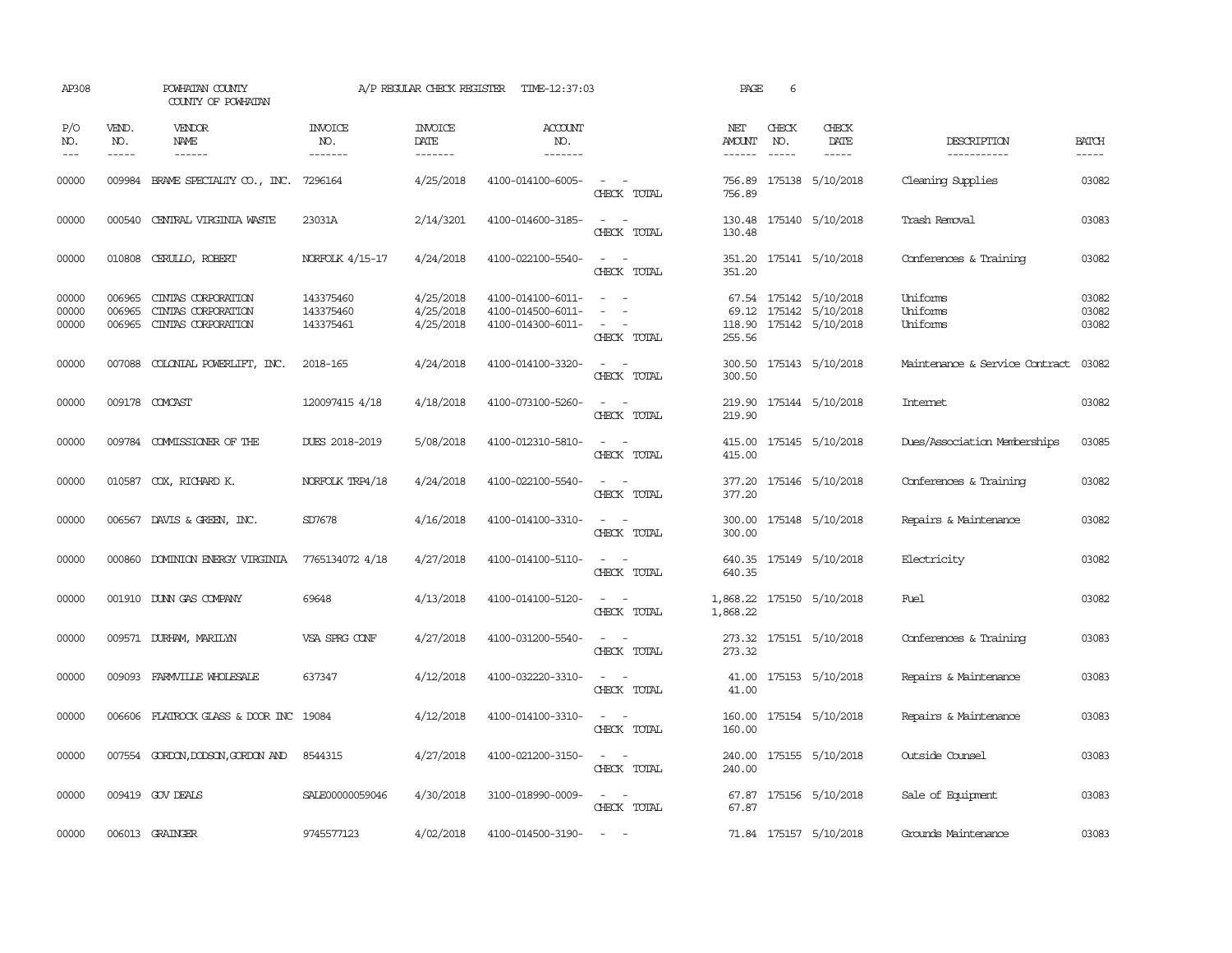AP308 POWHATAN COUNTY A/P REGULAR CHECK REGISTER TIME-12:37:03 PAGE 6

COUNTY OF POWHATAN

| P/O NO. | VEND. NO. | VENDOR NAME | INVOICE NO. | INVOICE DATE | ACCOUNT NO. | | NET AMOUNT | CHECK NO. | CHECK DATE | DESCRIPTION | BATCH |
|---|---|---|---|---|---|---|---|---|---|---|---|
| --- | ----- | ------ | ------- | ------- | ------- | | ------ | ----- | ----- | ----------- | ----- |
| 00000 | 009984 | BRAME SPECIALTY CO., INC. | 7296164 | 4/25/2018 | 4100-014100-6005- | - - | 756.89 | 175138 | 5/10/2018 | Cleaning Supplies | 03082 |
| | | | | | | CHECK TOTAL | 756.89 | | | | |
| 00000 | 000540 | CENTRAL VIRGINIA WASTE | 23031A | 2/14/3201 | 4100-014600-3185- | - - | 130.48 | 175140 | 5/10/2018 | Trash Removal | 03083 |
| | | | | | | CHECK TOTAL | 130.48 | | | | |
| 00000 | 010808 | CERULLO, ROBERT | NORFOLK 4/15-17 | 4/24/2018 | 4100-022100-5540- | - - | 351.20 | 175141 | 5/10/2018 | Conferences & Training | 03082 |
| | | | | | | CHECK TOTAL | 351.20 | | | | |
| 00000 | 006965 | CINTAS CORPORATION | 143375460 | 4/25/2018 | 4100-014100-6011- | - - | 67.54 | 175142 | 5/10/2018 | Uniforms | 03082 |
| 00000 | 006965 | CINTAS CORPORATION | 143375460 | 4/25/2018 | 4100-014500-6011- | - - | 69.12 | 175142 | 5/10/2018 | Uniforms | 03082 |
| 00000 | 006965 | CINTAS CORPORATION | 143375461 | 4/25/2018 | 4100-014300-6011- | - - | 118.90 | 175142 | 5/10/2018 | Uniforms | 03082 |
| | | | | | | CHECK TOTAL | 255.56 | | | | |
| 00000 | 007088 | COLONIAL POWERLIFT, INC. | 2018-165 | 4/24/2018 | 4100-014100-3320- | - - | 300.50 | 175143 | 5/10/2018 | Maintenance & Service Contract | 03082 |
| | | | | | | CHECK TOTAL | 300.50 | | | | |
| 00000 | 009178 | COMCAST | 120097415 4/18 | 4/18/2018 | 4100-073100-5260- | - - | 219.90 | 175144 | 5/10/2018 | Internet | 03082 |
| | | | | | | CHECK TOTAL | 219.90 | | | | |
| 00000 | 009784 | COMMISSIONER OF THE | DUES 2018-2019 | 5/08/2018 | 4100-012310-5810- | - - | 415.00 | 175145 | 5/10/2018 | Dues/Association Memberships | 03085 |
| | | | | | | CHECK TOTAL | 415.00 | | | | |
| 00000 | 010587 | COX, RICHARD K. | NORFOLK TRP4/18 | 4/24/2018 | 4100-022100-5540- | - - | 377.20 | 175146 | 5/10/2018 | Conferences & Training | 03082 |
| | | | | | | CHECK TOTAL | 377.20 | | | | |
| 00000 | 006567 | DAVIS & GREEN, INC. | SD7678 | 4/16/2018 | 4100-014100-3310- | - - | 300.00 | 175148 | 5/10/2018 | Repairs & Maintenance | 03082 |
| | | | | | | CHECK TOTAL | 300.00 | | | | |
| 00000 | 000860 | DOMINION ENERGY VIRGINIA | 7765134072 4/18 | 4/27/2018 | 4100-014100-5110- | - - | 640.35 | 175149 | 5/10/2018 | Electricity | 03082 |
| | | | | | | CHECK TOTAL | 640.35 | | | | |
| 00000 | 001910 | DUNN GAS COMPANY | 69648 | 4/13/2018 | 4100-014100-5120- | - - | 1,868.22 | 175150 | 5/10/2018 | Fuel | 03082 |
| | | | | | | CHECK TOTAL | 1,868.22 | | | | |
| 00000 | 009571 | DURHAM, MARILYN | VSA SPRG CONF | 4/27/2018 | 4100-031200-5540- | - - | 273.32 | 175151 | 5/10/2018 | Conferences & Training | 03083 |
| | | | | | | CHECK TOTAL | 273.32 | | | | |
| 00000 | 009093 | FARMVILLE WHOLESALE | 637347 | 4/12/2018 | 4100-032220-3310- | - - | 41.00 | 175153 | 5/10/2018 | Repairs & Maintenance | 03083 |
| | | | | | | CHECK TOTAL | 41.00 | | | | |
| 00000 | 006606 | FLATROCK GLASS & DOOR INC | 19084 | 4/12/2018 | 4100-014100-3310- | - - | 160.00 | 175154 | 5/10/2018 | Repairs & Maintenance | 03083 |
| | | | | | | CHECK TOTAL | 160.00 | | | | |
| 00000 | 007554 | GORDON,DODSON,GORDON AND | 8544315 | 4/27/2018 | 4100-021200-3150- | - - | 240.00 | 175155 | 5/10/2018 | Outside Counsel | 03083 |
| | | | | | | CHECK TOTAL | 240.00 | | | | |
| 00000 | 009419 | GOV DEALS | SALE00000059046 | 4/30/2018 | 3100-018990-0009- | - - | 67.87 | 175156 | 5/10/2018 | Sale of Equipment | 03083 |
| | | | | | | CHECK TOTAL | 67.87 | | | | |
| 00000 | 006013 | GRAINGER | 9745577123 | 4/02/2018 | 4100-014500-3190- | - - | 71.84 | 175157 | 5/10/2018 | Grounds Maintenance | 03083 |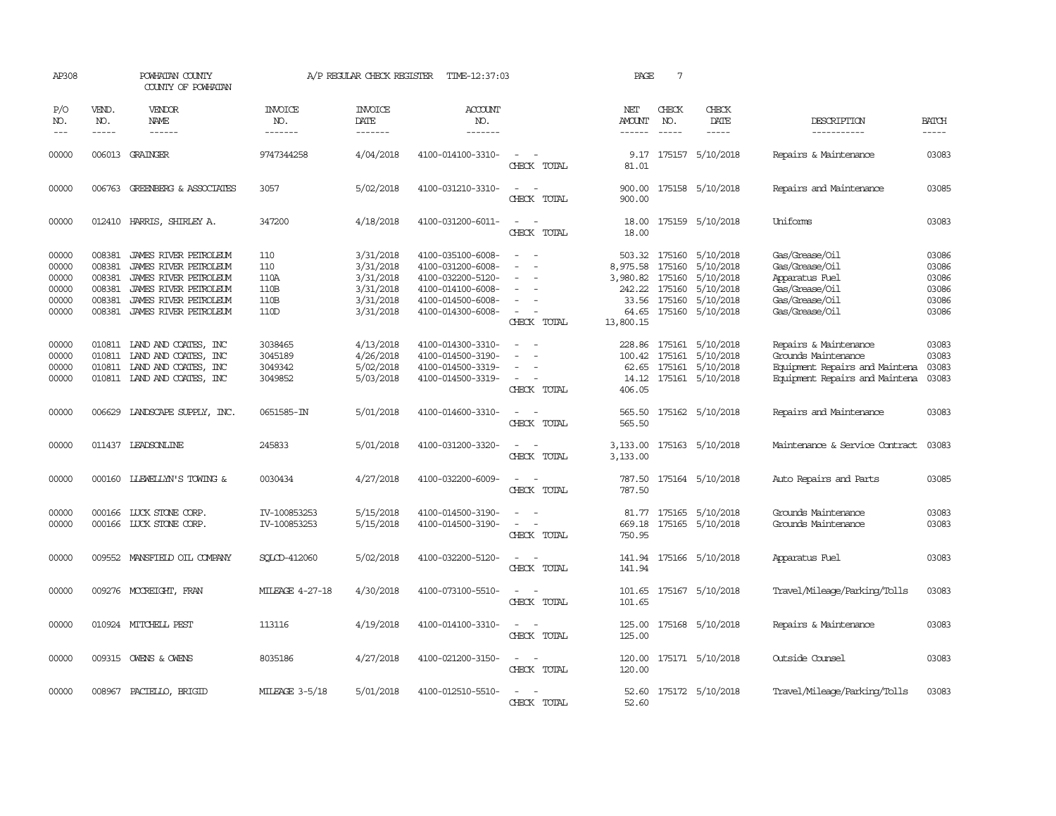AP308 POWHATAN COUNTY A/P REGULAR CHECK REGISTER TIME-12:37:03 PAGE 7
COUNTY OF POWHATAN

| P/O NO. | VEND. NO. | VENDOR NAME | INVOICE NO. | INVOICE DATE | ACCOUNT NO. | | NET AMOUNT | CHECK NO. | CHECK DATE | DESCRIPTION | BATCH |
|---|---|---|---|---|---|---|---|---|---|---|---|
| 00000 | 006013 | GRAINGER | 9747344258 | 4/04/2018 | 4100-014100-3310- | - - | 9.17 | 175157 | 5/10/2018 | Repairs & Maintenance | 03083 |
| | | | | | | CHECK TOTAL | 81.01 | | | | |
| 00000 | 006763 | GREENBERG & ASSOCIATES | 3057 | 5/02/2018 | 4100-031210-3310- | - - | 900.00 | 175158 | 5/10/2018 | Repairs and Maintenance | 03085 |
| | | | | | | CHECK TOTAL | 900.00 | | | | |
| 00000 | 012410 | HARRIS, SHIRLEY A. | 347200 | 4/18/2018 | 4100-031200-6011- | - - | 18.00 | 175159 | 5/10/2018 | Uniforms | 03083 |
| | | | | | | CHECK TOTAL | 18.00 | | | | |
| 00000 | 008381 | JAMES RIVER PETROLEUM | 110 | 3/31/2018 | 4100-035100-6008- | - - | 503.32 | 175160 | 5/10/2018 | Gas/Grease/Oil | 03086 |
| 00000 | 008381 | JAMES RIVER PETROLEUM | 110 | 3/31/2018 | 4100-031200-6008- | - - | 8,975.58 | 175160 | 5/10/2018 | Gas/Grease/Oil | 03086 |
| 00000 | 008381 | JAMES RIVER PETROLEUM | 110A | 3/31/2018 | 4100-032200-5120- | - - | 3,980.82 | 175160 | 5/10/2018 | Apparatus Fuel | 03086 |
| 00000 | 008381 | JAMES RIVER PETROLEUM | 110B | 3/31/2018 | 4100-014100-6008- | - - | 242.22 | 175160 | 5/10/2018 | Gas/Grease/Oil | 03086 |
| 00000 | 008381 | JAMES RIVER PETROLEUM | 110B | 3/31/2018 | 4100-014500-6008- | - - | 33.56 | 175160 | 5/10/2018 | Gas/Grease/Oil | 03086 |
| 00000 | 008381 | JAMES RIVER PETROLEUM | 110D | 3/31/2018 | 4100-014300-6008- | - - | 64.65 | 175160 | 5/10/2018 | Gas/Grease/Oil | 03086 |
| | | | | | | CHECK TOTAL | 13,800.15 | | | | |
| 00000 | 010811 | LAND AND COATES, INC | 3038465 | 4/13/2018 | 4100-014300-3310- | - - | 228.86 | 175161 | 5/10/2018 | Repairs & Maintenance | 03083 |
| 00000 | 010811 | LAND AND COATES, INC | 3045189 | 4/26/2018 | 4100-014500-3190- | - - | 100.42 | 175161 | 5/10/2018 | Grounds Maintenance | 03083 |
| 00000 | 010811 | LAND AND COATES, INC | 3049342 | 5/02/2018 | 4100-014500-3319- | - - | 62.65 | 175161 | 5/10/2018 | Equipment Repairs and Maintena | 03083 |
| 00000 | 010811 | LAND AND COATES, INC | 3049852 | 5/03/2018 | 4100-014500-3319- | - - | 14.12 | 175161 | 5/10/2018 | Equipment Repairs and Maintena | 03083 |
| | | | | | | CHECK TOTAL | 406.05 | | | | |
| 00000 | 006629 | LANDSCAPE SUPPLY, INC. | 0651585-IN | 5/01/2018 | 4100-014600-3310- | - - | 565.50 | 175162 | 5/10/2018 | Repairs and Maintenance | 03083 |
| | | | | | | CHECK TOTAL | 565.50 | | | | |
| 00000 | 011437 | LEADSONLINE | 245833 | 5/01/2018 | 4100-031200-3320- | - - | 3,133.00 | 175163 | 5/10/2018 | Maintenance & Service Contract | 03083 |
| | | | | | | CHECK TOTAL | 3,133.00 | | | | |
| 00000 | 000160 | LLEWELLYN'S TOWING & | 0030434 | 4/27/2018 | 4100-032200-6009- | - - | 787.50 | 175164 | 5/10/2018 | Auto Repairs and Parts | 03085 |
| | | | | | | CHECK TOTAL | 787.50 | | | | |
| 00000 | 000166 | LUCK STONE CORP. | IV-100853253 | 5/15/2018 | 4100-014500-3190- | - - | 81.77 | 175165 | 5/10/2018 | Grounds Maintenance | 03083 |
| 00000 | 000166 | LUCK STONE CORP. | IV-100853253 | 5/15/2018 | 4100-014500-3190- | - - | 669.18 | 175165 | 5/10/2018 | Grounds Maintenance | 03083 |
| | | | | | | CHECK TOTAL | 750.95 | | | | |
| 00000 | 009552 | MANSFIELD OIL COMPANY | SQLCD-412060 | 5/02/2018 | 4100-032200-5120- | - - | 141.94 | 175166 | 5/10/2018 | Apparatus Fuel | 03083 |
| | | | | | | CHECK TOTAL | 141.94 | | | | |
| 00000 | 009276 | MCCREIGHT, FRAN | MILEAGE 4-27-18 | 4/30/2018 | 4100-073100-5510- | - - | 101.65 | 175167 | 5/10/2018 | Travel/Mileage/Parking/Tolls | 03083 |
| | | | | | | CHECK TOTAL | 101.65 | | | | |
| 00000 | 010924 | MITCHELL PEST | 113116 | 4/19/2018 | 4100-014100-3310- | - - | 125.00 | 175168 | 5/10/2018 | Repairs & Maintenance | 03083 |
| | | | | | | CHECK TOTAL | 125.00 | | | | |
| 00000 | 009315 | OWENS & OWENS | 8035186 | 4/27/2018 | 4100-021200-3150- | - - | 120.00 | 175171 | 5/10/2018 | Outside Counsel | 03083 |
| | | | | | | CHECK TOTAL | 120.00 | | | | |
| 00000 | 008967 | PACIELLO, BRIGID | MILEAGE 3-5/18 | 5/01/2018 | 4100-012510-5510- | - - | 52.60 | 175172 | 5/10/2018 | Travel/Mileage/Parking/Tolls | 03083 |
| | | | | | | CHECK TOTAL | 52.60 | | | | |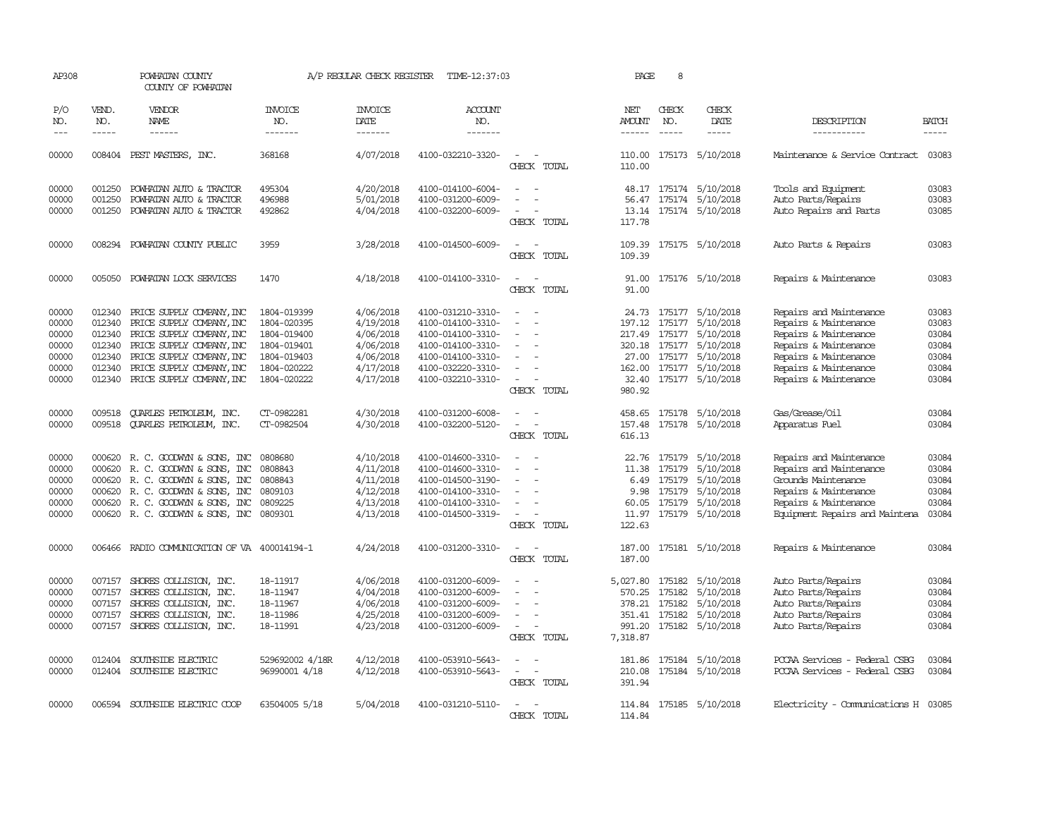AP308 POWHATAN COUNTY COUNTY OF POWHATAN A/P REGULAR CHECK REGISTER TIME-12:37:03 PAGE 8

| P/O NO. | VEND. NO. | VENDOR NAME | INVOICE NO. | INVOICE DATE | ACCOUNT NO. | | NET AMOUNT | CHECK NO. | CHECK DATE | DESCRIPTION | BATCH |
|---|---|---|---|---|---|---|---|---|---|---|---|
| 00000 | 008404 | PEST MASTERS, INC. | 368168 | 4/07/2018 | 4100-032210-3320- | - - | 110.00 | 175173 | 5/10/2018 | Maintenance & Service Contract | 03083 |
| | | | | | | CHECK TOTAL | 110.00 | | | | |
| 00000 | 001250 | POWHATAN AUTO & TRACTOR | 495304 | 4/20/2018 | 4100-014100-6004- | - - | 48.17 | 175174 | 5/10/2018 | Tools and Equipment | 03083 |
| 00000 | 001250 | POWHATAN AUTO & TRACTOR | 496988 | 5/01/2018 | 4100-031200-6009- | - - | 56.47 | 175174 | 5/10/2018 | Auto Parts/Repairs | 03083 |
| 00000 | 001250 | POWHATAN AUTO & TRACTOR | 492862 | 4/04/2018 | 4100-032200-6009- | - - | 13.14 | 175174 | 5/10/2018 | Auto Repairs and Parts | 03085 |
| | | | | | | CHECK TOTAL | 117.78 | | | | |
| 00000 | 008294 | POWHATAN COUNTY PUBLIC | 3959 | 3/28/2018 | 4100-014500-6009- | - - | 109.39 | 175175 | 5/10/2018 | Auto Parts & Repairs | 03083 |
| | | | | | | CHECK TOTAL | 109.39 | | | | |
| 00000 | 005050 | POWHATAN LOCK SERVICES | 1470 | 4/18/2018 | 4100-014100-3310- | - - | 91.00 | 175176 | 5/10/2018 | Repairs & Maintenance | 03083 |
| | | | | | | CHECK TOTAL | 91.00 | | | | |
| 00000 | 012340 | PRICE SUPPLY COMPANY, INC | 1804-019399 | 4/06/2018 | 4100-031210-3310- | - - | 24.73 | 175177 | 5/10/2018 | Repairs and Maintenance | 03083 |
| 00000 | 012340 | PRICE SUPPLY COMPANY, INC | 1804-020395 | 4/19/2018 | 4100-014100-3310- | - - | 197.12 | 175177 | 5/10/2018 | Repairs & Maintenance | 03083 |
| 00000 | 012340 | PRICE SUPPLY COMPANY, INC | 1804-019400 | 4/06/2018 | 4100-014100-3310- | - - | 217.49 | 175177 | 5/10/2018 | Repairs & Maintenance | 03084 |
| 00000 | 012340 | PRICE SUPPLY COMPANY, INC | 1804-019401 | 4/06/2018 | 4100-014100-3310- | - - | 320.18 | 175177 | 5/10/2018 | Repairs & Maintenance | 03084 |
| 00000 | 012340 | PRICE SUPPLY COMPANY, INC | 1804-019403 | 4/06/2018 | 4100-014100-3310- | - - | 27.00 | 175177 | 5/10/2018 | Repairs & Maintenance | 03084 |
| 00000 | 012340 | PRICE SUPPLY COMPANY, INC | 1804-020222 | 4/17/2018 | 4100-032220-3310- | - - | 162.00 | 175177 | 5/10/2018 | Repairs & Maintenance | 03084 |
| 00000 | 012340 | PRICE SUPPLY COMPANY, INC | 1804-020222 | 4/17/2018 | 4100-032210-3310- | - - | 32.40 | 175177 | 5/10/2018 | Repairs & Maintenance | 03084 |
| | | | | | | CHECK TOTAL | 980.92 | | | | |
| 00000 | 009518 | QUARLES PETROLEUM, INC. | CT-0982281 | 4/30/2018 | 4100-031200-6008- | - - | 458.65 | 175178 | 5/10/2018 | Gas/Grease/Oil | 03084 |
| 00000 | 009518 | QUARLES PETROLEUM, INC. | CT-0982504 | 4/30/2018 | 4100-032200-5120- | - - | 157.48 | 175178 | 5/10/2018 | Apparatus Fuel | 03084 |
| | | | | | | CHECK TOTAL | 616.13 | | | | |
| 00000 | 000620 | R. C. GOODWYN & SONS, INC | 0808680 | 4/10/2018 | 4100-014600-3310- | - - | 22.76 | 175179 | 5/10/2018 | Repairs and Maintenance | 03084 |
| 00000 | 000620 | R. C. GOODWYN & SONS, INC | 0808843 | 4/11/2018 | 4100-014600-3310- | - - | 11.38 | 175179 | 5/10/2018 | Repairs and Maintenance | 03084 |
| 00000 | 000620 | R. C. GOODWYN & SONS, INC | 0808843 | 4/11/2018 | 4100-014500-3190- | - - | 6.49 | 175179 | 5/10/2018 | Grounds Maintenance | 03084 |
| 00000 | 000620 | R. C. GOODWYN & SONS, INC | 0809103 | 4/12/2018 | 4100-014100-3310- | - - | 9.98 | 175179 | 5/10/2018 | Repairs & Maintenance | 03084 |
| 00000 | 000620 | R. C. GOODWYN & SONS, INC | 0809225 | 4/13/2018 | 4100-014100-3310- | - - | 60.05 | 175179 | 5/10/2018 | Repairs & Maintenance | 03084 |
| 00000 | 000620 | R. C. GOODWYN & SONS, INC | 0809301 | 4/13/2018 | 4100-014500-3319- | - - | 11.97 | 175179 | 5/10/2018 | Equipment Repairs and Maintena | 03084 |
| | | | | | | CHECK TOTAL | 122.63 | | | | |
| 00000 | 006466 | RADIO COMMUNICATION OF VA | 400014194-1 | 4/24/2018 | 4100-031200-3310- | - - | 187.00 | 175181 | 5/10/2018 | Repairs & Maintenance | 03084 |
| | | | | | | CHECK TOTAL | 187.00 | | | | |
| 00000 | 007157 | SHORES COLLISION, INC. | 18-11917 | 4/06/2018 | 4100-031200-6009- | - - | 5,027.80 | 175182 | 5/10/2018 | Auto Parts/Repairs | 03084 |
| 00000 | 007157 | SHORES COLLISION, INC. | 18-11947 | 4/04/2018 | 4100-031200-6009- | - - | 570.25 | 175182 | 5/10/2018 | Auto Parts/Repairs | 03084 |
| 00000 | 007157 | SHORES COLLISION, INC. | 18-11967 | 4/06/2018 | 4100-031200-6009- | - - | 378.21 | 175182 | 5/10/2018 | Auto Parts/Repairs | 03084 |
| 00000 | 007157 | SHORES COLLISION, INC. | 18-11986 | 4/25/2018 | 4100-031200-6009- | - - | 351.41 | 175182 | 5/10/2018 | Auto Parts/Repairs | 03084 |
| 00000 | 007157 | SHORES COLLISION, INC. | 18-11991 | 4/23/2018 | 4100-031200-6009- | - - | 991.20 | 175182 | 5/10/2018 | Auto Parts/Repairs | 03084 |
| | | | | | | CHECK TOTAL | 7,318.87 | | | | |
| 00000 | 012404 | SOUTHSIDE ELECTRIC | 529692002 4/18R | 4/12/2018 | 4100-053910-5643- | - - | 181.86 | 175184 | 5/10/2018 | PCCAA Services - Federal CSBG | 03084 |
| 00000 | 012404 | SOUTHSIDE ELECTRIC | 96990001 4/18 | 4/12/2018 | 4100-053910-5643- | - - | 210.08 | 175184 | 5/10/2018 | PCCAA Services - Federal CSBG | 03084 |
| | | | | | | CHECK TOTAL | 391.94 | | | | |
| 00000 | 006594 | SOUTHSIDE ELECTRIC COOP | 63504005 5/18 | 5/04/2018 | 4100-031210-5110- | - - | 114.84 | 175185 | 5/10/2018 | Electricity - Communications H | 03085 |
| | | | | | | CHECK TOTAL | 114.84 | | | | |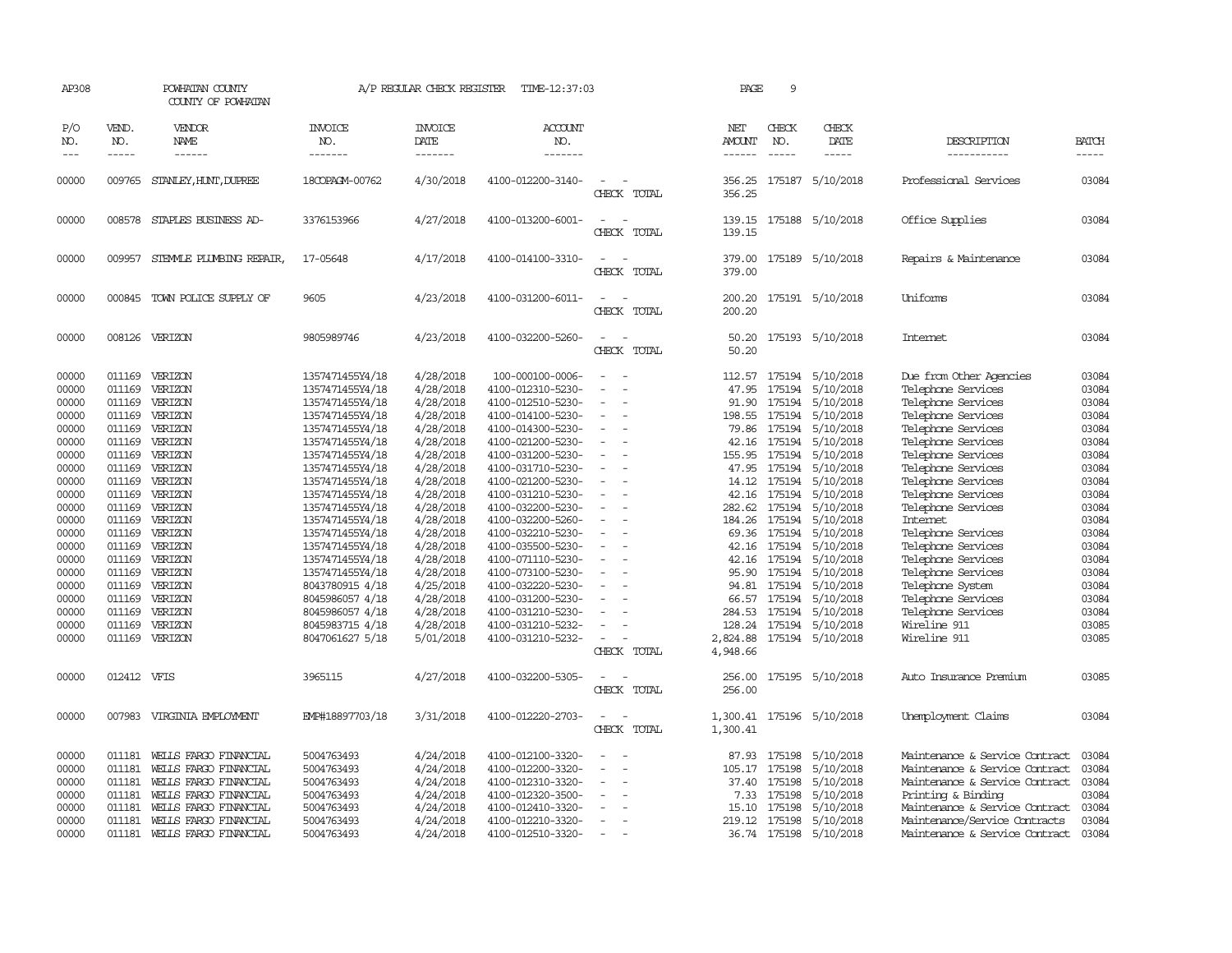AP308 POWHATAN COUNTY A/P REGULAR CHECK REGISTER TIME-12:37:03 PAGE 9

COUNTY OF POWHATAN

| P/O NO. | VEND. NO. | VENDOR NAME | INVOICE NO. | INVOICE DATE | ACCOUNT NO. | | NET AMOUNT | CHECK NO. | CHECK DATE | DESCRIPTION | BATCH |
|---|---|---|---|---|---|---|---|---|---|---|---|
| 00000 | 009765 | STANLEY,HUNT,DUPREE | 18COPAGM-00762 | 4/30/2018 | 4100-012200-3140- | - - | 356.25 | 175187 | 5/10/2018 | Professional Services | 03084 |
| | | | | | | CHECK TOTAL | 356.25 | | | | |
| 00000 | 008578 | STAPLES BUSINESS AD- | 3376153966 | 4/27/2018 | 4100-013200-6001- | - - | 139.15 | 175188 | 5/10/2018 | Office Supplies | 03084 |
| | | | | | | CHECK TOTAL | 139.15 | | | | |
| 00000 | 009957 | STEMMLE PLUMBING REPAIR, | 17-05648 | 4/17/2018 | 4100-014100-3310- | - - | 379.00 | 175189 | 5/10/2018 | Repairs & Maintenance | 03084 |
| | | | | | | CHECK TOTAL | 379.00 | | | | |
| 00000 | 000845 | TOWN POLICE SUPPLY OF | 9605 | 4/23/2018 | 4100-031200-6011- | - - | 200.20 | 175191 | 5/10/2018 | Uniforms | 03084 |
| | | | | | | CHECK TOTAL | 200.20 | | | | |
| 00000 | 008126 | VERIZON | 9805989746 | 4/23/2018 | 4100-032200-5260- | - - | 50.20 | 175193 | 5/10/2018 | Internet | 03084 |
| | | | | | | CHECK TOTAL | 50.20 | | | | |
| 00000 | 011169 | VERIZON | 1357471455Y4/18 | 4/28/2018 | 100-000100-0006- | - - | 112.57 | 175194 | 5/10/2018 | Due from Other Agencies | 03084 |
| 00000 | 011169 | VERIZON | 1357471455Y4/18 | 4/28/2018 | 4100-012310-5230- | - - | 47.95 | 175194 | 5/10/2018 | Telephone Services | 03084 |
| 00000 | 011169 | VERIZON | 1357471455Y4/18 | 4/28/2018 | 4100-012510-5230- | - - | 91.90 | 175194 | 5/10/2018 | Telephone Services | 03084 |
| 00000 | 011169 | VERIZON | 1357471455Y4/18 | 4/28/2018 | 4100-014100-5230- | - - | 198.55 | 175194 | 5/10/2018 | Telephone Services | 03084 |
| 00000 | 011169 | VERIZON | 1357471455Y4/18 | 4/28/2018 | 4100-014300-5230- | - - | 79.86 | 175194 | 5/10/2018 | Telephone Services | 03084 |
| 00000 | 011169 | VERIZON | 1357471455Y4/18 | 4/28/2018 | 4100-021200-5230- | - - | 42.16 | 175194 | 5/10/2018 | Telephone Services | 03084 |
| 00000 | 011169 | VERIZON | 1357471455Y4/18 | 4/28/2018 | 4100-031200-5230- | - - | 155.95 | 175194 | 5/10/2018 | Telephone Services | 03084 |
| 00000 | 011169 | VERIZON | 1357471455Y4/18 | 4/28/2018 | 4100-031710-5230- | - - | 47.95 | 175194 | 5/10/2018 | Telephone Services | 03084 |
| 00000 | 011169 | VERIZON | 1357471455Y4/18 | 4/28/2018 | 4100-021200-5230- | - - | 14.12 | 175194 | 5/10/2018 | Telephone Services | 03084 |
| 00000 | 011169 | VERIZON | 1357471455Y4/18 | 4/28/2018 | 4100-031210-5230- | - - | 42.16 | 175194 | 5/10/2018 | Telephone Services | 03084 |
| 00000 | 011169 | VERIZON | 1357471455Y4/18 | 4/28/2018 | 4100-032200-5230- | - - | 282.62 | 175194 | 5/10/2018 | Telephone Services | 03084 |
| 00000 | 011169 | VERIZON | 1357471455Y4/18 | 4/28/2018 | 4100-032200-5260- | - - | 184.26 | 175194 | 5/10/2018 | Internet | 03084 |
| 00000 | 011169 | VERIZON | 1357471455Y4/18 | 4/28/2018 | 4100-032210-5230- | - - | 69.36 | 175194 | 5/10/2018 | Telephone Services | 03084 |
| 00000 | 011169 | VERIZON | 1357471455Y4/18 | 4/28/2018 | 4100-035500-5230- | - - | 42.16 | 175194 | 5/10/2018 | Telephone Services | 03084 |
| 00000 | 011169 | VERIZON | 1357471455Y4/18 | 4/28/2018 | 4100-071110-5230- | - - | 42.16 | 175194 | 5/10/2018 | Telephone Services | 03084 |
| 00000 | 011169 | VERIZON | 1357471455Y4/18 | 4/28/2018 | 4100-073100-5230- | - - | 95.90 | 175194 | 5/10/2018 | Telephone Services | 03084 |
| 00000 | 011169 | VERIZON | 8043780915 4/18 | 4/25/2018 | 4100-032220-5230- | - - | 94.81 | 175194 | 5/10/2018 | Telephone System | 03084 |
| 00000 | 011169 | VERIZON | 8045986057 4/18 | 4/28/2018 | 4100-031200-5230- | - - | 66.57 | 175194 | 5/10/2018 | Telephone Services | 03084 |
| 00000 | 011169 | VERIZON | 8045986057 4/18 | 4/28/2018 | 4100-031210-5230- | - - | 284.53 | 175194 | 5/10/2018 | Telephone Services | 03084 |
| 00000 | 011169 | VERIZON | 8045983715 4/18 | 4/28/2018 | 4100-031210-5232- | - - | 128.24 | 175194 | 5/10/2018 | Wireline 911 | 03085 |
| 00000 | 011169 | VERIZON | 8047061627 5/18 | 5/01/2018 | 4100-031210-5232- | - - | 2,824.88 | 175194 | 5/10/2018 | Wireline 911 | 03085 |
| | | | | | | CHECK TOTAL | 4,948.66 | | | | |
| 00000 | 012412 | VFIS | 3965115 | 4/27/2018 | 4100-032200-5305- | - - | 256.00 | 175195 | 5/10/2018 | Auto Insurance Premium | 03085 |
| | | | | | | CHECK TOTAL | 256.00 | | | | |
| 00000 | 007983 | VIRGINIA EMPLOYMENT | EMP#18897703/18 | 3/31/2018 | 4100-012220-2703- | - - | 1,300.41 | 175196 | 5/10/2018 | Unemployment Claims | 03084 |
| | | | | | | CHECK TOTAL | 1,300.41 | | | | |
| 00000 | 011181 | WELLS FARGO FINANCIAL | 5004763493 | 4/24/2018 | 4100-012100-3320- | - - | 87.93 | 175198 | 5/10/2018 | Maintenance & Service Contract | 03084 |
| 00000 | 011181 | WELLS FARGO FINANCIAL | 5004763493 | 4/24/2018 | 4100-012200-3320- | - - | 105.17 | 175198 | 5/10/2018 | Maintenance & Service Contract | 03084 |
| 00000 | 011181 | WELLS FARGO FINANCIAL | 5004763493 | 4/24/2018 | 4100-012310-3320- | - - | 37.40 | 175198 | 5/10/2018 | Maintenance & Service Contract | 03084 |
| 00000 | 011181 | WELLS FARGO FINANCIAL | 5004763493 | 4/24/2018 | 4100-012320-3500- | - - | 7.33 | 175198 | 5/10/2018 | Printing & Binding | 03084 |
| 00000 | 011181 | WELLS FARGO FINANCIAL | 5004763493 | 4/24/2018 | 4100-012410-3320- | - - | 15.10 | 175198 | 5/10/2018 | Maintenance & Service Contract | 03084 |
| 00000 | 011181 | WELLS FARGO FINANCIAL | 5004763493 | 4/24/2018 | 4100-012210-3320- | - - | 219.12 | 175198 | 5/10/2018 | Maintenance/Service Contracts | 03084 |
| 00000 | 011181 | WELLS FARGO FINANCIAL | 5004763493 | 4/24/2018 | 4100-012510-3320- | - - | 36.74 | 175198 | 5/10/2018 | Maintenance & Service Contract | 03084 |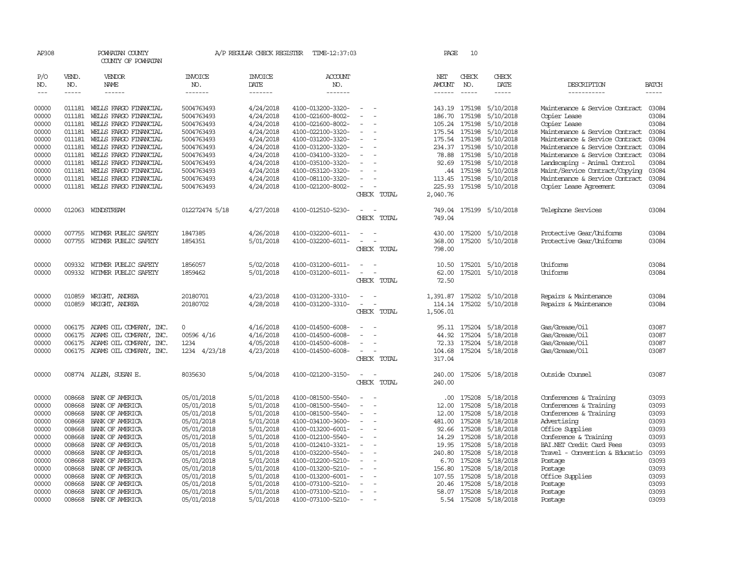AP308 POWHATAN COUNTY A/P REGULAR CHECK REGISTER TIME-12:37:03

COUNTY OF POWHATAN

| P/O NO. | VEND. NO. | VENDOR NAME | INVOICE NO. | INVOICE DATE | ACCOUNT NO. | | NET AMOUNT | CHECK NO. | CHECK DATE | DESCRIPTION | BATCH |
|---|---|---|---|---|---|---|---|---|---|---|---|
| 00000 | 011181 | WELLS FARGO FINANCIAL | 5004763493 | 4/24/2018 | 4100-013200-3320- | - - | 143.19 | 175198 | 5/10/2018 | Maintenance & Service Contract | 03084 |
| 00000 | 011181 | WELLS FARGO FINANCIAL | 5004763493 | 4/24/2018 | 4100-021600-8002- | - - | 186.70 | 175198 | 5/10/2018 | Copier Lease | 03084 |
| 00000 | 011181 | WELLS FARGO FINANCIAL | 5004763493 | 4/24/2018 | 4100-021600-8002- | - - | 105.24 | 175198 | 5/10/2018 | Copier Lease | 03084 |
| 00000 | 011181 | WELLS FARGO FINANCIAL | 5004763493 | 4/24/2018 | 4100-022100-3320- | - - | 175.54 | 175198 | 5/10/2018 | Maintenance & Service Contract | 03084 |
| 00000 | 011181 | WELLS FARGO FINANCIAL | 5004763493 | 4/24/2018 | 4100-031200-3320- | - - | 175.54 | 175198 | 5/10/2018 | Maintenance & Service Contract | 03084 |
| 00000 | 011181 | WELLS FARGO FINANCIAL | 5004763493 | 4/24/2018 | 4100-031200-3320- | - - | 234.37 | 175198 | 5/10/2018 | Maintenance & Service Contract | 03084 |
| 00000 | 011181 | WELLS FARGO FINANCIAL | 5004763493 | 4/24/2018 | 4100-034100-3320- | - - | 78.88 | 175198 | 5/10/2018 | Maintenance & Service Contract | 03084 |
| 00000 | 011181 | WELLS FARGO FINANCIAL | 5004763493 | 4/24/2018 | 4100-035100-3320- | - - | 92.69 | 175198 | 5/10/2018 | Landscaping - Animal Control | 03084 |
| 00000 | 011181 | WELLS FARGO FINANCIAL | 5004763493 | 4/24/2018 | 4100-053120-3320- | - - | .44 | 175198 | 5/10/2018 | Maint/Service Contract/Copying | 03084 |
| 00000 | 011181 | WELLS FARGO FINANCIAL | 5004763493 | 4/24/2018 | 4100-081100-3320- | - - | 113.45 | 175198 | 5/10/2018 | Maintenance & Service Contract | 03084 |
| 00000 | 011181 | WELLS FARGO FINANCIAL | 5004763493 | 4/24/2018 | 4100-021200-8002- | - - | 225.93 | 175198 | 5/10/2018 | Copier Lease Agreement | 03084 |
| | | | | | | CHECK TOTAL | 2,040.76 | | | | |
| 00000 | 012063 | WINDSTREAM | 012272474 5/18 | 4/27/2018 | 4100-012510-5230- | - - | 749.04 | 175199 | 5/10/2018 | Telephone Services | 03084 |
| | | | | | | CHECK TOTAL | 749.04 | | | | |
| 00000 | 007755 | WITMER PUBLIC SAFETY | 1847385 | 4/26/2018 | 4100-032200-6011- | - - | 430.00 | 175200 | 5/10/2018 | Protective Gear/Uniforms | 03084 |
| 00000 | 007755 | WITMER PUBLIC SAFETY | 1854351 | 5/01/2018 | 4100-032200-6011- | - - | 368.00 | 175200 | 5/10/2018 | Protective Gear/Uniforms | 03084 |
| | | | | | | CHECK TOTAL | 798.00 | | | | |
| 00000 | 009332 | WITMER PUBLIC SAFETY | 1856057 | 5/02/2018 | 4100-031200-6011- | - - | 10.50 | 175201 | 5/10/2018 | Uniforms | 03084 |
| 00000 | 009332 | WITMER PUBLIC SAFETY | 1859462 | 5/01/2018 | 4100-031200-6011- | - - | 62.00 | 175201 | 5/10/2018 | Uniforms | 03084 |
| | | | | | | CHECK TOTAL | 72.50 | | | | |
| 00000 | 010859 | WRIGHT, ANDREA | 20180701 | 4/23/2018 | 4100-031200-3310- | - - | 1,391.87 | 175202 | 5/10/2018 | Repairs & Maintenance | 03084 |
| 00000 | 010859 | WRIGHT, ANDREA | 20180702 | 4/28/2018 | 4100-031200-3310- | - - | 114.14 | 175202 | 5/10/2018 | Repairs & Maintenance | 03084 |
| | | | | | | CHECK TOTAL | 1,506.01 | | | | |
| 00000 | 006175 | ADAMS OIL COMPANY, INC. | 0 | 4/16/2018 | 4100-014500-6008- | - - | 95.11 | 175204 | 5/18/2018 | Gas/Grease/Oil | 03087 |
| 00000 | 006175 | ADAMS OIL COMPANY, INC. | 00596 4/16 | 4/16/2018 | 4100-014500-6008- | - - | 44.92 | 175204 | 5/18/2018 | Gas/Grease/Oil | 03087 |
| 00000 | 006175 | ADAMS OIL COMPANY, INC. | 1234 | 4/05/2018 | 4100-014500-6008- | - - | 72.33 | 175204 | 5/18/2018 | Gas/Grease/Oil | 03087 |
| 00000 | 006175 | ADAMS OIL COMPANY, INC. | 1234 4/23/18 | 4/23/2018 | 4100-014500-6008- | - - | 104.68 | 175204 | 5/18/2018 | Gas/Grease/Oil | 03087 |
| | | | | | | CHECK TOTAL | 317.04 | | | | |
| 00000 | 008774 | ALLEN, SUSAN E. | 8035630 | 5/04/2018 | 4100-021200-3150- | - - | 240.00 | 175206 | 5/18/2018 | Outside Counsel | 03087 |
| | | | | | | CHECK TOTAL | 240.00 | | | | |
| 00000 | 008668 | BANK OF AMERICA | 05/01/2018 | 5/01/2018 | 4100-081500-5540- | - - | .00 | 175208 | 5/18/2018 | Conferences & Training | 03093 |
| 00000 | 008668 | BANK OF AMERICA | 05/01/2018 | 5/01/2018 | 4100-081500-5540- | - - | 12.00 | 175208 | 5/18/2018 | Conferences & Training | 03093 |
| 00000 | 008668 | BANK OF AMERICA | 05/01/2018 | 5/01/2018 | 4100-081500-5540- | - - | 12.00 | 175208 | 5/18/2018 | Conferences & Training | 03093 |
| 00000 | 008668 | BANK OF AMERICA | 05/01/2018 | 5/01/2018 | 4100-034100-3600- | - - | 481.00 | 175208 | 5/18/2018 | Advertising | 03093 |
| 00000 | 008668 | BANK OF AMERICA | 05/01/2018 | 5/01/2018 | 4100-013200-6001- | - - | 92.66 | 175208 | 5/18/2018 | Office Supplies | 03093 |
| 00000 | 008668 | BANK OF AMERICA | 05/01/2018 | 5/01/2018 | 4100-012100-5540- | - - | 14.29 | 175208 | 5/18/2018 | Conference & Training | 03093 |
| 00000 | 008668 | BANK OF AMERICA | 05/01/2018 | 5/01/2018 | 4100-012410-3321- | - - | 19.95 | 175208 | 5/18/2018 | BAI.NET Credit Card Fees | 03093 |
| 00000 | 008668 | BANK OF AMERICA | 05/01/2018 | 5/01/2018 | 4100-032200-5540- | - - | 240.80 | 175208 | 5/18/2018 | Travel - Convention & Educatio | 03093 |
| 00000 | 008668 | BANK OF AMERICA | 05/01/2018 | 5/01/2018 | 4100-012200-5210- | - - | 6.70 | 175208 | 5/18/2018 | Postage | 03093 |
| 00000 | 008668 | BANK OF AMERICA | 05/01/2018 | 5/01/2018 | 4100-013200-5210- | - - | 156.80 | 175208 | 5/18/2018 | Postage | 03093 |
| 00000 | 008668 | BANK OF AMERICA | 05/01/2018 | 5/01/2018 | 4100-013200-6001- | - - | 107.55 | 175208 | 5/18/2018 | Office Supplies | 03093 |
| 00000 | 008668 | BANK OF AMERICA | 05/01/2018 | 5/01/2018 | 4100-073100-5210- | - - | 20.46 | 175208 | 5/18/2018 | Postage | 03093 |
| 00000 | 008668 | BANK OF AMERICA | 05/01/2018 | 5/01/2018 | 4100-073100-5210- | - - | 58.07 | 175208 | 5/18/2018 | Postage | 03093 |
| 00000 | 008668 | BANK OF AMERICA | 05/01/2018 | 5/01/2018 | 4100-073100-5210- | - - | 5.54 | 175208 | 5/18/2018 | Postage | 03093 |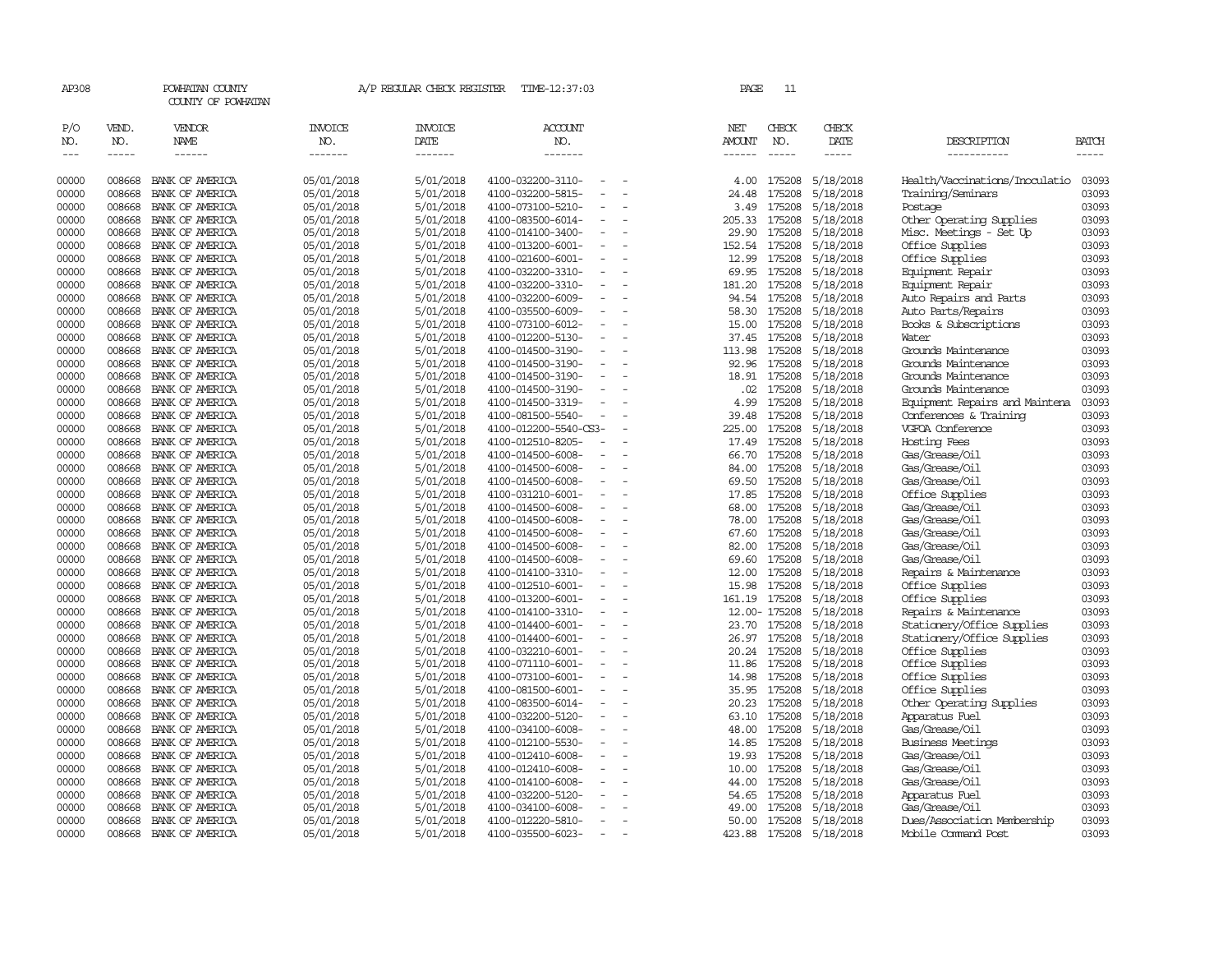AP308 POWHATAN COUNTY A/P REGULAR CHECK REGISTER TIME-12:37:03 PAGE 11

COUNTY OF POWHATAN

| P/O NO. | VEND. NO. | VENDOR NAME | INVOICE NO. | INVOICE DATE | ACCOUNT NO. | NET AMOUNT | CHECK NO. | CHECK DATE | DESCRIPTION | BATCH |
|---|---|---|---|---|---|---|---|---|---|---|
| 00000 | 008668 | BANK OF AMERICA | 05/01/2018 | 5/01/2018 | 4100-032200-3110- - - | 4.00 | 175208 | 5/18/2018 | Health/Vaccinations/Inoculatio | 03093 |
| 00000 | 008668 | BANK OF AMERICA | 05/01/2018 | 5/01/2018 | 4100-032200-5815- - - | 24.48 | 175208 | 5/18/2018 | Training/Seminars | 03093 |
| 00000 | 008668 | BANK OF AMERICA | 05/01/2018 | 5/01/2018 | 4100-073100-5210- - - | 3.49 | 175208 | 5/18/2018 | Postage | 03093 |
| 00000 | 008668 | BANK OF AMERICA | 05/01/2018 | 5/01/2018 | 4100-083500-6014- - - | 205.33 | 175208 | 5/18/2018 | Other Operating Supplies | 03093 |
| 00000 | 008668 | BANK OF AMERICA | 05/01/2018 | 5/01/2018 | 4100-014100-3400- - - | 29.90 | 175208 | 5/18/2018 | Misc. Meetings - Set Up | 03093 |
| 00000 | 008668 | BANK OF AMERICA | 05/01/2018 | 5/01/2018 | 4100-013200-6001- - - | 152.54 | 175208 | 5/18/2018 | Office Supplies | 03093 |
| 00000 | 008668 | BANK OF AMERICA | 05/01/2018 | 5/01/2018 | 4100-021600-6001- - - | 12.99 | 175208 | 5/18/2018 | Office Supplies | 03093 |
| 00000 | 008668 | BANK OF AMERICA | 05/01/2018 | 5/01/2018 | 4100-032200-3310- - - | 69.95 | 175208 | 5/18/2018 | Equipment Repair | 03093 |
| 00000 | 008668 | BANK OF AMERICA | 05/01/2018 | 5/01/2018 | 4100-032200-3310- - - | 181.20 | 175208 | 5/18/2018 | Equipment Repair | 03093 |
| 00000 | 008668 | BANK OF AMERICA | 05/01/2018 | 5/01/2018 | 4100-032200-6009- - - | 94.54 | 175208 | 5/18/2018 | Auto Repairs and Parts | 03093 |
| 00000 | 008668 | BANK OF AMERICA | 05/01/2018 | 5/01/2018 | 4100-035500-6009- - - | 58.30 | 175208 | 5/18/2018 | Auto Parts/Repairs | 03093 |
| 00000 | 008668 | BANK OF AMERICA | 05/01/2018 | 5/01/2018 | 4100-073100-6012- - - | 15.00 | 175208 | 5/18/2018 | Books & Subscriptions | 03093 |
| 00000 | 008668 | BANK OF AMERICA | 05/01/2018 | 5/01/2018 | 4100-012200-5130- - - | 37.45 | 175208 | 5/18/2018 | Water | 03093 |
| 00000 | 008668 | BANK OF AMERICA | 05/01/2018 | 5/01/2018 | 4100-014500-3190- - - | 113.98 | 175208 | 5/18/2018 | Grounds Maintenance | 03093 |
| 00000 | 008668 | BANK OF AMERICA | 05/01/2018 | 5/01/2018 | 4100-014500-3190- - - | 92.96 | 175208 | 5/18/2018 | Grounds Maintenance | 03093 |
| 00000 | 008668 | BANK OF AMERICA | 05/01/2018 | 5/01/2018 | 4100-014500-3190- - - | 18.91 | 175208 | 5/18/2018 | Grounds Maintenance | 03093 |
| 00000 | 008668 | BANK OF AMERICA | 05/01/2018 | 5/01/2018 | 4100-014500-3190- - - | .02 | 175208 | 5/18/2018 | Grounds Maintenance | 03093 |
| 00000 | 008668 | BANK OF AMERICA | 05/01/2018 | 5/01/2018 | 4100-014500-3319- - - | 4.99 | 175208 | 5/18/2018 | Equipment Repairs and Maintena | 03093 |
| 00000 | 008668 | BANK OF AMERICA | 05/01/2018 | 5/01/2018 | 4100-081500-5540- - - | 39.48 | 175208 | 5/18/2018 | Conferences & Training | 03093 |
| 00000 | 008668 | BANK OF AMERICA | 05/01/2018 | 5/01/2018 | 4100-012200-5540-CS3- - | 225.00 | 175208 | 5/18/2018 | VGFOA Conference | 03093 |
| 00000 | 008668 | BANK OF AMERICA | 05/01/2018 | 5/01/2018 | 4100-012510-8205- - - | 17.49 | 175208 | 5/18/2018 | Hosting Fees | 03093 |
| 00000 | 008668 | BANK OF AMERICA | 05/01/2018 | 5/01/2018 | 4100-014500-6008- - - | 66.70 | 175208 | 5/18/2018 | Gas/Grease/Oil | 03093 |
| 00000 | 008668 | BANK OF AMERICA | 05/01/2018 | 5/01/2018 | 4100-014500-6008- - - | 84.00 | 175208 | 5/18/2018 | Gas/Grease/Oil | 03093 |
| 00000 | 008668 | BANK OF AMERICA | 05/01/2018 | 5/01/2018 | 4100-014500-6008- - - | 69.50 | 175208 | 5/18/2018 | Gas/Grease/Oil | 03093 |
| 00000 | 008668 | BANK OF AMERICA | 05/01/2018 | 5/01/2018 | 4100-031210-6001- - - | 17.85 | 175208 | 5/18/2018 | Office Supplies | 03093 |
| 00000 | 008668 | BANK OF AMERICA | 05/01/2018 | 5/01/2018 | 4100-014500-6008- - - | 68.00 | 175208 | 5/18/2018 | Gas/Grease/Oil | 03093 |
| 00000 | 008668 | BANK OF AMERICA | 05/01/2018 | 5/01/2018 | 4100-014500-6008- - - | 78.00 | 175208 | 5/18/2018 | Gas/Grease/Oil | 03093 |
| 00000 | 008668 | BANK OF AMERICA | 05/01/2018 | 5/01/2018 | 4100-014500-6008- - - | 67.60 | 175208 | 5/18/2018 | Gas/Grease/Oil | 03093 |
| 00000 | 008668 | BANK OF AMERICA | 05/01/2018 | 5/01/2018 | 4100-014500-6008- - - | 82.00 | 175208 | 5/18/2018 | Gas/Grease/Oil | 03093 |
| 00000 | 008668 | BANK OF AMERICA | 05/01/2018 | 5/01/2018 | 4100-014500-6008- - - | 69.60 | 175208 | 5/18/2018 | Gas/Grease/Oil | 03093 |
| 00000 | 008668 | BANK OF AMERICA | 05/01/2018 | 5/01/2018 | 4100-014100-3310- - - | 12.00 | 175208 | 5/18/2018 | Repairs & Maintenance | 03093 |
| 00000 | 008668 | BANK OF AMERICA | 05/01/2018 | 5/01/2018 | 4100-012510-6001- - - | 15.98 | 175208 | 5/18/2018 | Office Supplies | 03093 |
| 00000 | 008668 | BANK OF AMERICA | 05/01/2018 | 5/01/2018 | 4100-013200-6001- - - | 161.19 | 175208 | 5/18/2018 | Office Supplies | 03093 |
| 00000 | 008668 | BANK OF AMERICA | 05/01/2018 | 5/01/2018 | 4100-014100-3310- - - | 12.00- | 175208 | 5/18/2018 | Repairs & Maintenance | 03093 |
| 00000 | 008668 | BANK OF AMERICA | 05/01/2018 | 5/01/2018 | 4100-014400-6001- - - | 23.70 | 175208 | 5/18/2018 | Stationery/Office Supplies | 03093 |
| 00000 | 008668 | BANK OF AMERICA | 05/01/2018 | 5/01/2018 | 4100-014400-6001- - - | 26.97 | 175208 | 5/18/2018 | Stationery/Office Supplies | 03093 |
| 00000 | 008668 | BANK OF AMERICA | 05/01/2018 | 5/01/2018 | 4100-032210-6001- - - | 20.24 | 175208 | 5/18/2018 | Office Supplies | 03093 |
| 00000 | 008668 | BANK OF AMERICA | 05/01/2018 | 5/01/2018 | 4100-071110-6001- - - | 11.86 | 175208 | 5/18/2018 | Office Supplies | 03093 |
| 00000 | 008668 | BANK OF AMERICA | 05/01/2018 | 5/01/2018 | 4100-073100-6001- - - | 14.98 | 175208 | 5/18/2018 | Office Supplies | 03093 |
| 00000 | 008668 | BANK OF AMERICA | 05/01/2018 | 5/01/2018 | 4100-081500-6001- - - | 35.95 | 175208 | 5/18/2018 | Office Supplies | 03093 |
| 00000 | 008668 | BANK OF AMERICA | 05/01/2018 | 5/01/2018 | 4100-083500-6014- - - | 20.23 | 175208 | 5/18/2018 | Other Operating Supplies | 03093 |
| 00000 | 008668 | BANK OF AMERICA | 05/01/2018 | 5/01/2018 | 4100-032200-5120- - - | 63.10 | 175208 | 5/18/2018 | Apparatus Fuel | 03093 |
| 00000 | 008668 | BANK OF AMERICA | 05/01/2018 | 5/01/2018 | 4100-034100-6008- - - | 48.00 | 175208 | 5/18/2018 | Gas/Grease/Oil | 03093 |
| 00000 | 008668 | BANK OF AMERICA | 05/01/2018 | 5/01/2018 | 4100-012100-5530- - - | 14.85 | 175208 | 5/18/2018 | Business Meetings | 03093 |
| 00000 | 008668 | BANK OF AMERICA | 05/01/2018 | 5/01/2018 | 4100-012410-6008- - - | 19.93 | 175208 | 5/18/2018 | Gas/Grease/Oil | 03093 |
| 00000 | 008668 | BANK OF AMERICA | 05/01/2018 | 5/01/2018 | 4100-012410-6008- - - | 10.00 | 175208 | 5/18/2018 | Gas/Grease/Oil | 03093 |
| 00000 | 008668 | BANK OF AMERICA | 05/01/2018 | 5/01/2018 | 4100-014100-6008- - - | 44.00 | 175208 | 5/18/2018 | Gas/Grease/Oil | 03093 |
| 00000 | 008668 | BANK OF AMERICA | 05/01/2018 | 5/01/2018 | 4100-032200-5120- - - | 54.65 | 175208 | 5/18/2018 | Apparatus Fuel | 03093 |
| 00000 | 008668 | BANK OF AMERICA | 05/01/2018 | 5/01/2018 | 4100-034100-6008- - - | 49.00 | 175208 | 5/18/2018 | Gas/Grease/Oil | 03093 |
| 00000 | 008668 | BANK OF AMERICA | 05/01/2018 | 5/01/2018 | 4100-012220-5810- - - | 50.00 | 175208 | 5/18/2018 | Dues/Association Membership | 03093 |
| 00000 | 008668 | BANK OF AMERICA | 05/01/2018 | 5/01/2018 | 4100-035500-6023- - - | 423.88 | 175208 | 5/18/2018 | Mobile Command Post | 03093 |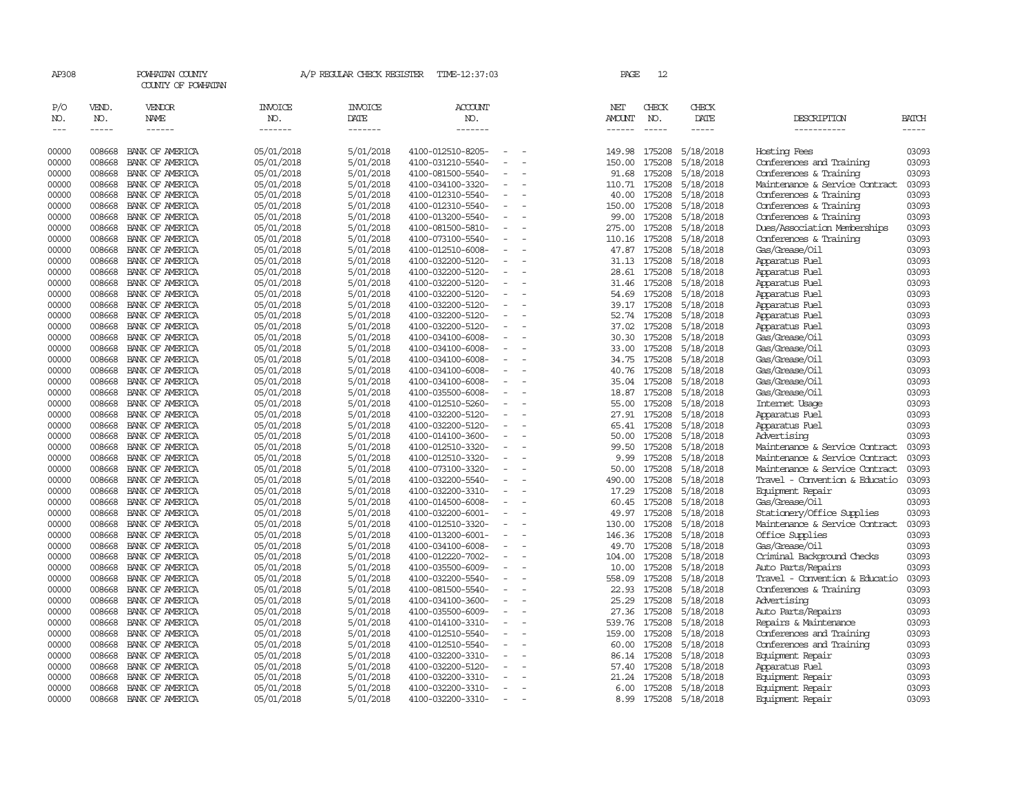AP308 POWHATAN COUNTY A/P REGULAR CHECK REGISTER TIME-12:37:03 PAGE 12

COUNTY OF POWHATAN

| P/O NO. | VEND. NO. | VENDOR NAME | INVOICE NO. | INVOICE DATE | ACCOUNT NO. | NET AMOUNT | CHECK NO. | CHECK DATE | DESCRIPTION | BATCH |
|---|---|---|---|---|---|---|---|---|---|---|
| 00000 | 008668 | BANK OF AMERICA | 05/01/2018 | 5/01/2018 | 4100-012510-8205- - - | 149.98 | 175208 | 5/18/2018 | Hosting Fees | 03093 |
| 00000 | 008668 | BANK OF AMERICA | 05/01/2018 | 5/01/2018 | 4100-031210-5540- - - | 150.00 | 175208 | 5/18/2018 | Conferences and Training | 03093 |
| 00000 | 008668 | BANK OF AMERICA | 05/01/2018 | 5/01/2018 | 4100-081500-5540- - - | 91.68 | 175208 | 5/18/2018 | Conferences & Training | 03093 |
| 00000 | 008668 | BANK OF AMERICA | 05/01/2018 | 5/01/2018 | 4100-034100-3320- - - | 110.71 | 175208 | 5/18/2018 | Maintenance & Service Contract | 03093 |
| 00000 | 008668 | BANK OF AMERICA | 05/01/2018 | 5/01/2018 | 4100-012310-5540- - - | 40.00 | 175208 | 5/18/2018 | Conferences & Training | 03093 |
| 00000 | 008668 | BANK OF AMERICA | 05/01/2018 | 5/01/2018 | 4100-012310-5540- - - | 150.00 | 175208 | 5/18/2018 | Conferences & Training | 03093 |
| 00000 | 008668 | BANK OF AMERICA | 05/01/2018 | 5/01/2018 | 4100-013200-5540- - - | 99.00 | 175208 | 5/18/2018 | Conferences & Training | 03093 |
| 00000 | 008668 | BANK OF AMERICA | 05/01/2018 | 5/01/2018 | 4100-081500-5810- - - | 275.00 | 175208 | 5/18/2018 | Dues/Association Memberships | 03093 |
| 00000 | 008668 | BANK OF AMERICA | 05/01/2018 | 5/01/2018 | 4100-073100-5540- - - | 110.16 | 175208 | 5/18/2018 | Conferences & Training | 03093 |
| 00000 | 008668 | BANK OF AMERICA | 05/01/2018 | 5/01/2018 | 4100-012510-6008- - - | 47.87 | 175208 | 5/18/2018 | Gas/Grease/Oil | 03093 |
| 00000 | 008668 | BANK OF AMERICA | 05/01/2018 | 5/01/2018 | 4100-032200-5120- - - | 31.13 | 175208 | 5/18/2018 | Apparatus Fuel | 03093 |
| 00000 | 008668 | BANK OF AMERICA | 05/01/2018 | 5/01/2018 | 4100-032200-5120- - - | 28.61 | 175208 | 5/18/2018 | Apparatus Fuel | 03093 |
| 00000 | 008668 | BANK OF AMERICA | 05/01/2018 | 5/01/2018 | 4100-032200-5120- - - | 31.46 | 175208 | 5/18/2018 | Apparatus Fuel | 03093 |
| 00000 | 008668 | BANK OF AMERICA | 05/01/2018 | 5/01/2018 | 4100-032200-5120- - - | 54.69 | 175208 | 5/18/2018 | Apparatus Fuel | 03093 |
| 00000 | 008668 | BANK OF AMERICA | 05/01/2018 | 5/01/2018 | 4100-032200-5120- - - | 39.17 | 175208 | 5/18/2018 | Apparatus Fuel | 03093 |
| 00000 | 008668 | BANK OF AMERICA | 05/01/2018 | 5/01/2018 | 4100-032200-5120- - - | 52.74 | 175208 | 5/18/2018 | Apparatus Fuel | 03093 |
| 00000 | 008668 | BANK OF AMERICA | 05/01/2018 | 5/01/2018 | 4100-032200-5120- - - | 37.02 | 175208 | 5/18/2018 | Apparatus Fuel | 03093 |
| 00000 | 008668 | BANK OF AMERICA | 05/01/2018 | 5/01/2018 | 4100-034100-6008- - - | 30.30 | 175208 | 5/18/2018 | Gas/Grease/Oil | 03093 |
| 00000 | 008668 | BANK OF AMERICA | 05/01/2018 | 5/01/2018 | 4100-034100-6008- - - | 33.00 | 175208 | 5/18/2018 | Gas/Grease/Oil | 03093 |
| 00000 | 008668 | BANK OF AMERICA | 05/01/2018 | 5/01/2018 | 4100-034100-6008- - - | 34.75 | 175208 | 5/18/2018 | Gas/Grease/Oil | 03093 |
| 00000 | 008668 | BANK OF AMERICA | 05/01/2018 | 5/01/2018 | 4100-034100-6008- - - | 40.76 | 175208 | 5/18/2018 | Gas/Grease/Oil | 03093 |
| 00000 | 008668 | BANK OF AMERICA | 05/01/2018 | 5/01/2018 | 4100-034100-6008- - - | 35.04 | 175208 | 5/18/2018 | Gas/Grease/Oil | 03093 |
| 00000 | 008668 | BANK OF AMERICA | 05/01/2018 | 5/01/2018 | 4100-035500-6008- - - | 18.87 | 175208 | 5/18/2018 | Gas/Grease/Oil | 03093 |
| 00000 | 008668 | BANK OF AMERICA | 05/01/2018 | 5/01/2018 | 4100-012510-5260- - - | 55.00 | 175208 | 5/18/2018 | Internet Usage | 03093 |
| 00000 | 008668 | BANK OF AMERICA | 05/01/2018 | 5/01/2018 | 4100-032200-5120- - - | 27.91 | 175208 | 5/18/2018 | Apparatus Fuel | 03093 |
| 00000 | 008668 | BANK OF AMERICA | 05/01/2018 | 5/01/2018 | 4100-032200-5120- - - | 65.41 | 175208 | 5/18/2018 | Apparatus Fuel | 03093 |
| 00000 | 008668 | BANK OF AMERICA | 05/01/2018 | 5/01/2018 | 4100-014100-3600- - - | 50.00 | 175208 | 5/18/2018 | Advertising | 03093 |
| 00000 | 008668 | BANK OF AMERICA | 05/01/2018 | 5/01/2018 | 4100-012510-3320- - - | 99.50 | 175208 | 5/18/2018 | Maintenance & Service Contract | 03093 |
| 00000 | 008668 | BANK OF AMERICA | 05/01/2018 | 5/01/2018 | 4100-012510-3320- - - | 9.99 | 175208 | 5/18/2018 | Maintenance & Service Contract | 03093 |
| 00000 | 008668 | BANK OF AMERICA | 05/01/2018 | 5/01/2018 | 4100-073100-3320- - - | 50.00 | 175208 | 5/18/2018 | Maintenance & Service Contract | 03093 |
| 00000 | 008668 | BANK OF AMERICA | 05/01/2018 | 5/01/2018 | 4100-032200-5540- - - | 490.00 | 175208 | 5/18/2018 | Travel - Convention & Educatio | 03093 |
| 00000 | 008668 | BANK OF AMERICA | 05/01/2018 | 5/01/2018 | 4100-032200-3310- - - | 17.29 | 175208 | 5/18/2018 | Equipment Repair | 03093 |
| 00000 | 008668 | BANK OF AMERICA | 05/01/2018 | 5/01/2018 | 4100-014500-6008- - - | 60.45 | 175208 | 5/18/2018 | Gas/Grease/Oil | 03093 |
| 00000 | 008668 | BANK OF AMERICA | 05/01/2018 | 5/01/2018 | 4100-032200-6001- - - | 49.97 | 175208 | 5/18/2018 | Stationery/Office Supplies | 03093 |
| 00000 | 008668 | BANK OF AMERICA | 05/01/2018 | 5/01/2018 | 4100-012510-3320- - - | 130.00 | 175208 | 5/18/2018 | Maintenance & Service Contract | 03093 |
| 00000 | 008668 | BANK OF AMERICA | 05/01/2018 | 5/01/2018 | 4100-013200-6001- - - | 146.36 | 175208 | 5/18/2018 | Office Supplies | 03093 |
| 00000 | 008668 | BANK OF AMERICA | 05/01/2018 | 5/01/2018 | 4100-034100-6008- - - | 49.70 | 175208 | 5/18/2018 | Gas/Grease/Oil | 03093 |
| 00000 | 008668 | BANK OF AMERICA | 05/01/2018 | 5/01/2018 | 4100-012220-7002- - - | 104.00 | 175208 | 5/18/2018 | Criminal Background Checks | 03093 |
| 00000 | 008668 | BANK OF AMERICA | 05/01/2018 | 5/01/2018 | 4100-035500-6009- - - | 10.00 | 175208 | 5/18/2018 | Auto Parts/Repairs | 03093 |
| 00000 | 008668 | BANK OF AMERICA | 05/01/2018 | 5/01/2018 | 4100-032200-5540- - - | 558.09 | 175208 | 5/18/2018 | Travel - Convention & Educatio | 03093 |
| 00000 | 008668 | BANK OF AMERICA | 05/01/2018 | 5/01/2018 | 4100-081500-5540- - - | 22.93 | 175208 | 5/18/2018 | Conferences & Training | 03093 |
| 00000 | 008668 | BANK OF AMERICA | 05/01/2018 | 5/01/2018 | 4100-034100-3600- - - | 25.29 | 175208 | 5/18/2018 | Advertising | 03093 |
| 00000 | 008668 | BANK OF AMERICA | 05/01/2018 | 5/01/2018 | 4100-035500-6009- - - | 27.36 | 175208 | 5/18/2018 | Auto Parts/Repairs | 03093 |
| 00000 | 008668 | BANK OF AMERICA | 05/01/2018 | 5/01/2018 | 4100-014100-3310- - - | 539.76 | 175208 | 5/18/2018 | Repairs & Maintenance | 03093 |
| 00000 | 008668 | BANK OF AMERICA | 05/01/2018 | 5/01/2018 | 4100-012510-5540- - - | 159.00 | 175208 | 5/18/2018 | Conferences and Training | 03093 |
| 00000 | 008668 | BANK OF AMERICA | 05/01/2018 | 5/01/2018 | 4100-012510-5540- - - | 60.00 | 175208 | 5/18/2018 | Conferences and Training | 03093 |
| 00000 | 008668 | BANK OF AMERICA | 05/01/2018 | 5/01/2018 | 4100-032200-3310- - - | 86.14 | 175208 | 5/18/2018 | Equipment Repair | 03093 |
| 00000 | 008668 | BANK OF AMERICA | 05/01/2018 | 5/01/2018 | 4100-032200-5120- - - | 57.40 | 175208 | 5/18/2018 | Apparatus Fuel | 03093 |
| 00000 | 008668 | BANK OF AMERICA | 05/01/2018 | 5/01/2018 | 4100-032200-3310- - - | 21.24 | 175208 | 5/18/2018 | Equipment Repair | 03093 |
| 00000 | 008668 | BANK OF AMERICA | 05/01/2018 | 5/01/2018 | 4100-032200-3310- - - | 6.00 | 175208 | 5/18/2018 | Equipment Repair | 03093 |
| 00000 | 008668 | BANK OF AMERICA | 05/01/2018 | 5/01/2018 | 4100-032200-3310- - - | 8.99 | 175208 | 5/18/2018 | Equipment Repair | 03093 |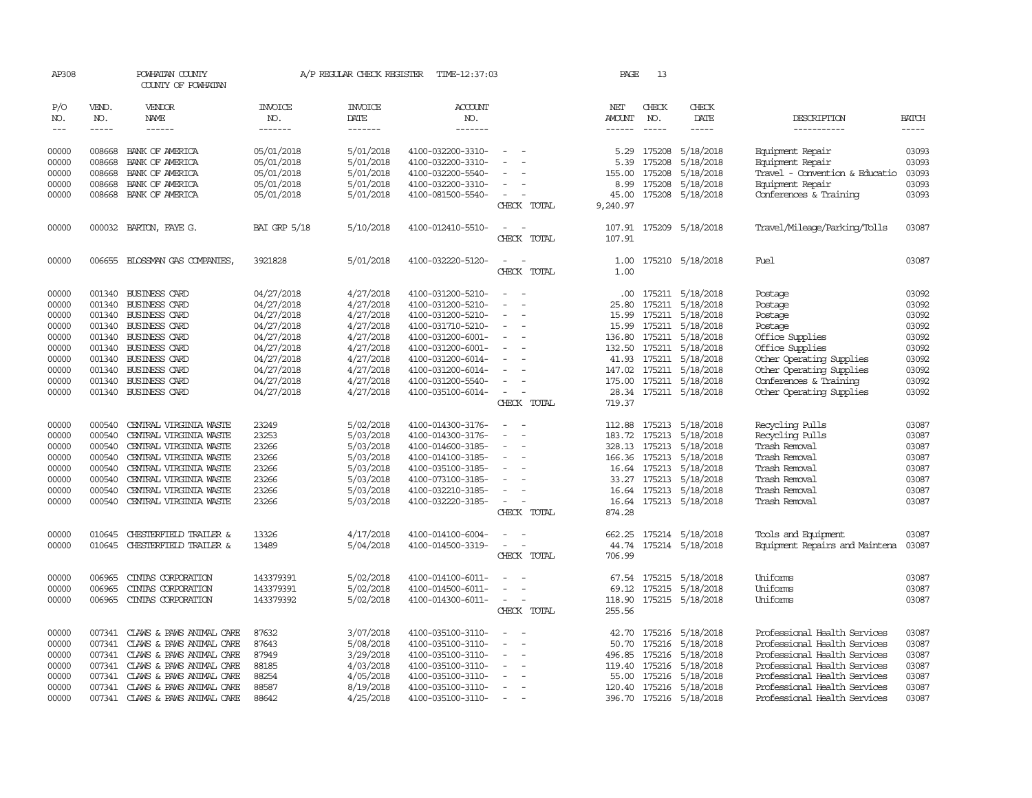AP308 POWHATAN COUNTY A/P REGULAR CHECK REGISTER TIME-12:37:03 PAGE 13
COUNTY OF POWHATAN

| P/O NO. | VEND. NO. | VENDOR NAME | INVOICE NO. | INVOICE DATE | ACCOUNT NO. | | NET AMOUNT | CHECK NO. | CHECK DATE | DESCRIPTION | BATCH |
|---|---|---|---|---|---|---|---|---|---|---|---|
| 00000 | 008668 | BANK OF AMERICA | 05/01/2018 | 5/01/2018 | 4100-032200-3310- | - - | 5.29 | 175208 | 5/18/2018 | Equipment Repair | 03093 |
| 00000 | 008668 | BANK OF AMERICA | 05/01/2018 | 5/01/2018 | 4100-032200-3310- | - - | 5.39 | 175208 | 5/18/2018 | Equipment Repair | 03093 |
| 00000 | 008668 | BANK OF AMERICA | 05/01/2018 | 5/01/2018 | 4100-032200-5540- | - - | 155.00 | 175208 | 5/18/2018 | Travel - Convention & Educatio | 03093 |
| 00000 | 008668 | BANK OF AMERICA | 05/01/2018 | 5/01/2018 | 4100-032200-3310- | - - | 8.99 | 175208 | 5/18/2018 | Equipment Repair | 03093 |
| 00000 | 008668 | BANK OF AMERICA | 05/01/2018 | 5/01/2018 | 4100-081500-5540- | - - | 45.00 | 175208 | 5/18/2018 | Conferences & Training | 03093 |
| | | | | | | CHECK TOTAL | 9,240.97 | | | | |
| 00000 | 000032 | BARTON, FAYE G. | BAI GRP 5/18 | 5/10/2018 | 4100-012410-5510- | - - | 107.91 | 175209 | 5/18/2018 | Travel/Mileage/Parking/Tolls | 03087 |
| | | | | | | CHECK TOTAL | 107.91 | | | | |
| 00000 | 006655 | BLOSSMAN GAS COMPANIES, | 3921828 | 5/01/2018 | 4100-032220-5120- | - - | 1.00 | 175210 | 5/18/2018 | Fuel | 03087 |
| | | | | | | CHECK TOTAL | 1.00 | | | | |
| 00000 | 001340 | BUSINESS CARD | 04/27/2018 | 4/27/2018 | 4100-031200-5210- | - - | .00 | 175211 | 5/18/2018 | Postage | 03092 |
| 00000 | 001340 | BUSINESS CARD | 04/27/2018 | 4/27/2018 | 4100-031200-5210- | - - | 25.80 | 175211 | 5/18/2018 | Postage | 03092 |
| 00000 | 001340 | BUSINESS CARD | 04/27/2018 | 4/27/2018 | 4100-031200-5210- | - - | 15.99 | 175211 | 5/18/2018 | Postage | 03092 |
| 00000 | 001340 | BUSINESS CARD | 04/27/2018 | 4/27/2018 | 4100-031710-5210- | - - | 15.99 | 175211 | 5/18/2018 | Postage | 03092 |
| 00000 | 001340 | BUSINESS CARD | 04/27/2018 | 4/27/2018 | 4100-031200-6001- | - - | 136.80 | 175211 | 5/18/2018 | Office Supplies | 03092 |
| 00000 | 001340 | BUSINESS CARD | 04/27/2018 | 4/27/2018 | 4100-031200-6001- | - - | 132.50 | 175211 | 5/18/2018 | Office Supplies | 03092 |
| 00000 | 001340 | BUSINESS CARD | 04/27/2018 | 4/27/2018 | 4100-031200-6014- | - - | 41.93 | 175211 | 5/18/2018 | Other Operating Supplies | 03092 |
| 00000 | 001340 | BUSINESS CARD | 04/27/2018 | 4/27/2018 | 4100-031200-6014- | - - | 147.02 | 175211 | 5/18/2018 | Other Operating Supplies | 03092 |
| 00000 | 001340 | BUSINESS CARD | 04/27/2018 | 4/27/2018 | 4100-031200-5540- | - - | 175.00 | 175211 | 5/18/2018 | Conferences & Training | 03092 |
| 00000 | 001340 | BUSINESS CARD | 04/27/2018 | 4/27/2018 | 4100-035100-6014- | - - | 28.34 | 175211 | 5/18/2018 | Other Operating Supplies | 03092 |
| | | | | | | CHECK TOTAL | 719.37 | | | | |
| 00000 | 000540 | CENTRAL VIRGINIA WASTE | 23249 | 5/02/2018 | 4100-014300-3176- | - - | 112.88 | 175213 | 5/18/2018 | Recycling Pulls | 03087 |
| 00000 | 000540 | CENTRAL VIRGINIA WASTE | 23253 | 5/03/2018 | 4100-014300-3176- | - - | 183.72 | 175213 | 5/18/2018 | Recycling Pulls | 03087 |
| 00000 | 000540 | CENTRAL VIRGINIA WASTE | 23266 | 5/03/2018 | 4100-014600-3185- | - - | 328.13 | 175213 | 5/18/2018 | Trash Removal | 03087 |
| 00000 | 000540 | CENTRAL VIRGINIA WASTE | 23266 | 5/03/2018 | 4100-014100-3185- | - - | 166.36 | 175213 | 5/18/2018 | Trash Removal | 03087 |
| 00000 | 000540 | CENTRAL VIRGINIA WASTE | 23266 | 5/03/2018 | 4100-035100-3185- | - - | 16.64 | 175213 | 5/18/2018 | Trash Removal | 03087 |
| 00000 | 000540 | CENTRAL VIRGINIA WASTE | 23266 | 5/03/2018 | 4100-073100-3185- | - - | 33.27 | 175213 | 5/18/2018 | Trash Removal | 03087 |
| 00000 | 000540 | CENTRAL VIRGINIA WASTE | 23266 | 5/03/2018 | 4100-032210-3185- | - - | 16.64 | 175213 | 5/18/2018 | Trash Removal | 03087 |
| 00000 | 000540 | CENTRAL VIRGINIA WASTE | 23266 | 5/03/2018 | 4100-032220-3185- | - - | 16.64 | 175213 | 5/18/2018 | Trash Removal | 03087 |
| | | | | | | CHECK TOTAL | 874.28 | | | | |
| 00000 | 010645 | CHESTERFIELD TRAILER & | 13326 | 4/17/2018 | 4100-014100-6004- | - - | 662.25 | 175214 | 5/18/2018 | Tools and Equipment | 03087 |
| 00000 | 010645 | CHESTERFIELD TRAILER & | 13489 | 5/04/2018 | 4100-014500-3319- | - - | 44.74 | 175214 | 5/18/2018 | Equipment Repairs and Maintena | 03087 |
| | | | | | | CHECK TOTAL | 706.99 | | | | |
| 00000 | 006965 | CINTAS CORPORATION | 143379391 | 5/02/2018 | 4100-014100-6011- | - - | 67.54 | 175215 | 5/18/2018 | Uniforms | 03087 |
| 00000 | 006965 | CINTAS CORPORATION | 143379391 | 5/02/2018 | 4100-014500-6011- | - - | 69.12 | 175215 | 5/18/2018 | Uniforms | 03087 |
| 00000 | 006965 | CINTAS CORPORATION | 143379392 | 5/02/2018 | 4100-014300-6011- | - - | 118.90 | 175215 | 5/18/2018 | Uniforms | 03087 |
| | | | | | | CHECK TOTAL | 255.56 | | | | |
| 00000 | 007341 | CLAWS & PAWS ANIMAL CARE | 87632 | 3/07/2018 | 4100-035100-3110- | - - | 42.70 | 175216 | 5/18/2018 | Professional Health Services | 03087 |
| 00000 | 007341 | CLAWS & PAWS ANIMAL CARE | 87643 | 5/08/2018 | 4100-035100-3110- | - - | 50.70 | 175216 | 5/18/2018 | Professional Health Services | 03087 |
| 00000 | 007341 | CLAWS & PAWS ANIMAL CARE | 87949 | 3/29/2018 | 4100-035100-3110- | - - | 496.85 | 175216 | 5/18/2018 | Professional Health Services | 03087 |
| 00000 | 007341 | CLAWS & PAWS ANIMAL CARE | 88185 | 4/03/2018 | 4100-035100-3110- | - - | 119.40 | 175216 | 5/18/2018 | Professional Health Services | 03087 |
| 00000 | 007341 | CLAWS & PAWS ANIMAL CARE | 88254 | 4/05/2018 | 4100-035100-3110- | - - | 55.00 | 175216 | 5/18/2018 | Professional Health Services | 03087 |
| 00000 | 007341 | CLAWS & PAWS ANIMAL CARE | 88587 | 8/19/2018 | 4100-035100-3110- | - - | 120.40 | 175216 | 5/18/2018 | Professional Health Services | 03087 |
| 00000 | 007341 | CLAWS & PAWS ANIMAL CARE | 88642 | 4/25/2018 | 4100-035100-3110- | - - | 396.70 | 175216 | 5/18/2018 | Professional Health Services | 03087 |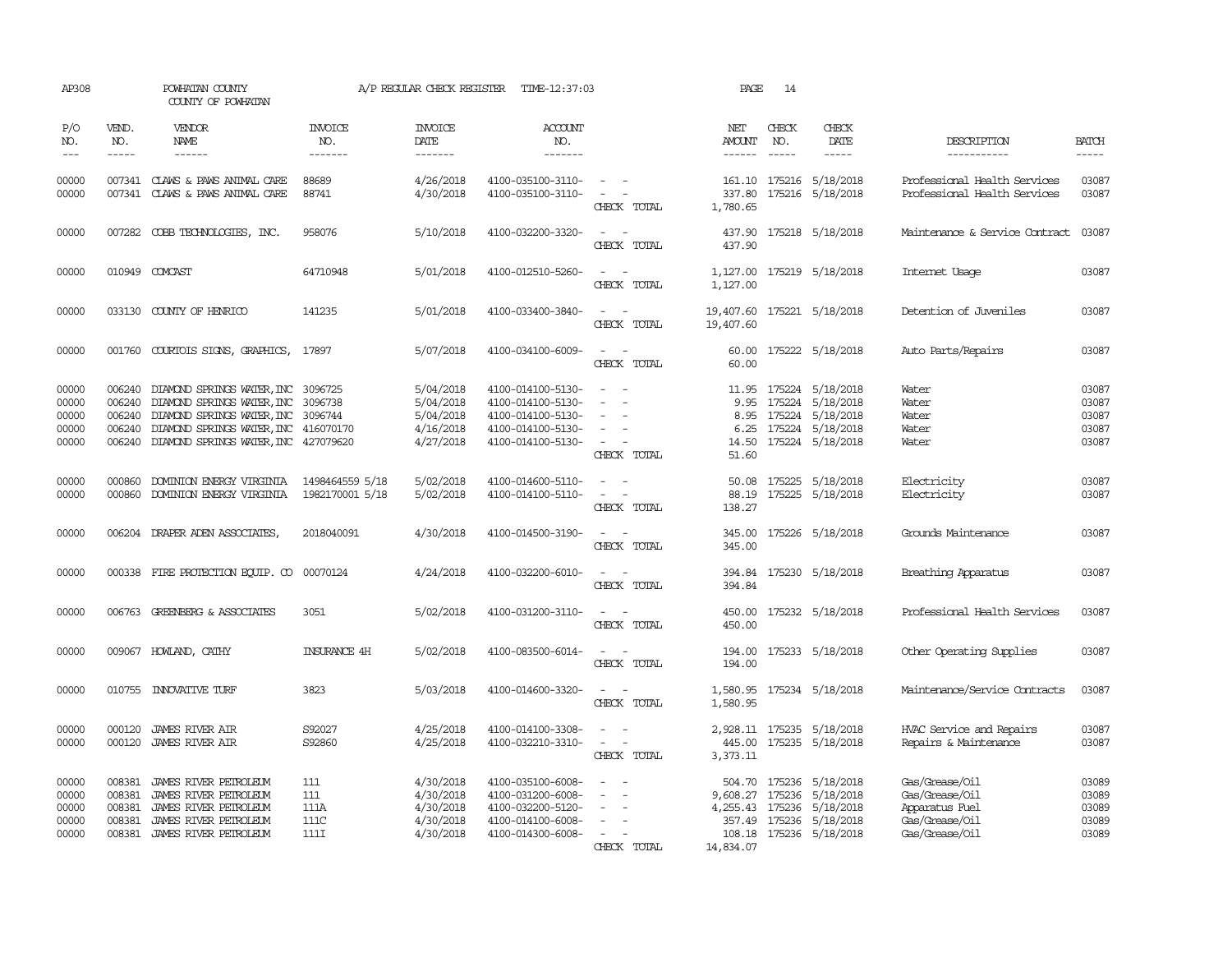AP308 POWHATAN COUNTY COUNTY OF POWHATAN — A/P REGULAR CHECK REGISTER TIME-12:37:03 PAGE 14

| P/O NO. | VEND. NO. | VENDOR NAME | INVOICE NO. | INVOICE DATE | ACCOUNT NO. | | NET AMOUNT | CHECK NO. | CHECK DATE | DESCRIPTION | BATCH |
|---|---|---|---|---|---|---|---|---|---|---|---|
| 00000 | 007341 | CLAWS & PAWS ANIMAL CARE | 88689 | 4/26/2018 | 4100-035100-3110- | - - | 161.10 | 175216 | 5/18/2018 | Professional Health Services | 03087 |
| 00000 | 007341 | CLAWS & PAWS ANIMAL CARE | 88741 | 4/30/2018 | 4100-035100-3110- | - - | 337.80 | 175216 | 5/18/2018 | Professional Health Services | 03087 |
| | | | | | | CHECK TOTAL | 1,780.65 | | | | |
| 00000 | 007282 | COBB TECHNOLOGIES, INC. | 958076 | 5/10/2018 | 4100-032200-3320- | - - | 437.90 | 175218 | 5/18/2018 | Maintenance & Service Contract | 03087 |
| | | | | | | CHECK TOTAL | 437.90 | | | | |
| 00000 | 010949 | COMCAST | 64710948 | 5/01/2018 | 4100-012510-5260- | - - | 1,127.00 | 175219 | 5/18/2018 | Internet Usage | 03087 |
| | | | | | | CHECK TOTAL | 1,127.00 | | | | |
| 00000 | 033130 | COUNTY OF HENRICO | 141235 | 5/01/2018 | 4100-033400-3840- | - - | 19,407.60 | 175221 | 5/18/2018 | Detention of Juveniles | 03087 |
| | | | | | | CHECK TOTAL | 19,407.60 | | | | |
| 00000 | 001760 | COURTOIS SIGNS, GRAPHICS, | 17897 | 5/07/2018 | 4100-034100-6009- | - - | 60.00 | 175222 | 5/18/2018 | Auto Parts/Repairs | 03087 |
| | | | | | | CHECK TOTAL | 60.00 | | | | |
| 00000 | 006240 | DIAMOND SPRINGS WATER,INC | 3096725 | 5/04/2018 | 4100-014100-5130- | - - | 11.95 | 175224 | 5/18/2018 | Water | 03087 |
| 00000 | 006240 | DIAMOND SPRINGS WATER,INC | 3096738 | 5/04/2018 | 4100-014100-5130- | - - | 9.95 | 175224 | 5/18/2018 | Water | 03087 |
| 00000 | 006240 | DIAMOND SPRINGS WATER,INC | 3096744 | 5/04/2018 | 4100-014100-5130- | - - | 8.95 | 175224 | 5/18/2018 | Water | 03087 |
| 00000 | 006240 | DIAMOND SPRINGS WATER,INC | 416070170 | 4/16/2018 | 4100-014100-5130- | - - | 6.25 | 175224 | 5/18/2018 | Water | 03087 |
| 00000 | 006240 | DIAMOND SPRINGS WATER,INC | 427079620 | 4/27/2018 | 4100-014100-5130- | - - | 14.50 | 175224 | 5/18/2018 | Water | 03087 |
| | | | | | | CHECK TOTAL | 51.60 | | | | |
| 00000 | 000860 | DOMINION ENERGY VIRGINIA | 1498464559 5/18 | 5/02/2018 | 4100-014600-5110- | - - | 50.08 | 175225 | 5/18/2018 | Electricity | 03087 |
| 00000 | 000860 | DOMINION ENERGY VIRGINIA | 1982170001 5/18 | 5/02/2018 | 4100-014100-5110- | - - | 88.19 | 175225 | 5/18/2018 | Electricity | 03087 |
| | | | | | | CHECK TOTAL | 138.27 | | | | |
| 00000 | 006204 | DRAPER ADEN ASSOCIATES, | 2018040091 | 4/30/2018 | 4100-014500-3190- | - - | 345.00 | 175226 | 5/18/2018 | Grounds Maintenance | 03087 |
| | | | | | | CHECK TOTAL | 345.00 | | | | |
| 00000 | 000338 | FIRE PROTECTION EQUIP. CO | 00070124 | 4/24/2018 | 4100-032200-6010- | - - | 394.84 | 175230 | 5/18/2018 | Breathing Apparatus | 03087 |
| | | | | | | CHECK TOTAL | 394.84 | | | | |
| 00000 | 006763 | GREENBERG & ASSOCIATES | 3051 | 5/02/2018 | 4100-031200-3110- | - - | 450.00 | 175232 | 5/18/2018 | Professional Health Services | 03087 |
| | | | | | | CHECK TOTAL | 450.00 | | | | |
| 00000 | 009067 | HOWLAND, CATHY | INSURANCE 4H | 5/02/2018 | 4100-083500-6014- | - - | 194.00 | 175233 | 5/18/2018 | Other Operating Supplies | 03087 |
| | | | | | | CHECK TOTAL | 194.00 | | | | |
| 00000 | 010755 | INNOVATIVE TURF | 3823 | 5/03/2018 | 4100-014600-3320- | - - | 1,580.95 | 175234 | 5/18/2018 | Maintenance/Service Contracts | 03087 |
| | | | | | | CHECK TOTAL | 1,580.95 | | | | |
| 00000 | 000120 | JAMES RIVER AIR | S92027 | 4/25/2018 | 4100-014100-3308- | - - | 2,928.11 | 175235 | 5/18/2018 | HVAC Service and Repairs | 03087 |
| 00000 | 000120 | JAMES RIVER AIR | S92860 | 4/25/2018 | 4100-032210-3310- | - - | 445.00 | 175235 | 5/18/2018 | Repairs & Maintenance | 03087 |
| | | | | | | CHECK TOTAL | 3,373.11 | | | | |
| 00000 | 008381 | JAMES RIVER PETROLEUM | 111 | 4/30/2018 | 4100-035100-6008- | - - | 504.70 | 175236 | 5/18/2018 | Gas/Grease/Oil | 03089 |
| 00000 | 008381 | JAMES RIVER PETROLEUM | 111 | 4/30/2018 | 4100-031200-6008- | - - | 9,608.27 | 175236 | 5/18/2018 | Gas/Grease/Oil | 03089 |
| 00000 | 008381 | JAMES RIVER PETROLEUM | 111A | 4/30/2018 | 4100-032200-5120- | - - | 4,255.43 | 175236 | 5/18/2018 | Apparatus Fuel | 03089 |
| 00000 | 008381 | JAMES RIVER PETROLEUM | 111C | 4/30/2018 | 4100-014100-6008- | - - | 357.49 | 175236 | 5/18/2018 | Gas/Grease/Oil | 03089 |
| 00000 | 008381 | JAMES RIVER PETROLEUM | 111I | 4/30/2018 | 4100-014300-6008- | - - | 108.18 | 175236 | 5/18/2018 | Gas/Grease/Oil | 03089 |
| | | | | | | CHECK TOTAL | 14,834.07 | | | | |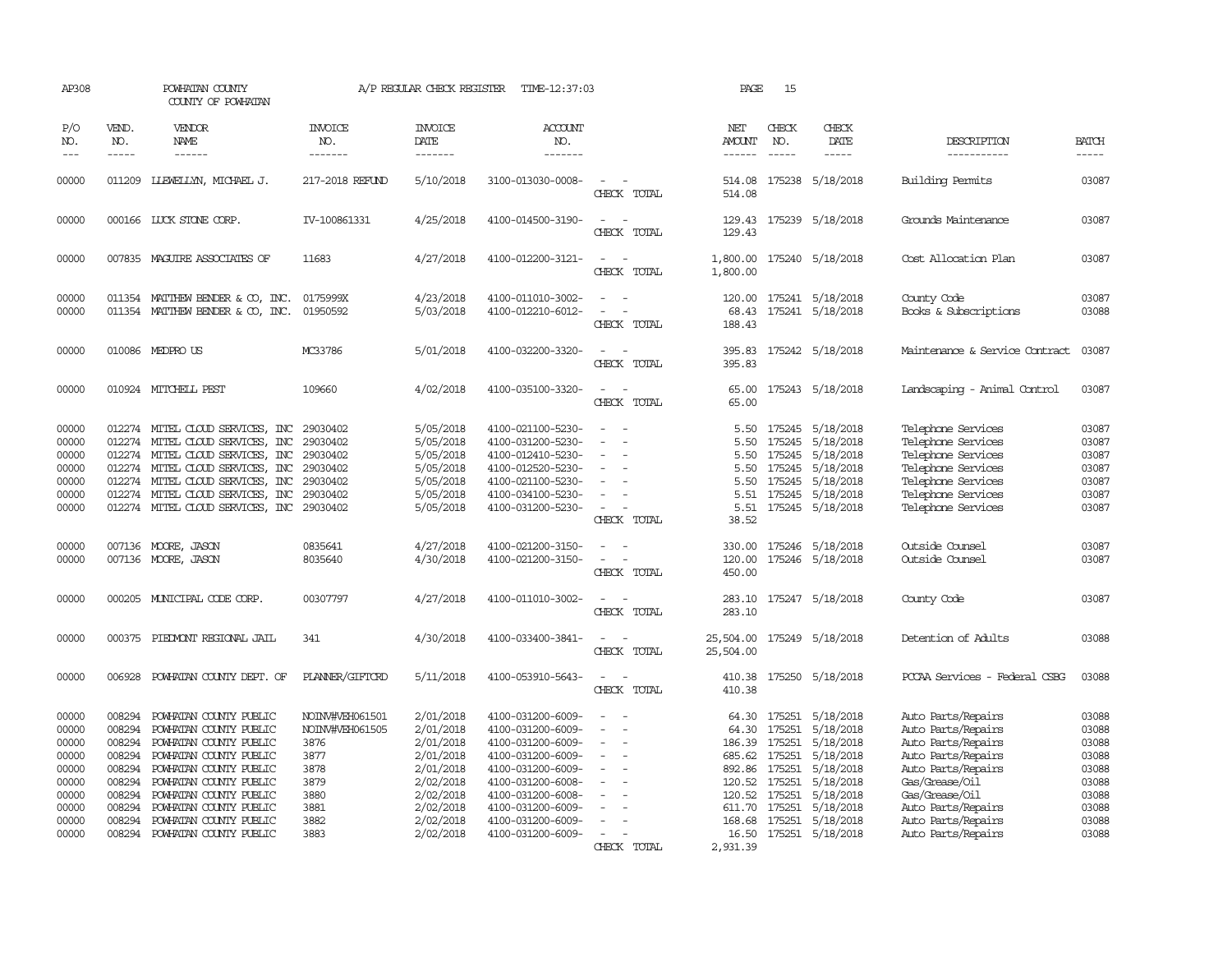AP308 POWHATAN COUNTY COUNTY OF POWHATAN — A/P REGULAR CHECK REGISTER TIME-12:37:03 PAGE 15

| P/O NO. | VEND. NO. | VENDOR NAME | INVOICE NO. | INVOICE DATE | ACCOUNT NO. | | NET AMOUNT | CHECK NO. | CHECK DATE | DESCRIPTION | BATCH |
|---|---|---|---|---|---|---|---|---|---|---|---|
| 00000 | 011209 | LLEWELLYN, MICHAEL J. | 217-2018 REFUND | 5/10/2018 | 3100-013030-0008- | - - | 514.08 | 175238 | 5/18/2018 | Building Permits | 03087 |
| | | | | | | CHECK TOTAL | 514.08 | | | | |
| 00000 | 000166 | LUCK STONE CORP. | IV-100861331 | 4/25/2018 | 4100-014500-3190- | - - | 129.43 | 175239 | 5/18/2018 | Grounds Maintenance | 03087 |
| | | | | | | CHECK TOTAL | 129.43 | | | | |
| 00000 | 007835 | MAGUIRE ASSOCIATES OF | 11683 | 4/27/2018 | 4100-012200-3121- | - - | 1,800.00 | 175240 | 5/18/2018 | Cost Allocation Plan | 03087 |
| | | | | | | CHECK TOTAL | 1,800.00 | | | | |
| 00000 | 011354 | MATTHEW BENDER & CO, INC. | 0175999X | 4/23/2018 | 4100-011010-3002- | - - | 120.00 | 175241 | 5/18/2018 | County Code | 03087 |
| 00000 | 011354 | MATTHEW BENDER & CO, INC. | 01950592 | 5/03/2018 | 4100-012210-6012- | - - | 68.43 | 175241 | 5/18/2018 | Books & Subscriptions | 03088 |
| | | | | | | CHECK TOTAL | 188.43 | | | | |
| 00000 | 010086 | MEDPRO US | MC33786 | 5/01/2018 | 4100-032200-3320- | - - | 395.83 | 175242 | 5/18/2018 | Maintenance & Service Contract | 03087 |
| | | | | | | CHECK TOTAL | 395.83 | | | | |
| 00000 | 010924 | MITCHELL PEST | 109660 | 4/02/2018 | 4100-035100-3320- | - - | 65.00 | 175243 | 5/18/2018 | Landscaping - Animal Control | 03087 |
| | | | | | | CHECK TOTAL | 65.00 | | | | |
| 00000 | 012274 | MITEL CLOUD SERVICES, INC | 29030402 | 5/05/2018 | 4100-021100-5230- | - - | 5.50 | 175245 | 5/18/2018 | Telephone Services | 03087 |
| 00000 | 012274 | MITEL CLOUD SERVICES, INC | 29030402 | 5/05/2018 | 4100-031200-5230- | - - | 5.50 | 175245 | 5/18/2018 | Telephone Services | 03087 |
| 00000 | 012274 | MITEL CLOUD SERVICES, INC | 29030402 | 5/05/2018 | 4100-012410-5230- | - - | 5.50 | 175245 | 5/18/2018 | Telephone Services | 03087 |
| 00000 | 012274 | MITEL CLOUD SERVICES, INC | 29030402 | 5/05/2018 | 4100-012520-5230- | - - | 5.50 | 175245 | 5/18/2018 | Telephone Services | 03087 |
| 00000 | 012274 | MITEL CLOUD SERVICES, INC | 29030402 | 5/05/2018 | 4100-021100-5230- | - - | 5.50 | 175245 | 5/18/2018 | Telephone Services | 03087 |
| 00000 | 012274 | MITEL CLOUD SERVICES, INC | 29030402 | 5/05/2018 | 4100-034100-5230- | - - | 5.51 | 175245 | 5/18/2018 | Telephone Services | 03087 |
| 00000 | 012274 | MITEL CLOUD SERVICES, INC | 29030402 | 5/05/2018 | 4100-031200-5230- | - - | 5.51 | 175245 | 5/18/2018 | Telephone Services | 03087 |
| | | | | | | CHECK TOTAL | 38.52 | | | | |
| 00000 | 007136 | MOORE, JASON | 0835641 | 4/27/2018 | 4100-021200-3150- | - - | 330.00 | 175246 | 5/18/2018 | Outside Counsel | 03087 |
| 00000 | 007136 | MOORE, JASON | 8035640 | 4/30/2018 | 4100-021200-3150- | - - | 120.00 | 175246 | 5/18/2018 | Outside Counsel | 03087 |
| | | | | | | CHECK TOTAL | 450.00 | | | | |
| 00000 | 000205 | MUNICIPAL CODE CORP. | 00307797 | 4/27/2018 | 4100-011010-3002- | - - | 283.10 | 175247 | 5/18/2018 | County Code | 03087 |
| | | | | | | CHECK TOTAL | 283.10 | | | | |
| 00000 | 000375 | PIEDMONT REGIONAL JAIL | 341 | 4/30/2018 | 4100-033400-3841- | - - | 25,504.00 | 175249 | 5/18/2018 | Detention of Adults | 03088 |
| | | | | | | CHECK TOTAL | 25,504.00 | | | | |
| 00000 | 006928 | POWHATAN COUNTY DEPT. OF | PLANNER/GIFTCRD | 5/11/2018 | 4100-053910-5643- | - - | 410.38 | 175250 | 5/18/2018 | PCCAA Services - Federal CSBG | 03088 |
| | | | | | | CHECK TOTAL | 410.38 | | | | |
| 00000 | 008294 | POWHATAN COUNTY PUBLIC | NOINV#VEH061501 | 2/01/2018 | 4100-031200-6009- | - - | 64.30 | 175251 | 5/18/2018 | Auto Parts/Repairs | 03088 |
| 00000 | 008294 | POWHATAN COUNTY PUBLIC | NOINV#VEH061505 | 2/01/2018 | 4100-031200-6009- | - - | 64.30 | 175251 | 5/18/2018 | Auto Parts/Repairs | 03088 |
| 00000 | 008294 | POWHATAN COUNTY PUBLIC | 3876 | 2/01/2018 | 4100-031200-6009- | - - | 186.39 | 175251 | 5/18/2018 | Auto Parts/Repairs | 03088 |
| 00000 | 008294 | POWHATAN COUNTY PUBLIC | 3877 | 2/01/2018 | 4100-031200-6009- | - - | 685.62 | 175251 | 5/18/2018 | Auto Parts/Repairs | 03088 |
| 00000 | 008294 | POWHATAN COUNTY PUBLIC | 3878 | 2/01/2018 | 4100-031200-6009- | - - | 892.86 | 175251 | 5/18/2018 | Auto Parts/Repairs | 03088 |
| 00000 | 008294 | POWHATAN COUNTY PUBLIC | 3879 | 2/02/2018 | 4100-031200-6008- | - - | 120.52 | 175251 | 5/18/2018 | Gas/Grease/Oil | 03088 |
| 00000 | 008294 | POWHATAN COUNTY PUBLIC | 3880 | 2/02/2018 | 4100-031200-6008- | - - | 120.52 | 175251 | 5/18/2018 | Gas/Grease/Oil | 03088 |
| 00000 | 008294 | POWHATAN COUNTY PUBLIC | 3881 | 2/02/2018 | 4100-031200-6009- | - - | 611.70 | 175251 | 5/18/2018 | Auto Parts/Repairs | 03088 |
| 00000 | 008294 | POWHATAN COUNTY PUBLIC | 3882 | 2/02/2018 | 4100-031200-6009- | - - | 168.68 | 175251 | 5/18/2018 | Auto Parts/Repairs | 03088 |
| 00000 | 008294 | POWHATAN COUNTY PUBLIC | 3883 | 2/02/2018 | 4100-031200-6009- | - - | 16.50 | 175251 | 5/18/2018 | Auto Parts/Repairs | 03088 |
| | | | | | | CHECK TOTAL | 2,931.39 | | | | |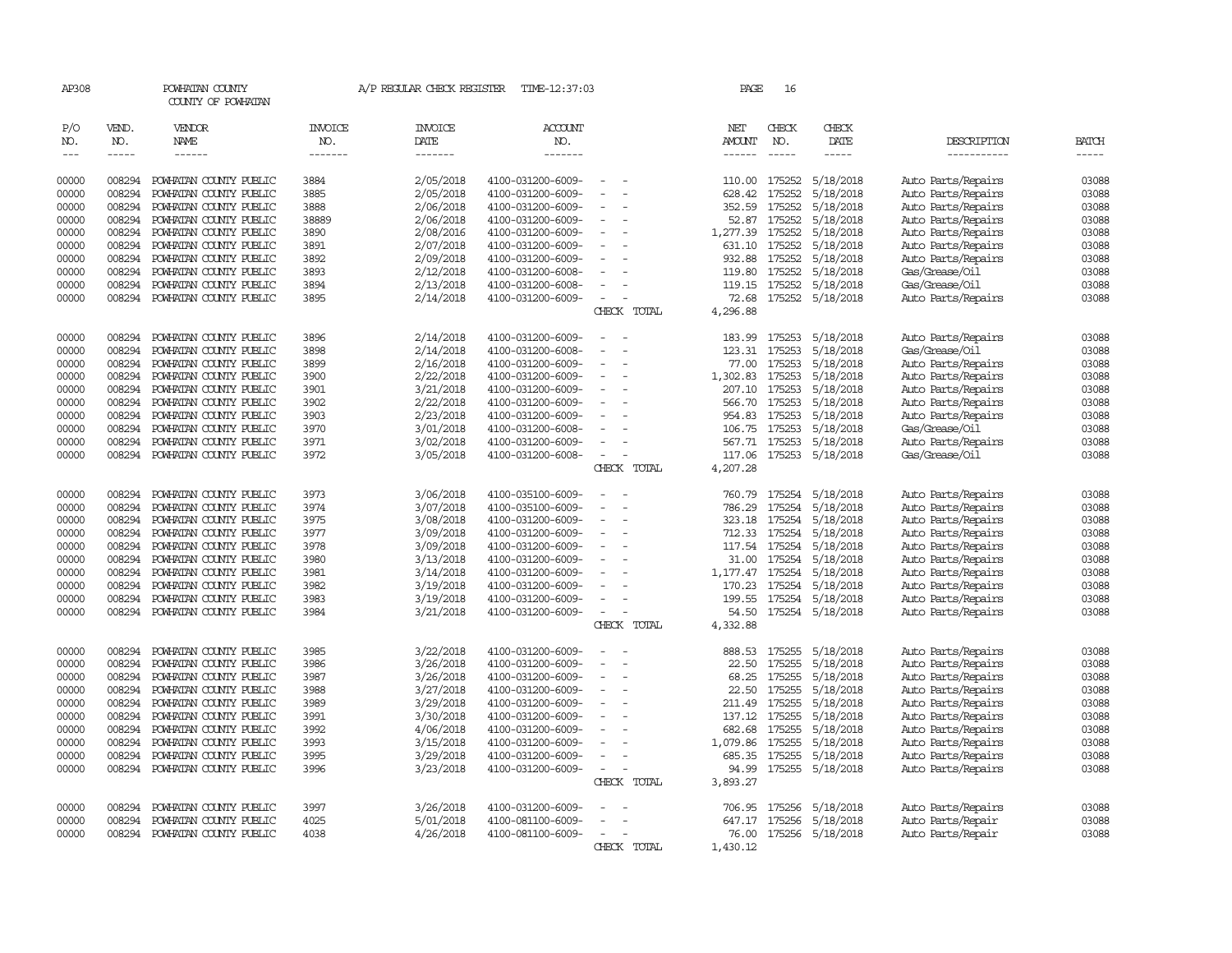AP308 POWHATAN COUNTY COUNTY OF POWHATAN A/P REGULAR CHECK REGISTER TIME-12:37:03

| P/O NO. | VEND. NO. | VENDOR NAME | INVOICE NO. | INVOICE DATE | ACCOUNT NO. | | NET AMOUNT | CHECK NO. | CHECK DATE | DESCRIPTION | BATCH |
|---|---|---|---|---|---|---|---|---|---|---|---|
| 00000 | 008294 | POWHATAN COUNTY PUBLIC | 3884 | 2/05/2018 | 4100-031200-6009- | - - | 110.00 | 175252 | 5/18/2018 | Auto Parts/Repairs | 03088 |
| 00000 | 008294 | POWHATAN COUNTY PUBLIC | 3885 | 2/05/2018 | 4100-031200-6009- | - - | 628.42 | 175252 | 5/18/2018 | Auto Parts/Repairs | 03088 |
| 00000 | 008294 | POWHATAN COUNTY PUBLIC | 3888 | 2/06/2018 | 4100-031200-6009- | - - | 352.59 | 175252 | 5/18/2018 | Auto Parts/Repairs | 03088 |
| 00000 | 008294 | POWHATAN COUNTY PUBLIC | 38889 | 2/06/2018 | 4100-031200-6009- | - - | 52.87 | 175252 | 5/18/2018 | Auto Parts/Repairs | 03088 |
| 00000 | 008294 | POWHATAN COUNTY PUBLIC | 3890 | 2/08/2016 | 4100-031200-6009- | - - | 1,277.39 | 175252 | 5/18/2018 | Auto Parts/Repairs | 03088 |
| 00000 | 008294 | POWHATAN COUNTY PUBLIC | 3891 | 2/07/2018 | 4100-031200-6009- | - - | 631.10 | 175252 | 5/18/2018 | Auto Parts/Repairs | 03088 |
| 00000 | 008294 | POWHATAN COUNTY PUBLIC | 3892 | 2/09/2018 | 4100-031200-6009- | - - | 932.88 | 175252 | 5/18/2018 | Auto Parts/Repairs | 03088 |
| 00000 | 008294 | POWHATAN COUNTY PUBLIC | 3893 | 2/12/2018 | 4100-031200-6008- | - - | 119.80 | 175252 | 5/18/2018 | Gas/Grease/Oil | 03088 |
| 00000 | 008294 | POWHATAN COUNTY PUBLIC | 3894 | 2/13/2018 | 4100-031200-6008- | - - | 119.15 | 175252 | 5/18/2018 | Gas/Grease/Oil | 03088 |
| 00000 | 008294 | POWHATAN COUNTY PUBLIC | 3895 | 2/14/2018 | 4100-031200-6009- | - - | 72.68 | 175252 | 5/18/2018 | Auto Parts/Repairs | 03088 |
| | | | | | | CHECK TOTAL | 4,296.88 | | | | |
| 00000 | 008294 | POWHATAN COUNTY PUBLIC | 3896 | 2/14/2018 | 4100-031200-6009- | - - | 183.99 | 175253 | 5/18/2018 | Auto Parts/Repairs | 03088 |
| 00000 | 008294 | POWHATAN COUNTY PUBLIC | 3898 | 2/14/2018 | 4100-031200-6008- | - - | 123.31 | 175253 | 5/18/2018 | Gas/Grease/Oil | 03088 |
| 00000 | 008294 | POWHATAN COUNTY PUBLIC | 3899 | 2/16/2018 | 4100-031200-6009- | - - | 77.00 | 175253 | 5/18/2018 | Auto Parts/Repairs | 03088 |
| 00000 | 008294 | POWHATAN COUNTY PUBLIC | 3900 | 2/22/2018 | 4100-031200-6009- | - - | 1,302.83 | 175253 | 5/18/2018 | Auto Parts/Repairs | 03088 |
| 00000 | 008294 | POWHATAN COUNTY PUBLIC | 3901 | 3/21/2018 | 4100-031200-6009- | - - | 207.10 | 175253 | 5/18/2018 | Auto Parts/Repairs | 03088 |
| 00000 | 008294 | POWHATAN COUNTY PUBLIC | 3902 | 2/22/2018 | 4100-031200-6009- | - - | 566.70 | 175253 | 5/18/2018 | Auto Parts/Repairs | 03088 |
| 00000 | 008294 | POWHATAN COUNTY PUBLIC | 3903 | 2/23/2018 | 4100-031200-6009- | - - | 954.83 | 175253 | 5/18/2018 | Auto Parts/Repairs | 03088 |
| 00000 | 008294 | POWHATAN COUNTY PUBLIC | 3970 | 3/01/2018 | 4100-031200-6008- | - - | 106.75 | 175253 | 5/18/2018 | Gas/Grease/Oil | 03088 |
| 00000 | 008294 | POWHATAN COUNTY PUBLIC | 3971 | 3/02/2018 | 4100-031200-6009- | - - | 567.71 | 175253 | 5/18/2018 | Auto Parts/Repairs | 03088 |
| 00000 | 008294 | POWHATAN COUNTY PUBLIC | 3972 | 3/05/2018 | 4100-031200-6008- | - - | 117.06 | 175253 | 5/18/2018 | Gas/Grease/Oil | 03088 |
| | | | | | | CHECK TOTAL | 4,207.28 | | | | |
| 00000 | 008294 | POWHATAN COUNTY PUBLIC | 3973 | 3/06/2018 | 4100-035100-6009- | - - | 760.79 | 175254 | 5/18/2018 | Auto Parts/Repairs | 03088 |
| 00000 | 008294 | POWHATAN COUNTY PUBLIC | 3974 | 3/07/2018 | 4100-035100-6009- | - - | 786.29 | 175254 | 5/18/2018 | Auto Parts/Repairs | 03088 |
| 00000 | 008294 | POWHATAN COUNTY PUBLIC | 3975 | 3/08/2018 | 4100-031200-6009- | - - | 323.18 | 175254 | 5/18/2018 | Auto Parts/Repairs | 03088 |
| 00000 | 008294 | POWHATAN COUNTY PUBLIC | 3977 | 3/09/2018 | 4100-031200-6009- | - - | 712.33 | 175254 | 5/18/2018 | Auto Parts/Repairs | 03088 |
| 00000 | 008294 | POWHATAN COUNTY PUBLIC | 3978 | 3/09/2018 | 4100-031200-6009- | - - | 117.54 | 175254 | 5/18/2018 | Auto Parts/Repairs | 03088 |
| 00000 | 008294 | POWHATAN COUNTY PUBLIC | 3980 | 3/13/2018 | 4100-031200-6009- | - - | 31.00 | 175254 | 5/18/2018 | Auto Parts/Repairs | 03088 |
| 00000 | 008294 | POWHATAN COUNTY PUBLIC | 3981 | 3/14/2018 | 4100-031200-6009- | - - | 1,177.47 | 175254 | 5/18/2018 | Auto Parts/Repairs | 03088 |
| 00000 | 008294 | POWHATAN COUNTY PUBLIC | 3982 | 3/19/2018 | 4100-031200-6009- | - - | 170.23 | 175254 | 5/18/2018 | Auto Parts/Repairs | 03088 |
| 00000 | 008294 | POWHATAN COUNTY PUBLIC | 3983 | 3/19/2018 | 4100-031200-6009- | - - | 199.55 | 175254 | 5/18/2018 | Auto Parts/Repairs | 03088 |
| 00000 | 008294 | POWHATAN COUNTY PUBLIC | 3984 | 3/21/2018 | 4100-031200-6009- | - - | 54.50 | 175254 | 5/18/2018 | Auto Parts/Repairs | 03088 |
| | | | | | | CHECK TOTAL | 4,332.88 | | | | |
| 00000 | 008294 | POWHATAN COUNTY PUBLIC | 3985 | 3/22/2018 | 4100-031200-6009- | - - | 888.53 | 175255 | 5/18/2018 | Auto Parts/Repairs | 03088 |
| 00000 | 008294 | POWHATAN COUNTY PUBLIC | 3986 | 3/26/2018 | 4100-031200-6009- | - - | 22.50 | 175255 | 5/18/2018 | Auto Parts/Repairs | 03088 |
| 00000 | 008294 | POWHATAN COUNTY PUBLIC | 3987 | 3/26/2018 | 4100-031200-6009- | - - | 68.25 | 175255 | 5/18/2018 | Auto Parts/Repairs | 03088 |
| 00000 | 008294 | POWHATAN COUNTY PUBLIC | 3988 | 3/27/2018 | 4100-031200-6009- | - - | 22.50 | 175255 | 5/18/2018 | Auto Parts/Repairs | 03088 |
| 00000 | 008294 | POWHATAN COUNTY PUBLIC | 3989 | 3/29/2018 | 4100-031200-6009- | - - | 211.49 | 175255 | 5/18/2018 | Auto Parts/Repairs | 03088 |
| 00000 | 008294 | POWHATAN COUNTY PUBLIC | 3991 | 3/30/2018 | 4100-031200-6009- | - - | 137.12 | 175255 | 5/18/2018 | Auto Parts/Repairs | 03088 |
| 00000 | 008294 | POWHATAN COUNTY PUBLIC | 3992 | 4/06/2018 | 4100-031200-6009- | - - | 682.68 | 175255 | 5/18/2018 | Auto Parts/Repairs | 03088 |
| 00000 | 008294 | POWHATAN COUNTY PUBLIC | 3993 | 3/15/2018 | 4100-031200-6009- | - - | 1,079.86 | 175255 | 5/18/2018 | Auto Parts/Repairs | 03088 |
| 00000 | 008294 | POWHATAN COUNTY PUBLIC | 3995 | 3/29/2018 | 4100-031200-6009- | - - | 685.35 | 175255 | 5/18/2018 | Auto Parts/Repairs | 03088 |
| 00000 | 008294 | POWHATAN COUNTY PUBLIC | 3996 | 3/23/2018 | 4100-031200-6009- | - - | 94.99 | 175255 | 5/18/2018 | Auto Parts/Repairs | 03088 |
| | | | | | | CHECK TOTAL | 3,893.27 | | | | |
| 00000 | 008294 | POWHATAN COUNTY PUBLIC | 3997 | 3/26/2018 | 4100-031200-6009- | - - | 706.95 | 175256 | 5/18/2018 | Auto Parts/Repairs | 03088 |
| 00000 | 008294 | POWHATAN COUNTY PUBLIC | 4025 | 5/01/2018 | 4100-081100-6009- | - - | 647.17 | 175256 | 5/18/2018 | Auto Parts/Repair | 03088 |
| 00000 | 008294 | POWHATAN COUNTY PUBLIC | 4038 | 4/26/2018 | 4100-081100-6009- | - - | 76.00 | 175256 | 5/18/2018 | Auto Parts/Repair | 03088 |
| | | | | | | CHECK TOTAL | 1,430.12 | | | | |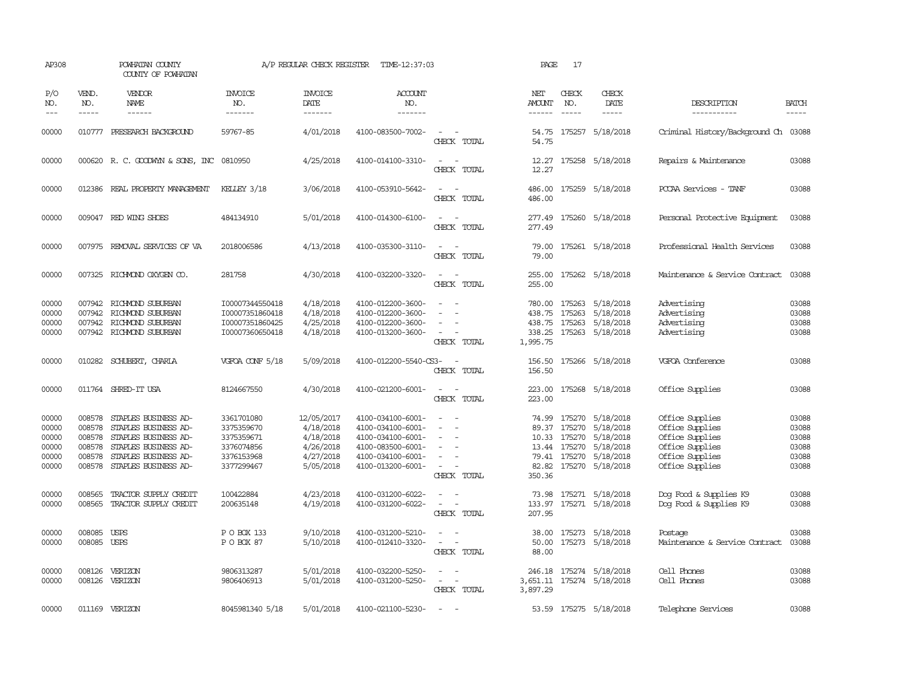AP308 POWHATAN COUNTY A/P REGULAR CHECK REGISTER TIME-12:37:03

COUNTY OF POWHATAN

| P/O NO. | VEND. NO. | VENDOR NAME | INVOICE NO. | INVOICE DATE | ACCOUNT NO. | | NET AMOUNT | CHECK NO. | CHECK DATE | DESCRIPTION | BATCH |
|---|---|---|---|---|---|---|---|---|---|---|---|
| 00000 | 010777 | PRESEARCH BACKGROUND | 59767-85 | 4/01/2018 | 4100-083500-7002- | - - | 54.75 | 175257 | 5/18/2018 | Criminal History/Background Ch | 03088 |
| | | | | | | CHECK TOTAL | 54.75 | | | | |
| 00000 | 000620 | R. C. GOODWYN & SONS, INC | 0810950 | 4/25/2018 | 4100-014100-3310- | - - | 12.27 | 175258 | 5/18/2018 | Repairs & Maintenance | 03088 |
| | | | | | | CHECK TOTAL | 12.27 | | | | |
| 00000 | 012386 | REAL PROPERTY MANAGEMENT | KELLEY 3/18 | 3/06/2018 | 4100-053910-5642- | - - | 486.00 | 175259 | 5/18/2018 | PCCAA Services - TANF | 03088 |
| | | | | | | CHECK TOTAL | 486.00 | | | | |
| 00000 | 009047 | RED WING SHOES | 484134910 | 5/01/2018 | 4100-014300-6100- | - - | 277.49 | 175260 | 5/18/2018 | Personal Protective Equipment | 03088 |
| | | | | | | CHECK TOTAL | 277.49 | | | | |
| 00000 | 007975 | REMOVAL SERVICES OF VA | 2018006586 | 4/13/2018 | 4100-035300-3110- | - - | 79.00 | 175261 | 5/18/2018 | Professional Health Services | 03088 |
| | | | | | | CHECK TOTAL | 79.00 | | | | |
| 00000 | 007325 | RICHMOND OXYGEN CO. | 281758 | 4/30/2018 | 4100-032200-3320- | - - | 255.00 | 175262 | 5/18/2018 | Maintenance & Service Contract | 03088 |
| | | | | | | CHECK TOTAL | 255.00 | | | | |
| 00000 | 007942 | RICHMOND SUBURBAN | I00007344550418 | 4/18/2018 | 4100-012200-3600- | - - | 780.00 | 175263 | 5/18/2018 | Advertising | 03088 |
| 00000 | 007942 | RICHMOND SUBURBAN | I00007351860418 | 4/18/2018 | 4100-012200-3600- | - - | 438.75 | 175263 | 5/18/2018 | Advertising | 03088 |
| 00000 | 007942 | RICHMOND SUBURBAN | I00007351860425 | 4/25/2018 | 4100-012200-3600- | - - | 438.75 | 175263 | 5/18/2018 | Advertising | 03088 |
| 00000 | 007942 | RICHMOND SUBURBAN | I00007360650418 | 4/18/2018 | 4100-013200-3600- | - - | 338.25 | 175263 | 5/18/2018 | Advertising | 03088 |
| | | | | | | CHECK TOTAL | 1,995.75 | | | | |
| 00000 | 010282 | SCHUBERT, CHARLA | VGFOA CONF 5/18 | 5/09/2018 | 4100-012200-5540-CS3- | - | 156.50 | 175266 | 5/18/2018 | VGFOA Conference | 03088 |
| | | | | | | CHECK TOTAL | 156.50 | | | | |
| 00000 | 011764 | SHRED-IT USA | 8124667550 | 4/30/2018 | 4100-021200-6001- | - - | 223.00 | 175268 | 5/18/2018 | Office Supplies | 03088 |
| | | | | | | CHECK TOTAL | 223.00 | | | | |
| 00000 | 008578 | STAPLES BUSINESS AD- | 3361701080 | 12/05/2017 | 4100-034100-6001- | - - | 74.99 | 175270 | 5/18/2018 | Office Supplies | 03088 |
| 00000 | 008578 | STAPLES BUSINESS AD- | 3375359670 | 4/18/2018 | 4100-034100-6001- | - - | 89.37 | 175270 | 5/18/2018 | Office Supplies | 03088 |
| 00000 | 008578 | STAPLES BUSINESS AD- | 3375359671 | 4/18/2018 | 4100-034100-6001- | - - | 10.33 | 175270 | 5/18/2018 | Office Supplies | 03088 |
| 00000 | 008578 | STAPLES BUSINESS AD- | 3376074856 | 4/26/2018 | 4100-083500-6001- | - - | 13.44 | 175270 | 5/18/2018 | Office Supplies | 03088 |
| 00000 | 008578 | STAPLES BUSINESS AD- | 3376153968 | 4/27/2018 | 4100-034100-6001- | - - | 79.41 | 175270 | 5/18/2018 | Office Supplies | 03088 |
| 00000 | 008578 | STAPLES BUSINESS AD- | 3377299467 | 5/05/2018 | 4100-013200-6001- | - - | 82.82 | 175270 | 5/18/2018 | Office Supplies | 03088 |
| | | | | | | CHECK TOTAL | 350.36 | | | | |
| 00000 | 008565 | TRACTOR SUPPLY CREDIT | 100422884 | 4/23/2018 | 4100-031200-6022- | - - | 73.98 | 175271 | 5/18/2018 | Dog Food & Supplies K9 | 03088 |
| 00000 | 008565 | TRACTOR SUPPLY CREDIT | 200635148 | 4/19/2018 | 4100-031200-6022- | - - | 133.97 | 175271 | 5/18/2018 | Dog Food & Supplies K9 | 03088 |
| | | | | | | CHECK TOTAL | 207.95 | | | | |
| 00000 | 008085 | USPS | P O BOX 133 | 9/10/2018 | 4100-031200-5210- | - - | 38.00 | 175273 | 5/18/2018 | Postage | 03088 |
| 00000 | 008085 | USPS | P O BOX 87 | 5/10/2018 | 4100-012410-3320- | - - | 50.00 | 175273 | 5/18/2018 | Maintenance & Service Contract | 03088 |
| | | | | | | CHECK TOTAL | 88.00 | | | | |
| 00000 | 008126 | VERIZON | 9806313287 | 5/01/2018 | 4100-032200-5250- | - - | 246.18 | 175274 | 5/18/2018 | Cell Phones | 03088 |
| 00000 | 008126 | VERIZON | 9806406913 | 5/01/2018 | 4100-031200-5250- | - - | 3,651.11 | 175274 | 5/18/2018 | Cell Phones | 03088 |
| | | | | | | CHECK TOTAL | 3,897.29 | | | | |
| 00000 | 011169 | VERIZON | 8045981340 5/18 | 5/01/2018 | 4100-021100-5230- | - - | 53.59 | 175275 | 5/18/2018 | Telephone Services | 03088 |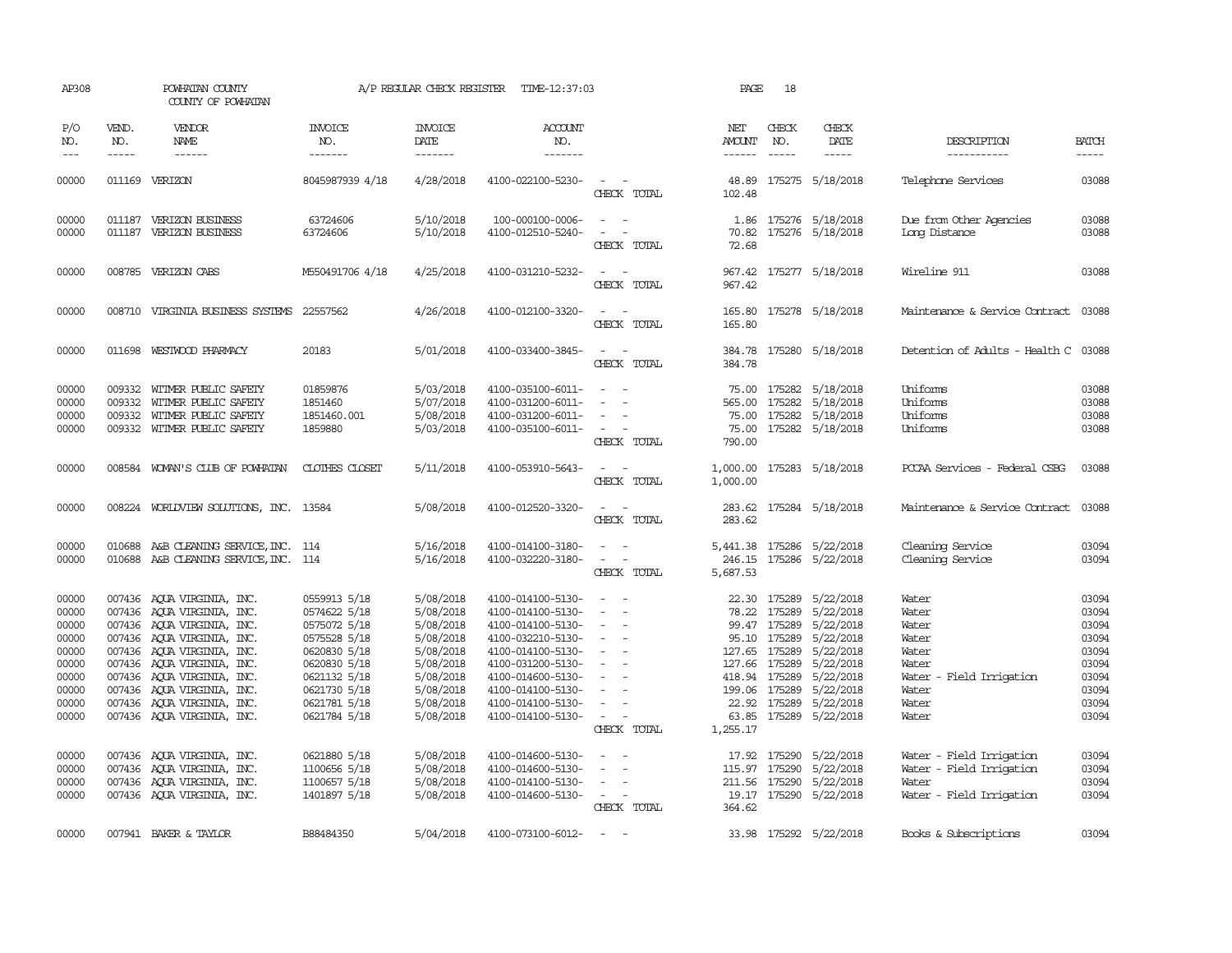AP308 POWHATAN COUNTY A/P REGULAR CHECK REGISTER TIME-12:37:03 PAGE 18

COUNTY OF POWHATAN

| P/O NO. | VEND. NO. | VENDOR NAME | INVOICE NO. | INVOICE DATE | ACCOUNT NO. | | NET AMOUNT | CHECK NO. | CHECK DATE | DESCRIPTION | BATCH |
|---|---|---|---|---|---|---|---|---|---|---|---|
| 00000 | 011169 | VERIZON | 8045987939 4/18 | 4/28/2018 | 4100-022100-5230- | - - | 48.89 | 175275 | 5/18/2018 | Telephone Services | 03088 |
| | | | | | | CHECK TOTAL | 102.48 | | | | |
| 00000 | 011187 | VERIZON BUSINESS | 63724606 | 5/10/2018 | 100-000100-0006- | - - | 1.86 | 175276 | 5/18/2018 | Due from Other Agencies | 03088 |
| 00000 | 011187 | VERIZON BUSINESS | 63724606 | 5/10/2018 | 4100-012510-5240- | - - | 70.82 | 175276 | 5/18/2018 | Long Distance | 03088 |
| | | | | | | CHECK TOTAL | 72.68 | | | | |
| 00000 | 008785 | VERIZON CABS | M550491706 4/18 | 4/25/2018 | 4100-031210-5232- | - - | 967.42 | 175277 | 5/18/2018 | Wireline 911 | 03088 |
| | | | | | | CHECK TOTAL | 967.42 | | | | |
| 00000 | 008710 | VIRGINIA BUSINESS SYSTEMS | 22557562 | 4/26/2018 | 4100-012100-3320- | - - | 165.80 | 175278 | 5/18/2018 | Maintenance & Service Contract | 03088 |
| | | | | | | CHECK TOTAL | 165.80 | | | | |
| 00000 | 011698 | WESTWOOD PHARMACY | 20183 | 5/01/2018 | 4100-033400-3845- | - - | 384.78 | 175280 | 5/18/2018 | Detention of Adults - Health C | 03088 |
| | | | | | | CHECK TOTAL | 384.78 | | | | |
| 00000 | 009332 | WITMER PUBLIC SAFETY | 01859876 | 5/03/2018 | 4100-035100-6011- | - - | 75.00 | 175282 | 5/18/2018 | Uniforms | 03088 |
| 00000 | 009332 | WITMER PUBLIC SAFETY | 1851460 | 5/07/2018 | 4100-031200-6011- | - - | 565.00 | 175282 | 5/18/2018 | Uniforms | 03088 |
| 00000 | 009332 | WITMER PUBLIC SAFETY | 1851460.001 | 5/08/2018 | 4100-031200-6011- | - - | 75.00 | 175282 | 5/18/2018 | Uniforms | 03088 |
| 00000 | 009332 | WITMER PUBLIC SAFETY | 1859880 | 5/03/2018 | 4100-035100-6011- | - - | 75.00 | 175282 | 5/18/2018 | Uniforms | 03088 |
| | | | | | | CHECK TOTAL | 790.00 | | | | |
| 00000 | 008584 | WOMAN'S CLUB OF POWHATAN | CLOTHES CLOSET | 5/11/2018 | 4100-053910-5643- | - - | 1,000.00 | 175283 | 5/18/2018 | PCCAA Services - Federal CSBG | 03088 |
| | | | | | | CHECK TOTAL | 1,000.00 | | | | |
| 00000 | 008224 | WORLDVIEW SOLUTIONS, INC. | 13584 | 5/08/2018 | 4100-012520-3320- | - - | 283.62 | 175284 | 5/18/2018 | Maintenance & Service Contract | 03088 |
| | | | | | | CHECK TOTAL | 283.62 | | | | |
| 00000 | 010688 | A&B CLEANING SERVICE,INC. | 114 | 5/16/2018 | 4100-014100-3180- | - - | 5,441.38 | 175286 | 5/22/2018 | Cleaning Service | 03094 |
| 00000 | 010688 | A&B CLEANING SERVICE,INC. | 114 | 5/16/2018 | 4100-032220-3180- | - - | 246.15 | 175286 | 5/22/2018 | Cleaning Service | 03094 |
| | | | | | | CHECK TOTAL | 5,687.53 | | | | |
| 00000 | 007436 | AQUA VIRGINIA, INC. | 0559913 5/18 | 5/08/2018 | 4100-014100-5130- | - - | 22.30 | 175289 | 5/22/2018 | Water | 03094 |
| 00000 | 007436 | AQUA VIRGINIA, INC. | 0574622 5/18 | 5/08/2018 | 4100-014100-5130- | - - | 78.22 | 175289 | 5/22/2018 | Water | 03094 |
| 00000 | 007436 | AQUA VIRGINIA, INC. | 0575072 5/18 | 5/08/2018 | 4100-014100-5130- | - - | 99.47 | 175289 | 5/22/2018 | Water | 03094 |
| 00000 | 007436 | AQUA VIRGINIA, INC. | 0575528 5/18 | 5/08/2018 | 4100-032210-5130- | - - | 95.10 | 175289 | 5/22/2018 | Water | 03094 |
| 00000 | 007436 | AQUA VIRGINIA, INC. | 0620830 5/18 | 5/08/2018 | 4100-014100-5130- | - - | 127.65 | 175289 | 5/22/2018 | Water | 03094 |
| 00000 | 007436 | AQUA VIRGINIA, INC. | 0620830 5/18 | 5/08/2018 | 4100-031200-5130- | - - | 127.66 | 175289 | 5/22/2018 | Water | 03094 |
| 00000 | 007436 | AQUA VIRGINIA, INC. | 0621132 5/18 | 5/08/2018 | 4100-014600-5130- | - - | 418.94 | 175289 | 5/22/2018 | Water - Field Irrigation | 03094 |
| 00000 | 007436 | AQUA VIRGINIA, INC. | 0621730 5/18 | 5/08/2018 | 4100-014100-5130- | - - | 199.06 | 175289 | 5/22/2018 | Water | 03094 |
| 00000 | 007436 | AQUA VIRGINIA, INC. | 0621781 5/18 | 5/08/2018 | 4100-014100-5130- | - - | 22.92 | 175289 | 5/22/2018 | Water | 03094 |
| 00000 | 007436 | AQUA VIRGINIA, INC. | 0621784 5/18 | 5/08/2018 | 4100-014100-5130- | - - | 63.85 | 175289 | 5/22/2018 | Water | 03094 |
| | | | | | | CHECK TOTAL | 1,255.17 | | | | |
| 00000 | 007436 | AQUA VIRGINIA, INC. | 0621880 5/18 | 5/08/2018 | 4100-014600-5130- | - - | 17.92 | 175290 | 5/22/2018 | Water - Field Irrigation | 03094 |
| 00000 | 007436 | AQUA VIRGINIA, INC. | 1100656 5/18 | 5/08/2018 | 4100-014600-5130- | - - | 115.97 | 175290 | 5/22/2018 | Water - Field Irrigation | 03094 |
| 00000 | 007436 | AQUA VIRGINIA, INC. | 1100657 5/18 | 5/08/2018 | 4100-014100-5130- | - - | 211.56 | 175290 | 5/22/2018 | Water | 03094 |
| 00000 | 007436 | AQUA VIRGINIA, INC. | 1401897 5/18 | 5/08/2018 | 4100-014600-5130- | - - | 19.17 | 175290 | 5/22/2018 | Water - Field Irrigation | 03094 |
| | | | | | | CHECK TOTAL | 364.62 | | | | |
| 00000 | 007941 | BAKER & TAYLOR | B88484350 | 5/04/2018 | 4100-073100-6012- | - - | 33.98 | 175292 | 5/22/2018 | Books & Subscriptions | 03094 |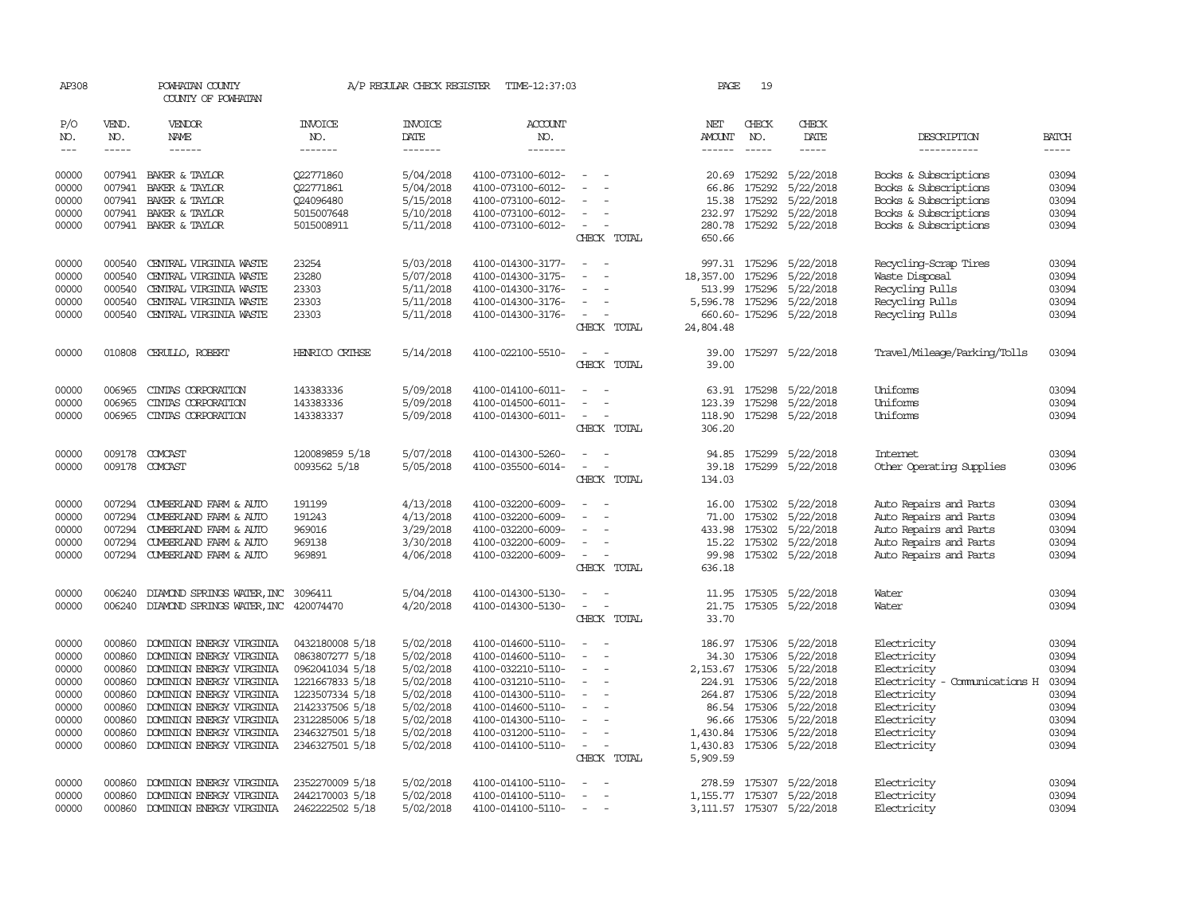AP308 POWHATAN COUNTY A/P REGULAR CHECK REGISTER TIME-12:37:03 PAGE 19

COUNTY OF POWHATAN

| P/O NO. | VEND. NO. | VENDOR NAME | INVOICE NO. | INVOICE DATE | ACCOUNT NO. | | NET AMOUNT | CHECK NO. | CHECK DATE | DESCRIPTION | BATCH |
|---|---|---|---|---|---|---|---|---|---|---|---|
| --- | ----- | ------ | ------- | ------- | ------- | | ------ | ----- | ----- | ----------- | ----- |
| 00000 | 007941 | BAKER & TAYLOR | Q22771860 | 5/04/2018 | 4100-073100-6012- | - - | 20.69 | 175292 | 5/22/2018 | Books & Subscriptions | 03094 |
| 00000 | 007941 | BAKER & TAYLOR | Q22771861 | 5/04/2018 | 4100-073100-6012- | - - | 66.86 | 175292 | 5/22/2018 | Books & Subscriptions | 03094 |
| 00000 | 007941 | BAKER & TAYLOR | Q24096480 | 5/15/2018 | 4100-073100-6012- | - - | 15.38 | 175292 | 5/22/2018 | Books & Subscriptions | 03094 |
| 00000 | 007941 | BAKER & TAYLOR | 5015007648 | 5/10/2018 | 4100-073100-6012- | - - | 232.97 | 175292 | 5/22/2018 | Books & Subscriptions | 03094 |
| 00000 | 007941 | BAKER & TAYLOR | 5015008911 | 5/11/2018 | 4100-073100-6012- | - - | 280.78 | 175292 | 5/22/2018 | Books & Subscriptions | 03094 |
| | | | | | | CHECK TOTAL | 650.66 | | | | |
| 00000 | 000540 | CENTRAL VIRGINIA WASTE | 23254 | 5/03/2018 | 4100-014300-3177- | - - | 997.31 | 175296 | 5/22/2018 | Recycling-Scrap Tires | 03094 |
| 00000 | 000540 | CENTRAL VIRGINIA WASTE | 23280 | 5/07/2018 | 4100-014300-3175- | - - | 18,357.00 | 175296 | 5/22/2018 | Waste Disposal | 03094 |
| 00000 | 000540 | CENTRAL VIRGINIA WASTE | 23303 | 5/11/2018 | 4100-014300-3176- | - - | 513.99 | 175296 | 5/22/2018 | Recycling Pulls | 03094 |
| 00000 | 000540 | CENTRAL VIRGINIA WASTE | 23303 | 5/11/2018 | 4100-014300-3176- | - - | 5,596.78 | 175296 | 5/22/2018 | Recycling Pulls | 03094 |
| 00000 | 000540 | CENTRAL VIRGINIA WASTE | 23303 | 5/11/2018 | 4100-014300-3176- | - - | 660.60- | 175296 | 5/22/2018 | Recycling Pulls | 03094 |
| | | | | | | CHECK TOTAL | 24,804.48 | | | | |
| 00000 | 010808 | CERULLO, ROBERT | HENRICO CRTHSE | 5/14/2018 | 4100-022100-5510- | - - | 39.00 | 175297 | 5/22/2018 | Travel/Mileage/Parking/Tolls | 03094 |
| | | | | | | CHECK TOTAL | 39.00 | | | | |
| 00000 | 006965 | CINTAS CORPORATION | 143383336 | 5/09/2018 | 4100-014100-6011- | - - | 63.91 | 175298 | 5/22/2018 | Uniforms | 03094 |
| 00000 | 006965 | CINTAS CORPORATION | 143383336 | 5/09/2018 | 4100-014500-6011- | - - | 123.39 | 175298 | 5/22/2018 | Uniforms | 03094 |
| 00000 | 006965 | CINTAS CORPORATION | 143383337 | 5/09/2018 | 4100-014300-6011- | - - | 118.90 | 175298 | 5/22/2018 | Uniforms | 03094 |
| | | | | | | CHECK TOTAL | 306.20 | | | | |
| 00000 | 009178 | COMCAST | 120089859 5/18 | 5/07/2018 | 4100-014300-5260- | - - | 94.85 | 175299 | 5/22/2018 | Internet | 03094 |
| 00000 | 009178 | COMCAST | 0093562 5/18 | 5/05/2018 | 4100-035500-6014- | - - | 39.18 | 175299 | 5/22/2018 | Other Operating Supplies | 03096 |
| | | | | | | CHECK TOTAL | 134.03 | | | | |
| 00000 | 007294 | CUMBERLAND FARM & AUTO | 191199 | 4/13/2018 | 4100-032200-6009- | - - | 16.00 | 175302 | 5/22/2018 | Auto Repairs and Parts | 03094 |
| 00000 | 007294 | CUMBERLAND FARM & AUTO | 191243 | 4/13/2018 | 4100-032200-6009- | - - | 71.00 | 175302 | 5/22/2018 | Auto Repairs and Parts | 03094 |
| 00000 | 007294 | CUMBERLAND FARM & AUTO | 969016 | 3/29/2018 | 4100-032200-6009- | - - | 433.98 | 175302 | 5/22/2018 | Auto Repairs and Parts | 03094 |
| 00000 | 007294 | CUMBERLAND FARM & AUTO | 969138 | 3/30/2018 | 4100-032200-6009- | - - | 15.22 | 175302 | 5/22/2018 | Auto Repairs and Parts | 03094 |
| 00000 | 007294 | CUMBERLAND FARM & AUTO | 969891 | 4/06/2018 | 4100-032200-6009- | - - | 99.98 | 175302 | 5/22/2018 | Auto Repairs and Parts | 03094 |
| | | | | | | CHECK TOTAL | 636.18 | | | | |
| 00000 | 006240 | DIAMOND SPRINGS WATER, INC | 3096411 | 5/04/2018 | 4100-014300-5130- | - - | 11.95 | 175305 | 5/22/2018 | Water | 03094 |
| 00000 | 006240 | DIAMOND SPRINGS WATER, INC | 420074470 | 4/20/2018 | 4100-014300-5130- | - - | 21.75 | 175305 | 5/22/2018 | Water | 03094 |
| | | | | | | CHECK TOTAL | 33.70 | | | | |
| 00000 | 000860 | DOMINION ENERGY VIRGINIA | 0432180008 5/18 | 5/02/2018 | 4100-014600-5110- | - - | 186.97 | 175306 | 5/22/2018 | Electricity | 03094 |
| 00000 | 000860 | DOMINION ENERGY VIRGINIA | 0863807277 5/18 | 5/02/2018 | 4100-014600-5110- | - - | 34.30 | 175306 | 5/22/2018 | Electricity | 03094 |
| 00000 | 000860 | DOMINION ENERGY VIRGINIA | 0962041034 5/18 | 5/02/2018 | 4100-032210-5110- | - - | 2,153.67 | 175306 | 5/22/2018 | Electricity | 03094 |
| 00000 | 000860 | DOMINION ENERGY VIRGINIA | 1221667833 5/18 | 5/02/2018 | 4100-031210-5110- | - - | 224.91 | 175306 | 5/22/2018 | Electricity - Comunications H | 03094 |
| 00000 | 000860 | DOMINION ENERGY VIRGINIA | 1223507334 5/18 | 5/02/2018 | 4100-014300-5110- | - - | 264.87 | 175306 | 5/22/2018 | Electricity | 03094 |
| 00000 | 000860 | DOMINION ENERGY VIRGINIA | 2142337506 5/18 | 5/02/2018 | 4100-014600-5110- | - - | 86.54 | 175306 | 5/22/2018 | Electricity | 03094 |
| 00000 | 000860 | DOMINION ENERGY VIRGINIA | 2312285006 5/18 | 5/02/2018 | 4100-014300-5110- | - - | 96.66 | 175306 | 5/22/2018 | Electricity | 03094 |
| 00000 | 000860 | DOMINION ENERGY VIRGINIA | 2346327501 5/18 | 5/02/2018 | 4100-031200-5110- | - - | 1,430.84 | 175306 | 5/22/2018 | Electricity | 03094 |
| 00000 | 000860 | DOMINION ENERGY VIRGINIA | 2346327501 5/18 | 5/02/2018 | 4100-014100-5110- | - - | 1,430.83 | 175306 | 5/22/2018 | Electricity | 03094 |
| | | | | | | CHECK TOTAL | 5,909.59 | | | | |
| 00000 | 000860 | DOMINION ENERGY VIRGINIA | 2352270009 5/18 | 5/02/2018 | 4100-014100-5110- | - - | 278.59 | 175307 | 5/22/2018 | Electricity | 03094 |
| 00000 | 000860 | DOMINION ENERGY VIRGINIA | 2442170003 5/18 | 5/02/2018 | 4100-014100-5110- | - - | 1,155.77 | 175307 | 5/22/2018 | Electricity | 03094 |
| 00000 | 000860 | DOMINION ENERGY VIRGINIA | 2462222502 5/18 | 5/02/2018 | 4100-014100-5110- | - - | 3,111.57 | 175307 | 5/22/2018 | Electricity | 03094 |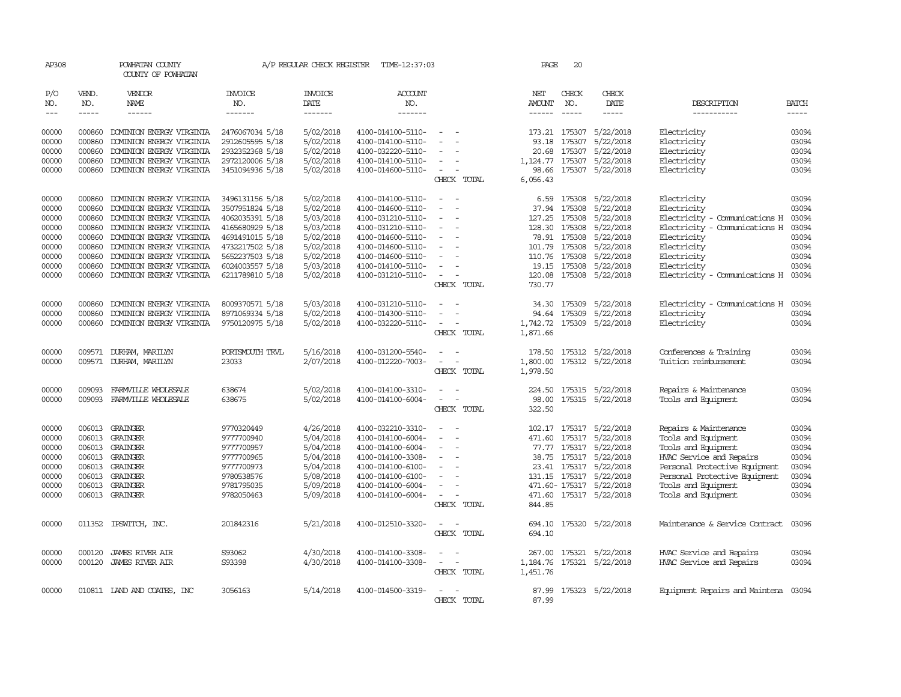AP308 POWHATAN COUNTY A/P REGULAR CHECK REGISTER TIME-12:37:03 PAGE 20

COUNTY OF POWHATAN

| P/O NO. | VEND. NO. | VENDOR NAME | INVOICE NO. | INVOICE DATE | ACCOUNT NO. | | NET AMOUNT | CHECK NO. | CHECK DATE | DESCRIPTION | BATCH |
|---|---|---|---|---|---|---|---|---|---|---|---|
| 00000 | 000860 | DOMINION ENERGY VIRGINIA | 2476067034 5/18 | 5/02/2018 | 4100-014100-5110- | - - | 173.21 | 175307 | 5/22/2018 | Electricity | 03094 |
| 00000 | 000860 | DOMINION ENERGY VIRGINIA | 2912605595 5/18 | 5/02/2018 | 4100-014100-5110- | - - | 93.18 | 175307 | 5/22/2018 | Electricity | 03094 |
| 00000 | 000860 | DOMINION ENERGY VIRGINIA | 2932352368 5/18 | 5/02/2018 | 4100-032220-5110- | - - | 20.68 | 175307 | 5/22/2018 | Electricity | 03094 |
| 00000 | 000860 | DOMINION ENERGY VIRGINIA | 2972120006 5/18 | 5/02/2018 | 4100-014100-5110- | - - | 1,124.77 | 175307 | 5/22/2018 | Electricity | 03094 |
| 00000 | 000860 | DOMINION ENERGY VIRGINIA | 3451094936 5/18 | 5/02/2018 | 4100-014600-5110- | - - | 98.66 | 175307 | 5/22/2018 | Electricity | 03094 |
| | | | | | | CHECK TOTAL | 6,056.43 | | | | |
| 00000 | 000860 | DOMINION ENERGY VIRGINIA | 3496131156 5/18 | 5/02/2018 | 4100-014100-5110- | - - | 6.59 | 175308 | 5/22/2018 | Electricity | 03094 |
| 00000 | 000860 | DOMINION ENERGY VIRGINIA | 3507951824 5/18 | 5/02/2018 | 4100-014600-5110- | - - | 37.94 | 175308 | 5/22/2018 | Electricity | 03094 |
| 00000 | 000860 | DOMINION ENERGY VIRGINIA | 4062035391 5/18 | 5/03/2018 | 4100-031210-5110- | - - | 127.25 | 175308 | 5/22/2018 | Electricity - Communications H | 03094 |
| 00000 | 000860 | DOMINION ENERGY VIRGINIA | 4165680929 5/18 | 5/03/2018 | 4100-031210-5110- | - - | 128.30 | 175308 | 5/22/2018 | Electricity - Communications H | 03094 |
| 00000 | 000860 | DOMINION ENERGY VIRGINIA | 4691491015 5/18 | 5/02/2018 | 4100-014600-5110- | - - | 78.91 | 175308 | 5/22/2018 | Electricity | 03094 |
| 00000 | 000860 | DOMINION ENERGY VIRGINIA | 4732217502 5/18 | 5/02/2018 | 4100-014600-5110- | - - | 101.79 | 175308 | 5/22/2018 | Electricity | 03094 |
| 00000 | 000860 | DOMINION ENERGY VIRGINIA | 5652237503 5/18 | 5/02/2018 | 4100-014600-5110- | - - | 110.76 | 175308 | 5/22/2018 | Electricity | 03094 |
| 00000 | 000860 | DOMINION ENERGY VIRGINIA | 6024003557 5/18 | 5/03/2018 | 4100-014100-5110- | - - | 19.15 | 175308 | 5/22/2018 | Electricity | 03094 |
| 00000 | 000860 | DOMINION ENERGY VIRGINIA | 6211789810 5/18 | 5/02/2018 | 4100-031210-5110- | - - | 120.08 | 175308 | 5/22/2018 | Electricity - Communications H | 03094 |
| | | | | | | CHECK TOTAL | 730.77 | | | | |
| 00000 | 000860 | DOMINION ENERGY VIRGINIA | 8009370571 5/18 | 5/03/2018 | 4100-031210-5110- | - - | 34.30 | 175309 | 5/22/2018 | Electricity - Communications H | 03094 |
| 00000 | 000860 | DOMINION ENERGY VIRGINIA | 8971069334 5/18 | 5/02/2018 | 4100-014300-5110- | - - | 94.64 | 175309 | 5/22/2018 | Electricity | 03094 |
| 00000 | 000860 | DOMINION ENERGY VIRGINIA | 9750120975 5/18 | 5/02/2018 | 4100-032220-5110- | - - | 1,742.72 | 175309 | 5/22/2018 | Electricity | 03094 |
| | | | | | | CHECK TOTAL | 1,871.66 | | | | |
| 00000 | 009571 | DURHAM, MARILYN | PORTSMOUTH TRVL | 5/16/2018 | 4100-031200-5540- | - - | 178.50 | 175312 | 5/22/2018 | Conferences & Training | 03094 |
| 00000 | 009571 | DURHAM, MARILYN | 23033 | 2/07/2018 | 4100-012220-7003- | - - | 1,800.00 | 175312 | 5/22/2018 | Tuition reimbursement | 03094 |
| | | | | | | CHECK TOTAL | 1,978.50 | | | | |
| 00000 | 009093 | FARMVILLE WHOLESALE | 638674 | 5/02/2018 | 4100-014100-3310- | - - | 224.50 | 175315 | 5/22/2018 | Repairs & Maintenance | 03094 |
| 00000 | 009093 | FARMVILLE WHOLESALE | 638675 | 5/02/2018 | 4100-014100-6004- | - - | 98.00 | 175315 | 5/22/2018 | Tools and Equipment | 03094 |
| | | | | | | CHECK TOTAL | 322.50 | | | | |
| 00000 | 006013 | GRAINGER | 9770320449 | 4/26/2018 | 4100-032210-3310- | - - | 102.17 | 175317 | 5/22/2018 | Repairs & Maintenance | 03094 |
| 00000 | 006013 | GRAINGER | 9777700940 | 5/04/2018 | 4100-014100-6004- | - - | 471.60 | 175317 | 5/22/2018 | Tools and Equipment | 03094 |
| 00000 | 006013 | GRAINGER | 9777700957 | 5/04/2018 | 4100-014100-6004- | - - | 77.77 | 175317 | 5/22/2018 | Tools and Equipment | 03094 |
| 00000 | 006013 | GRAINGER | 9777700965 | 5/04/2018 | 4100-014100-3308- | - - | 38.75 | 175317 | 5/22/2018 | HVAC Service and Repairs | 03094 |
| 00000 | 006013 | GRAINGER | 9777700973 | 5/04/2018 | 4100-014100-6100- | - - | 23.41 | 175317 | 5/22/2018 | Personal Protective Equipment | 03094 |
| 00000 | 006013 | GRAINGER | 9780538576 | 5/08/2018 | 4100-014100-6100- | - - | 131.15 | 175317 | 5/22/2018 | Personal Protective Equipment | 03094 |
| 00000 | 006013 | GRAINGER | 9781795035 | 5/09/2018 | 4100-014100-6004- | - - | 471.60- | 175317 | 5/22/2018 | Tools and Equipment | 03094 |
| 00000 | 006013 | GRAINGER | 9782050463 | 5/09/2018 | 4100-014100-6004- | - - | 471.60 | 175317 | 5/22/2018 | Tools and Equipment | 03094 |
| | | | | | | CHECK TOTAL | 844.85 | | | | |
| 00000 | 011352 | IPSWITCH, INC. | 201842316 | 5/21/2018 | 4100-012510-3320- | - - | 694.10 | 175320 | 5/22/2018 | Maintenance & Service Contract | 03096 |
| | | | | | | CHECK TOTAL | 694.10 | | | | |
| 00000 | 000120 | JAMES RIVER AIR | S93062 | 4/30/2018 | 4100-014100-3308- | - - | 267.00 | 175321 | 5/22/2018 | HVAC Service and Repairs | 03094 |
| 00000 | 000120 | JAMES RIVER AIR | S93398 | 4/30/2018 | 4100-014100-3308- | - - | 1,184.76 | 175321 | 5/22/2018 | HVAC Service and Repairs | 03094 |
| | | | | | | CHECK TOTAL | 1,451.76 | | | | |
| 00000 | 010811 | LAND AND COATES, INC | 3056163 | 5/14/2018 | 4100-014500-3319- | - - | 87.99 | 175323 | 5/22/2018 | Equipment Repairs and Maintena | 03094 |
| | | | | | | CHECK TOTAL | 87.99 | | | | |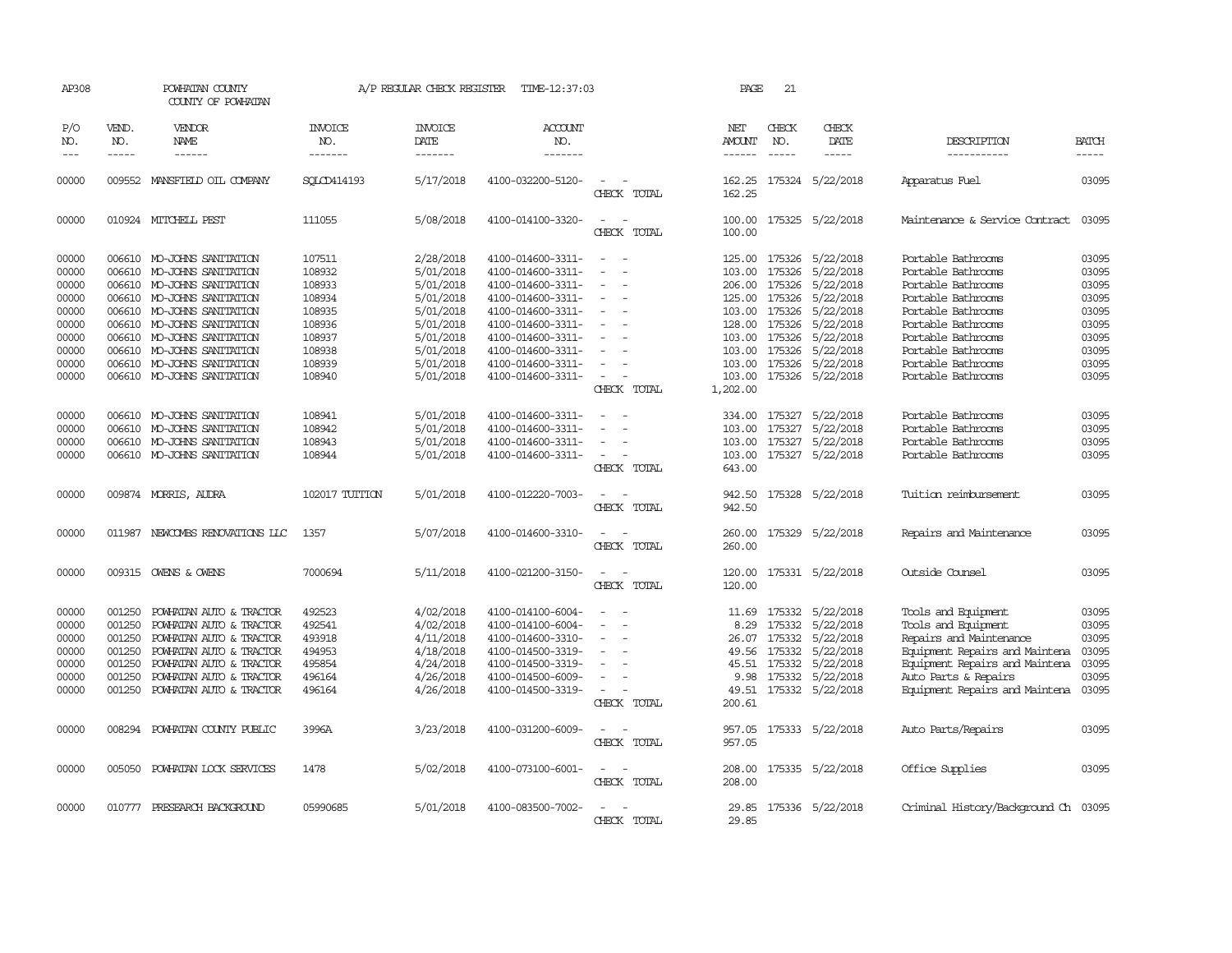AP308 POWHATAN COUNTY COUNTY OF POWHATAN A/P REGULAR CHECK REGISTER TIME-12:37:03 PAGE 21

| P/O NO. | VEND. NO. | VENDOR NAME | INVOICE NO. | INVOICE DATE | ACCOUNT NO. | | NET AMOUNT | CHECK NO. | CHECK DATE | DESCRIPTION | BATCH |
|---|---|---|---|---|---|---|---|---|---|---|---|
| 00000 | 009552 | MANSFIELD OIL COMPANY | SQLCD414193 | 5/17/2018 | 4100-032200-5120- | - - | 162.25 | 175324 | 5/22/2018 | Apparatus Fuel | 03095 |
| | | | | | | CHECK TOTAL | 162.25 | | | | |
| 00000 | 010924 | MITCHELL PEST | 111055 | 5/08/2018 | 4100-014100-3320- | - - | 100.00 | 175325 | 5/22/2018 | Maintenance & Service Contract | 03095 |
| | | | | | | CHECK TOTAL | 100.00 | | | | |
| 00000 | 006610 | MO-JOHNS SANITATION | 107511 | 2/28/2018 | 4100-014600-3311- | - - | 125.00 | 175326 | 5/22/2018 | Portable Bathrooms | 03095 |
| 00000 | 006610 | MO-JOHNS SANITATION | 108932 | 5/01/2018 | 4100-014600-3311- | - - | 103.00 | 175326 | 5/22/2018 | Portable Bathrooms | 03095 |
| 00000 | 006610 | MO-JOHNS SANITATION | 108933 | 5/01/2018 | 4100-014600-3311- | - - | 206.00 | 175326 | 5/22/2018 | Portable Bathrooms | 03095 |
| 00000 | 006610 | MO-JOHNS SANITATION | 108934 | 5/01/2018 | 4100-014600-3311- | - - | 125.00 | 175326 | 5/22/2018 | Portable Bathrooms | 03095 |
| 00000 | 006610 | MO-JOHNS SANITATION | 108935 | 5/01/2018 | 4100-014600-3311- | - - | 103.00 | 175326 | 5/22/2018 | Portable Bathrooms | 03095 |
| 00000 | 006610 | MO-JOHNS SANITATION | 108936 | 5/01/2018 | 4100-014600-3311- | - - | 128.00 | 175326 | 5/22/2018 | Portable Bathrooms | 03095 |
| 00000 | 006610 | MO-JOHNS SANITATION | 108937 | 5/01/2018 | 4100-014600-3311- | - - | 103.00 | 175326 | 5/22/2018 | Portable Bathrooms | 03095 |
| 00000 | 006610 | MO-JOHNS SANITATION | 108938 | 5/01/2018 | 4100-014600-3311- | - - | 103.00 | 175326 | 5/22/2018 | Portable Bathrooms | 03095 |
| 00000 | 006610 | MO-JOHNS SANITATION | 108939 | 5/01/2018 | 4100-014600-3311- | - - | 103.00 | 175326 | 5/22/2018 | Portable Bathrooms | 03095 |
| 00000 | 006610 | MO-JOHNS SANITATION | 108940 | 5/01/2018 | 4100-014600-3311- | - - | 103.00 | 175326 | 5/22/2018 | Portable Bathrooms | 03095 |
| | | | | | | CHECK TOTAL | 1,202.00 | | | | |
| 00000 | 006610 | MO-JOHNS SANITATION | 108941 | 5/01/2018 | 4100-014600-3311- | - - | 334.00 | 175327 | 5/22/2018 | Portable Bathrooms | 03095 |
| 00000 | 006610 | MO-JOHNS SANITATION | 108942 | 5/01/2018 | 4100-014600-3311- | - - | 103.00 | 175327 | 5/22/2018 | Portable Bathrooms | 03095 |
| 00000 | 006610 | MO-JOHNS SANITATION | 108943 | 5/01/2018 | 4100-014600-3311- | - - | 103.00 | 175327 | 5/22/2018 | Portable Bathrooms | 03095 |
| 00000 | 006610 | MO-JOHNS SANITATION | 108944 | 5/01/2018 | 4100-014600-3311- | - - | 103.00 | 175327 | 5/22/2018 | Portable Bathrooms | 03095 |
| | | | | | | CHECK TOTAL | 643.00 | | | | |
| 00000 | 009874 | MORRIS, AUDRA | 102017 TUITION | 5/01/2018 | 4100-012220-7003- | - - | 942.50 | 175328 | 5/22/2018 | Tuition reimbursement | 03095 |
| | | | | | | CHECK TOTAL | 942.50 | | | | |
| 00000 | 011987 | NEWCOMBS RENOVATIONS LLC | 1357 | 5/07/2018 | 4100-014600-3310- | - - | 260.00 | 175329 | 5/22/2018 | Repairs and Maintenance | 03095 |
| | | | | | | CHECK TOTAL | 260.00 | | | | |
| 00000 | 009315 | OWENS & OWENS | 7000694 | 5/11/2018 | 4100-021200-3150- | - - | 120.00 | 175331 | 5/22/2018 | Outside Counsel | 03095 |
| | | | | | | CHECK TOTAL | 120.00 | | | | |
| 00000 | 001250 | POWHATAN AUTO & TRACTOR | 492523 | 4/02/2018 | 4100-014100-6004- | - - | 11.69 | 175332 | 5/22/2018 | Tools and Equipment | 03095 |
| 00000 | 001250 | POWHATAN AUTO & TRACTOR | 492541 | 4/02/2018 | 4100-014100-6004- | - - | 8.29 | 175332 | 5/22/2018 | Tools and Equipment | 03095 |
| 00000 | 001250 | POWHATAN AUTO & TRACTOR | 493918 | 4/11/2018 | 4100-014600-3310- | - - | 26.07 | 175332 | 5/22/2018 | Repairs and Maintenance | 03095 |
| 00000 | 001250 | POWHATAN AUTO & TRACTOR | 494953 | 4/18/2018 | 4100-014500-3319- | - - | 49.56 | 175332 | 5/22/2018 | Equipment Repairs and Maintena | 03095 |
| 00000 | 001250 | POWHATAN AUTO & TRACTOR | 495854 | 4/24/2018 | 4100-014500-3319- | - - | 45.51 | 175332 | 5/22/2018 | Equipment Repairs and Maintena | 03095 |
| 00000 | 001250 | POWHATAN AUTO & TRACTOR | 496164 | 4/26/2018 | 4100-014500-6009- | - - | 9.98 | 175332 | 5/22/2018 | Auto Parts & Repairs | 03095 |
| 00000 | 001250 | POWHATAN AUTO & TRACTOR | 496164 | 4/26/2018 | 4100-014500-3319- | - - | 49.51 | 175332 | 5/22/2018 | Equipment Repairs and Maintena | 03095 |
| | | | | | | CHECK TOTAL | 200.61 | | | | |
| 00000 | 008294 | POWHATAN COUNTY PUBLIC | 3996A | 3/23/2018 | 4100-031200-6009- | - - | 957.05 | 175333 | 5/22/2018 | Auto Parts/Repairs | 03095 |
| | | | | | | CHECK TOTAL | 957.05 | | | | |
| 00000 | 005050 | POWHATAN LOCK SERVICES | 1478 | 5/02/2018 | 4100-073100-6001- | - - | 208.00 | 175335 | 5/22/2018 | Office Supplies | 03095 |
| | | | | | | CHECK TOTAL | 208.00 | | | | |
| 00000 | 010777 | PRESEARCH BACKGROUND | 05990685 | 5/01/2018 | 4100-083500-7002- | - - | 29.85 | 175336 | 5/22/2018 | Criminal History/Background Ch | 03095 |
| | | | | | | CHECK TOTAL | 29.85 | | | | |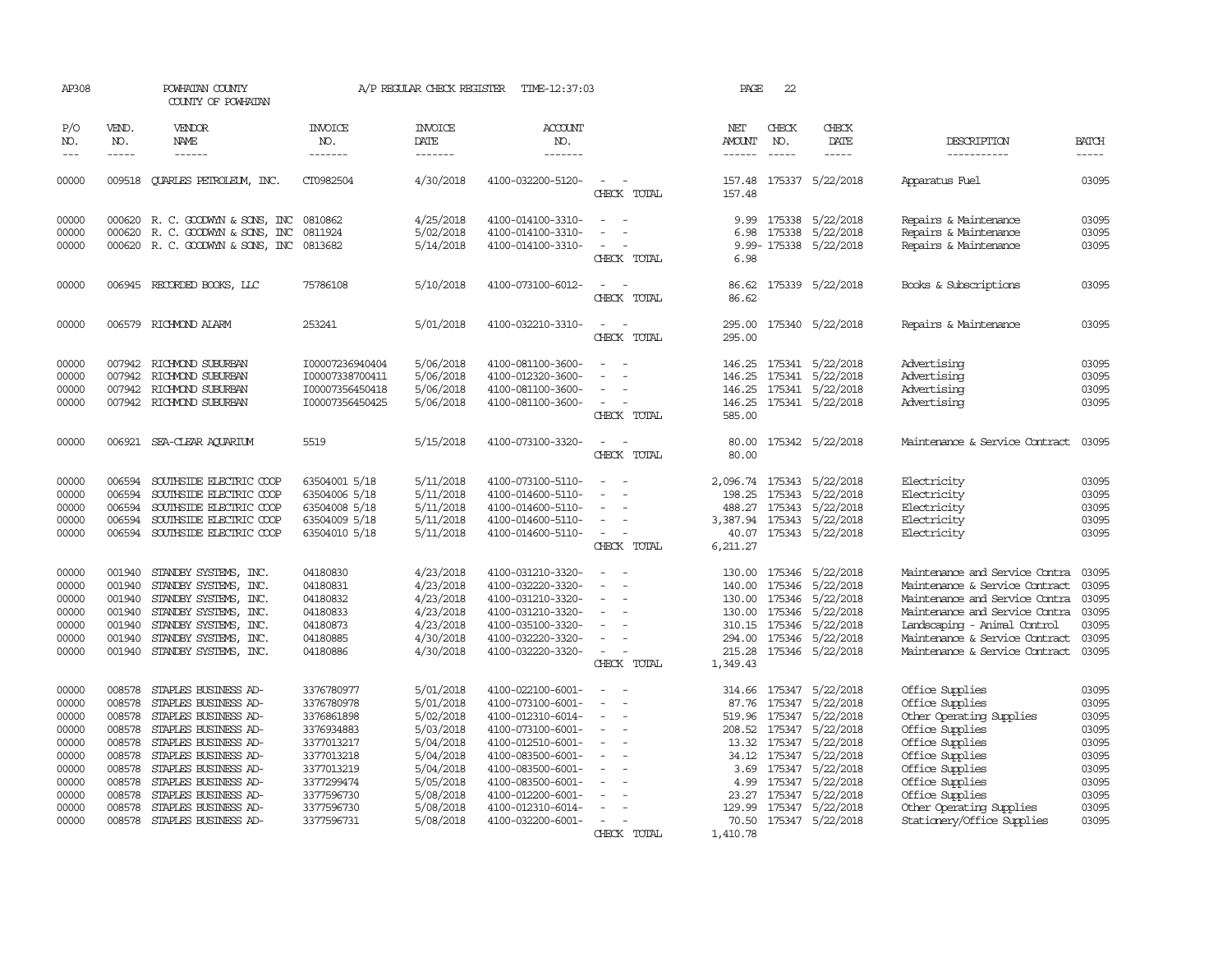AP308 POWHATAN COUNTY A/P REGULAR CHECK REGISTER TIME-12:37:03 PAGE 22

COUNTY OF POWHATAN

| P/O NO. | VEND. NO. | VENDOR NAME | INVOICE NO. | INVOICE DATE | ACCOUNT NO. | | NET AMOUNT | CHECK NO. | CHECK DATE | DESCRIPTION | BATCH |
|---|---|---|---|---|---|---|---|---|---|---|---|
| 00000 | 009518 | QUARLES PETROLEUM, INC. | CT0982504 | 4/30/2018 | 4100-032200-5120- | - - | 157.48 | 175337 | 5/22/2018 | Apparatus Fuel | 03095 |
| | | | | | | CHECK TOTAL | 157.48 | | | | |
| 00000 | 000620 | R. C. GOODWYN & SONS, INC | 0810862 | 4/25/2018 | 4100-014100-3310- | - - | 9.99 | 175338 | 5/22/2018 | Repairs & Maintenance | 03095 |
| 00000 | 000620 | R. C. GOODWYN & SONS, INC | 0811924 | 5/02/2018 | 4100-014100-3310- | - - | 6.98 | 175338 | 5/22/2018 | Repairs & Maintenance | 03095 |
| 00000 | 000620 | R. C. GOODWYN & SONS, INC | 0813682 | 5/14/2018 | 4100-014100-3310- | - - | 9.99- | 175338 | 5/22/2018 | Repairs & Maintenance | 03095 |
| | | | | | | CHECK TOTAL | 6.98 | | | | |
| 00000 | 006945 | RECORDED BOOKS, LLC | 75786108 | 5/10/2018 | 4100-073100-6012- | - - | 86.62 | 175339 | 5/22/2018 | Books & Subscriptions | 03095 |
| | | | | | | CHECK TOTAL | 86.62 | | | | |
| 00000 | 006579 | RICHMOND ALARM | 253241 | 5/01/2018 | 4100-032210-3310- | - - | 295.00 | 175340 | 5/22/2018 | Repairs & Maintenance | 03095 |
| | | | | | | CHECK TOTAL | 295.00 | | | | |
| 00000 | 007942 | RICHMOND SUBURBAN | I00007236940404 | 5/06/2018 | 4100-081100-3600- | - - | 146.25 | 175341 | 5/22/2018 | Advertising | 03095 |
| 00000 | 007942 | RICHMOND SUBURBAN | I00007338700411 | 5/06/2018 | 4100-012320-3600- | - - | 146.25 | 175341 | 5/22/2018 | Advertising | 03095 |
| 00000 | 007942 | RICHMOND SUBURBAN | I00007356450418 | 5/06/2018 | 4100-081100-3600- | - - | 146.25 | 175341 | 5/22/2018 | Advertising | 03095 |
| 00000 | 007942 | RICHMOND SUBURBAN | I00007356450425 | 5/06/2018 | 4100-081100-3600- | - - | 146.25 | 175341 | 5/22/2018 | Advertising | 03095 |
| | | | | | | CHECK TOTAL | 585.00 | | | | |
| 00000 | 006921 | SEA-CLEAR AQUARIUM | 5519 | 5/15/2018 | 4100-073100-3320- | - - | 80.00 | 175342 | 5/22/2018 | Maintenance & Service Contract | 03095 |
| | | | | | | CHECK TOTAL | 80.00 | | | | |
| 00000 | 006594 | SOUTHSIDE ELECTRIC COOP | 63504001 5/18 | 5/11/2018 | 4100-073100-5110- | - - | 2,096.74 | 175343 | 5/22/2018 | Electricity | 03095 |
| 00000 | 006594 | SOUTHSIDE ELECTRIC COOP | 63504006 5/18 | 5/11/2018 | 4100-014600-5110- | - - | 198.25 | 175343 | 5/22/2018 | Electricity | 03095 |
| 00000 | 006594 | SOUTHSIDE ELECTRIC COOP | 63504008 5/18 | 5/11/2018 | 4100-014600-5110- | - - | 488.27 | 175343 | 5/22/2018 | Electricity | 03095 |
| 00000 | 006594 | SOUTHSIDE ELECTRIC COOP | 63504009 5/18 | 5/11/2018 | 4100-014600-5110- | - - | 3,387.94 | 175343 | 5/22/2018 | Electricity | 03095 |
| 00000 | 006594 | SOUTHSIDE ELECTRIC COOP | 63504010 5/18 | 5/11/2018 | 4100-014600-5110- | - - | 40.07 | 175343 | 5/22/2018 | Electricity | 03095 |
| | | | | | | CHECK TOTAL | 6,211.27 | | | | |
| 00000 | 001940 | STANDBY SYSTEMS, INC. | 04180830 | 4/23/2018 | 4100-031210-3320- | - - | 130.00 | 175346 | 5/22/2018 | Maintenance and Service Contra | 03095 |
| 00000 | 001940 | STANDBY SYSTEMS, INC. | 04180831 | 4/23/2018 | 4100-032220-3320- | - - | 140.00 | 175346 | 5/22/2018 | Maintenance & Service Contract | 03095 |
| 00000 | 001940 | STANDBY SYSTEMS, INC. | 04180832 | 4/23/2018 | 4100-031210-3320- | - - | 130.00 | 175346 | 5/22/2018 | Maintenance and Service Contra | 03095 |
| 00000 | 001940 | STANDBY SYSTEMS, INC. | 04180833 | 4/23/2018 | 4100-031210-3320- | - - | 130.00 | 175346 | 5/22/2018 | Maintenance and Service Contra | 03095 |
| 00000 | 001940 | STANDBY SYSTEMS, INC. | 04180873 | 4/23/2018 | 4100-035100-3320- | - - | 310.15 | 175346 | 5/22/2018 | Landscaping - Animal Control | 03095 |
| 00000 | 001940 | STANDBY SYSTEMS, INC. | 04180885 | 4/30/2018 | 4100-032220-3320- | - - | 294.00 | 175346 | 5/22/2018 | Maintenance & Service Contract | 03095 |
| 00000 | 001940 | STANDBY SYSTEMS, INC. | 04180886 | 4/30/2018 | 4100-032220-3320- | - - | 215.28 | 175346 | 5/22/2018 | Maintenance & Service Contract | 03095 |
| | | | | | | CHECK TOTAL | 1,349.43 | | | | |
| 00000 | 008578 | STAPLES BUSINESS AD- | 3376780977 | 5/01/2018 | 4100-022100-6001- | - - | 314.66 | 175347 | 5/22/2018 | Office Supplies | 03095 |
| 00000 | 008578 | STAPLES BUSINESS AD- | 3376780978 | 5/01/2018 | 4100-073100-6001- | - - | 87.76 | 175347 | 5/22/2018 | Office Supplies | 03095 |
| 00000 | 008578 | STAPLES BUSINESS AD- | 3376861898 | 5/02/2018 | 4100-012310-6014- | - - | 519.96 | 175347 | 5/22/2018 | Other Operating Supplies | 03095 |
| 00000 | 008578 | STAPLES BUSINESS AD- | 3376934883 | 5/03/2018 | 4100-073100-6001- | - - | 208.52 | 175347 | 5/22/2018 | Office Supplies | 03095 |
| 00000 | 008578 | STAPLES BUSINESS AD- | 3377013217 | 5/04/2018 | 4100-012510-6001- | - - | 13.32 | 175347 | 5/22/2018 | Office Supplies | 03095 |
| 00000 | 008578 | STAPLES BUSINESS AD- | 3377013218 | 5/04/2018 | 4100-083500-6001- | - - | 34.12 | 175347 | 5/22/2018 | Office Supplies | 03095 |
| 00000 | 008578 | STAPLES BUSINESS AD- | 3377013219 | 5/04/2018 | 4100-083500-6001- | - - | 3.69 | 175347 | 5/22/2018 | Office Supplies | 03095 |
| 00000 | 008578 | STAPLES BUSINESS AD- | 3377299474 | 5/05/2018 | 4100-083500-6001- | - - | 4.99 | 175347 | 5/22/2018 | Office Supplies | 03095 |
| 00000 | 008578 | STAPLES BUSINESS AD- | 3377596730 | 5/08/2018 | 4100-012200-6001- | - - | 23.27 | 175347 | 5/22/2018 | Office Supplies | 03095 |
| 00000 | 008578 | STAPLES BUSINESS AD- | 3377596730 | 5/08/2018 | 4100-012310-6014- | - - | 129.99 | 175347 | 5/22/2018 | Other Operating Supplies | 03095 |
| 00000 | 008578 | STAPLES BUSINESS AD- | 3377596731 | 5/08/2018 | 4100-032200-6001- | - - | 70.50 | 175347 | 5/22/2018 | Stationery/Office Supplies | 03095 |
| | | | | | | CHECK TOTAL | 1,410.78 | | | | |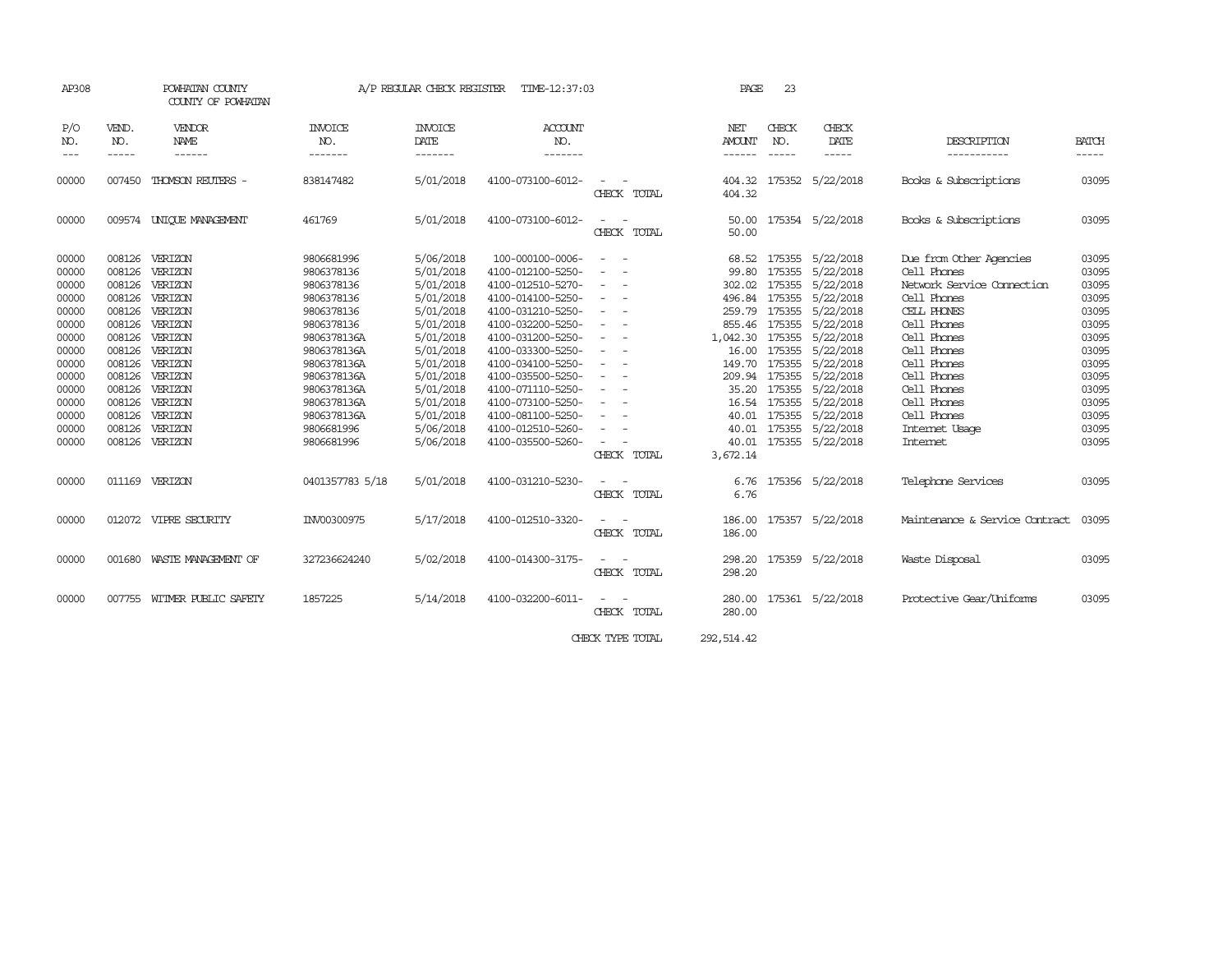AP308 POWHATAN COUNTY A/P REGULAR CHECK REGISTER TIME-12:37:03

COUNTY OF POWHATAN

| P/O NO. | VEND. NO. | VENDOR NAME | INVOICE NO. | INVOICE DATE | ACCOUNT NO. | | NET AMOUNT | CHECK NO. | CHECK DATE | DESCRIPTION | BATCH |
|---|---|---|---|---|---|---|---|---|---|---|---|
| 00000 | 007450 | THOMSON REUTERS - | 838147482 | 5/01/2018 | 4100-073100-6012- | - - | 404.32 | 175352 | 5/22/2018 | Books & Subscriptions | 03095 |
| | | | | | | CHECK TOTAL | 404.32 | | | | |
| 00000 | 009574 | UNIQUE MANAGEMENT | 461769 | 5/01/2018 | 4100-073100-6012- | - - | 50.00 | 175354 | 5/22/2018 | Books & Subscriptions | 03095 |
| | | | | | | CHECK TOTAL | 50.00 | | | | |
| 00000 | 008126 | VERIZON | 9806681996 | 5/06/2018 | 100-000100-0006- | - - | 68.52 | 175355 | 5/22/2018 | Due from Other Agencies | 03095 |
| 00000 | 008126 | VERIZON | 9806378136 | 5/01/2018 | 4100-012100-5250- | - - | 99.80 | 175355 | 5/22/2018 | Cell Phones | 03095 |
| 00000 | 008126 | VERIZON | 9806378136 | 5/01/2018 | 4100-012510-5270- | - - | 302.02 | 175355 | 5/22/2018 | Network Service Connection | 03095 |
| 00000 | 008126 | VERIZON | 9806378136 | 5/01/2018 | 4100-014100-5250- | - - | 496.84 | 175355 | 5/22/2018 | Cell Phones | 03095 |
| 00000 | 008126 | VERIZON | 9806378136 | 5/01/2018 | 4100-031210-5250- | - - | 259.79 | 175355 | 5/22/2018 | CELL PHONES | 03095 |
| 00000 | 008126 | VERIZON | 9806378136 | 5/01/2018 | 4100-032200-5250- | - - | 855.46 | 175355 | 5/22/2018 | Cell Phones | 03095 |
| 00000 | 008126 | VERIZON | 9806378136A | 5/01/2018 | 4100-031200-5250- | - - | 1,042.30 | 175355 | 5/22/2018 | Cell Phones | 03095 |
| 00000 | 008126 | VERIZON | 9806378136A | 5/01/2018 | 4100-033300-5250- | - - | 16.00 | 175355 | 5/22/2018 | Cell Phones | 03095 |
| 00000 | 008126 | VERIZON | 9806378136A | 5/01/2018 | 4100-034100-5250- | - - | 149.70 | 175355 | 5/22/2018 | Cell Phones | 03095 |
| 00000 | 008126 | VERIZON | 9806378136A | 5/01/2018 | 4100-035500-5250- | - - | 209.94 | 175355 | 5/22/2018 | Cell Phones | 03095 |
| 00000 | 008126 | VERIZON | 9806378136A | 5/01/2018 | 4100-071110-5250- | - - | 35.20 | 175355 | 5/22/2018 | Cell Phones | 03095 |
| 00000 | 008126 | VERIZON | 9806378136A | 5/01/2018 | 4100-073100-5250- | - - | 16.54 | 175355 | 5/22/2018 | Cell Phones | 03095 |
| 00000 | 008126 | VERIZON | 9806378136A | 5/01/2018 | 4100-081100-5250- | - - | 40.01 | 175355 | 5/22/2018 | Cell Phones | 03095 |
| 00000 | 008126 | VERIZON | 9806681996 | 5/06/2018 | 4100-012510-5260- | - - | 40.01 | 175355 | 5/22/2018 | Internet Usage | 03095 |
| 00000 | 008126 | VERIZON | 9806681996 | 5/06/2018 | 4100-035500-5260- | - - | 40.01 | 175355 | 5/22/2018 | Internet | 03095 |
| | | | | | | CHECK TOTAL | 3,672.14 | | | | |
| 00000 | 011169 | VERIZON | 0401357783 5/18 | 5/01/2018 | 4100-031210-5230- | - - | 6.76 | 175356 | 5/22/2018 | Telephone Services | 03095 |
| | | | | | | CHECK TOTAL | 6.76 | | | | |
| 00000 | 012072 | VIPRE SECURITY | INV00300975 | 5/17/2018 | 4100-012510-3320- | - - | 186.00 | 175357 | 5/22/2018 | Maintenance & Service Contract | 03095 |
| | | | | | | CHECK TOTAL | 186.00 | | | | |
| 00000 | 001680 | WASTE MANAGEMENT OF | 327236624240 | 5/02/2018 | 4100-014300-3175- | - - | 298.20 | 175359 | 5/22/2018 | Waste Disposal | 03095 |
| | | | | | | CHECK TOTAL | 298.20 | | | | |
| 00000 | 007755 | WITMER PUBLIC SAFETY | 1857225 | 5/14/2018 | 4100-032200-6011- | - - | 280.00 | 175361 | 5/22/2018 | Protective Gear/Uniforms | 03095 |
| | | | | | | CHECK TOTAL | 280.00 | | | | |
| | | | | | | CHECK TYPE TOTAL | 292,514.42 | | | | |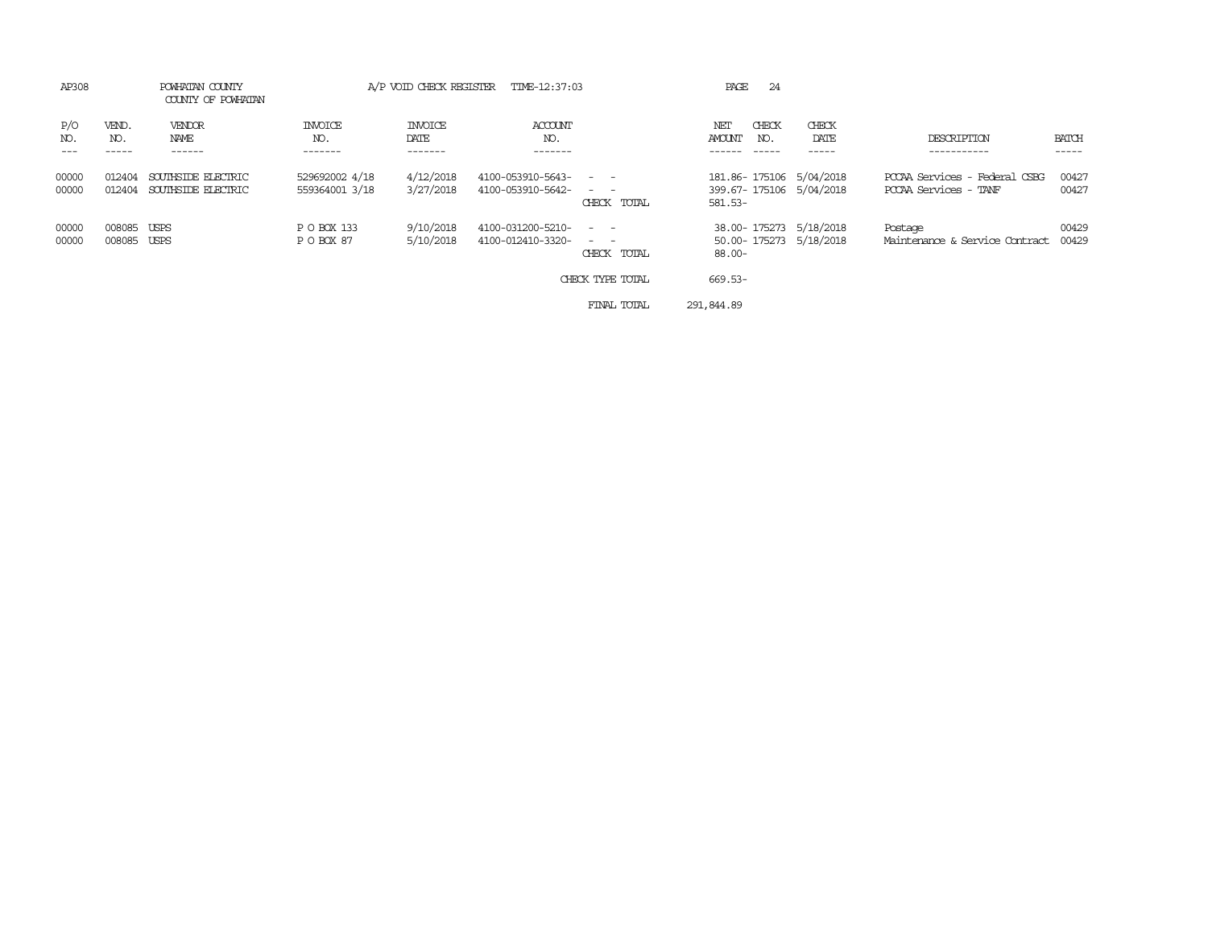AP308 POWHATAN COUNTY A/P VOID CHECK REGISTER TIME-12:37:03

COUNTY OF POWHATAN

| P/O NO. | VEND. NO. | VENDOR NAME | INVOICE NO. | INVOICE DATE | ACCOUNT NO. | | NET AMOUNT | CHECK NO. | CHECK DATE | DESCRIPTION | BATCH |
|---|---|---|---|---|---|---|---|---|---|---|---|
| 00000 | 012404 | SOUTHSIDE ELECTRIC | 529692002 4/18 | 4/12/2018 | 4100-053910-5643- | - - | 181.86- | 175106 | 5/04/2018 | PCCAA Services - Federal CSBG | 00427 |
| 00000 | 012404 | SOUTHSIDE ELECTRIC | 559364001 3/18 | 3/27/2018 | 4100-053910-5642- | - - | 399.67- | 175106 | 5/04/2018 | PCCAA Services - TANF | 00427 |
| | | | | | | CHECK TOTAL | 581.53- | | | | |
| 00000 | 008085 | USPS | P O BOX 133 | 9/10/2018 | 4100-031200-5210- | - - | 38.00- | 175273 | 5/18/2018 | Postage | 00429 |
| 00000 | 008085 | USPS | P O BOX 87 | 5/10/2018 | 4100-012410-3320- | - - | 50.00- | 175273 | 5/18/2018 | Maintenance & Service Contract | 00429 |
| | | | | | | CHECK TOTAL | 88.00- | | | | |
| | | | | | | CHECK TYPE TOTAL | 669.53- | | | | |
| | | | | | | FINAL TOTAL | 291,844.89 | | | | |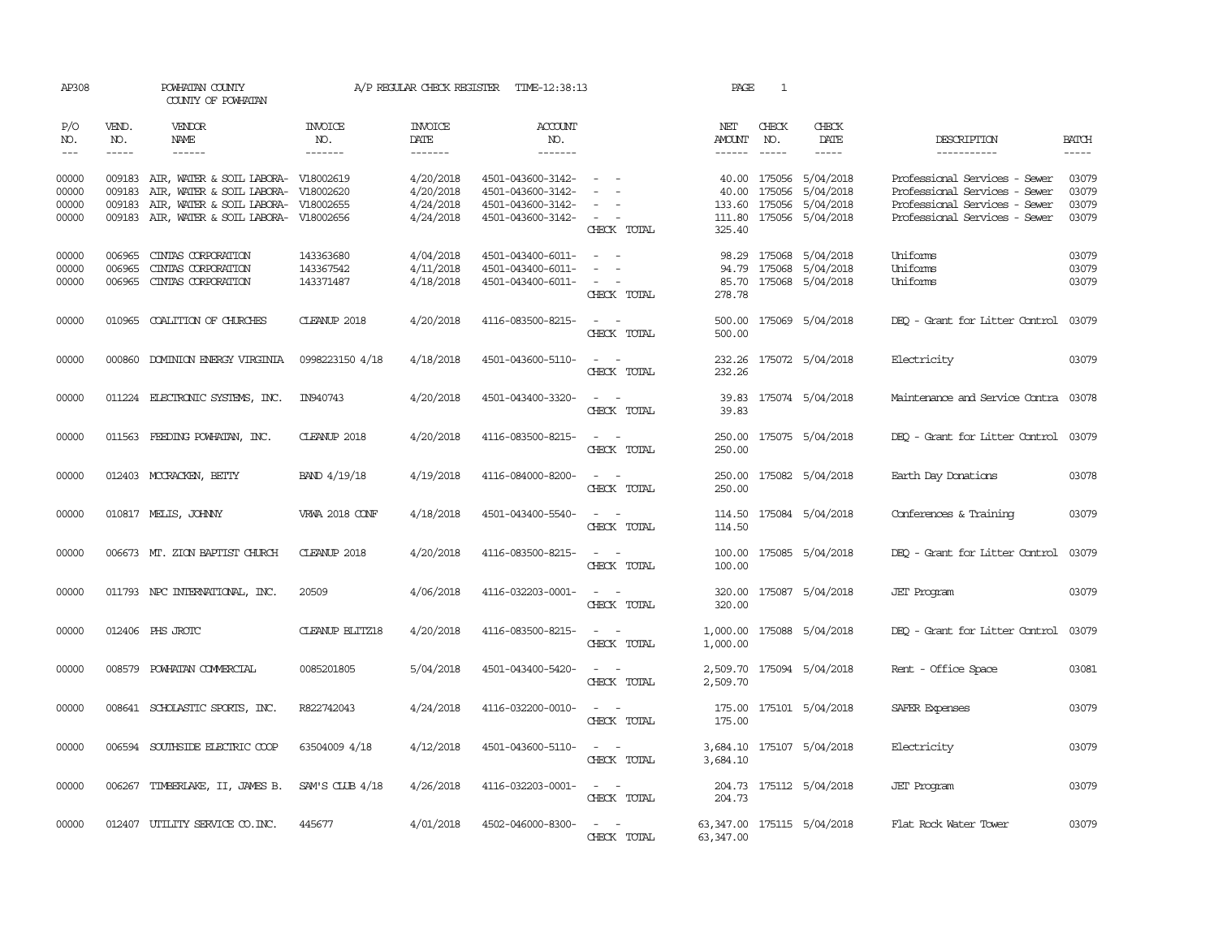AP308 POWHATAN COUNTY A/P REGULAR CHECK REGISTER TIME-12:38:13 PAGE 1

COUNTY OF POWHATAN

| P/O NO. | VEND. NO. | VENDOR NAME | INVOICE NO. | INVOICE DATE | ACCOUNT NO. | | NET AMOUNT | CHECK NO. | CHECK DATE | DESCRIPTION | BATCH |
|---|---|---|---|---|---|---|---|---|---|---|---|
| --- | ----- | ------ | ------- | ------- | ------- | | ------ | ----- | ----- | ----------- | ----- |
| 00000 | 009183 | AIR, WATER & SOIL LABORA- | V18002619 | 4/20/2018 | 4501-043600-3142- | - - | 40.00 | 175056 | 5/04/2018 | Professional Services - Sewer | 03079 |
| 00000 | 009183 | AIR, WATER & SOIL LABORA- | V18002620 | 4/20/2018 | 4501-043600-3142- | - - | 40.00 | 175056 | 5/04/2018 | Professional Services - Sewer | 03079 |
| 00000 | 009183 | AIR, WATER & SOIL LABORA- | V18002655 | 4/24/2018 | 4501-043600-3142- | - - | 133.60 | 175056 | 5/04/2018 | Professional Services - Sewer | 03079 |
| 00000 | 009183 | AIR, WATER & SOIL LABORA- | V18002656 | 4/24/2018 | 4501-043600-3142- | - - | 111.80 | 175056 | 5/04/2018 | Professional Services - Sewer | 03079 |
| | | | | | | CHECK TOTAL | 325.40 | | | | |
| 00000 | 006965 | CINTAS CORPORATION | 143363680 | 4/04/2018 | 4501-043400-6011- | - - | 98.29 | 175068 | 5/04/2018 | Uniforms | 03079 |
| 00000 | 006965 | CINTAS CORPORATION | 143367542 | 4/11/2018 | 4501-043400-6011- | - - | 94.79 | 175068 | 5/04/2018 | Uniforms | 03079 |
| 00000 | 006965 | CINTAS CORPORATION | 143371487 | 4/18/2018 | 4501-043400-6011- | - - | 85.70 | 175068 | 5/04/2018 | Uniforms | 03079 |
| | | | | | | CHECK TOTAL | 278.78 | | | | |
| 00000 | 010965 | COALITION OF CHURCHES | CLEANUP 2018 | 4/20/2018 | 4116-083500-8215- | - - | 500.00 | 175069 | 5/04/2018 | DEQ - Grant for Litter Control | 03079 |
| | | | | | | CHECK TOTAL | 500.00 | | | | |
| 00000 | 000860 | DOMINION ENERGY VIRGINIA | 0998223150 4/18 | 4/18/2018 | 4501-043600-5110- | - - | 232.26 | 175072 | 5/04/2018 | Electricity | 03079 |
| | | | | | | CHECK TOTAL | 232.26 | | | | |
| 00000 | 011224 | ELECTRONIC SYSTEMS, INC. | IN940743 | 4/20/2018 | 4501-043400-3320- | - - | 39.83 | 175074 | 5/04/2018 | Maintenance and Service Contra | 03078 |
| | | | | | | CHECK TOTAL | 39.83 | | | | |
| 00000 | 011563 | FEEDING POWHATAN, INC. | CLEANUP 2018 | 4/20/2018 | 4116-083500-8215- | - - | 250.00 | 175075 | 5/04/2018 | DEQ - Grant for Litter Control | 03079 |
| | | | | | | CHECK TOTAL | 250.00 | | | | |
| 00000 | 012403 | MCCRACKEN, BETTY | BAND 4/19/18 | 4/19/2018 | 4116-084000-8200- | - - | 250.00 | 175082 | 5/04/2018 | Earth Day Donations | 03078 |
| | | | | | | CHECK TOTAL | 250.00 | | | | |
| 00000 | 010817 | MELIS, JOHNNY | VRWA 2018 CONF | 4/18/2018 | 4501-043400-5540- | - - | 114.50 | 175084 | 5/04/2018 | Conferences & Training | 03079 |
| | | | | | | CHECK TOTAL | 114.50 | | | | |
| 00000 | 006673 | MT. ZION BAPTIST CHURCH | CLEANUP 2018 | 4/20/2018 | 4116-083500-8215- | - - | 100.00 | 175085 | 5/04/2018 | DEQ - Grant for Litter Control | 03079 |
| | | | | | | CHECK TOTAL | 100.00 | | | | |
| 00000 | 011793 | NPC INTERNATIONAL, INC. | 20509 | 4/06/2018 | 4116-032203-0001- | - - | 320.00 | 175087 | 5/04/2018 | JET Program | 03079 |
| | | | | | | CHECK TOTAL | 320.00 | | | | |
| 00000 | 012406 | PHS JROTC | CLEANUP BLITZ18 | 4/20/2018 | 4116-083500-8215- | - - | 1,000.00 | 175088 | 5/04/2018 | DEQ - Grant for Litter Control | 03079 |
| | | | | | | CHECK TOTAL | 1,000.00 | | | | |
| 00000 | 008579 | POWHATAN COMMERCIAL | 0085201805 | 5/04/2018 | 4501-043400-5420- | - - | 2,509.70 | 175094 | 5/04/2018 | Rent - Office Space | 03081 |
| | | | | | | CHECK TOTAL | 2,509.70 | | | | |
| 00000 | 008641 | SCHOLASTIC SPORTS, INC. | R822742043 | 4/24/2018 | 4116-032200-0010- | - - | 175.00 | 175101 | 5/04/2018 | SAFER Expenses | 03079 |
| | | | | | | CHECK TOTAL | 175.00 | | | | |
| 00000 | 006594 | SOUTHSIDE ELECTRIC COOP | 63504009 4/18 | 4/12/2018 | 4501-043600-5110- | - - | 3,684.10 | 175107 | 5/04/2018 | Electricity | 03079 |
| | | | | | | CHECK TOTAL | 3,684.10 | | | | |
| 00000 | 006267 | TIMBERLAKE, II, JAMES B. | SAM'S CLUB 4/18 | 4/26/2018 | 4116-032203-0001- | - - | 204.73 | 175112 | 5/04/2018 | JET Program | 03079 |
| | | | | | | CHECK TOTAL | 204.73 | | | | |
| 00000 | 012407 | UTILITY SERVICE CO.INC. | 445677 | 4/01/2018 | 4502-046000-8300- | - - | 63,347.00 | 175115 | 5/04/2018 | Flat Rock Water Tower | 03079 |
| | | | | | | CHECK TOTAL | 63,347.00 | | | | |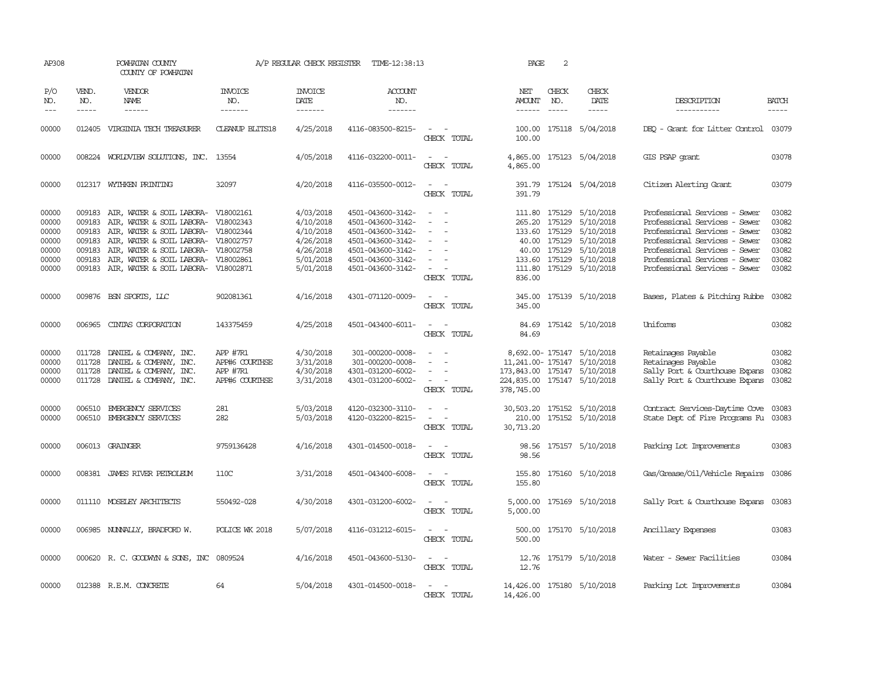AP308 POWHATAN COUNTY A/P REGULAR CHECK REGISTER TIME-12:38:13 PAGE 2

COUNTY OF POWHATAN

| P/O NO. | VEND. NO. | VENDOR NAME | INVOICE NO. | INVOICE DATE | ACCOUNT NO. | | NET AMOUNT | CHECK NO. | CHECK DATE | DESCRIPTION | BATCH |
|---|---|---|---|---|---|---|---|---|---|---|---|
| 00000 | 012405 | VIRGINIA TECH TREASURER | CLEANUP BLITS18 | 4/25/2018 | 4116-083500-8215- | - - | 100.00 | 175118 | 5/04/2018 | DEQ - Grant for Litter Control | 03079 |
| | | | | | | CHECK TOTAL | 100.00 | | | | |
| 00000 | 008224 | WORLDVIEW SOLUTIONS, INC. | 13554 | 4/05/2018 | 4116-032200-0011- | - - | 4,865.00 | 175123 | 5/04/2018 | GIS PSAP grant | 03078 |
| | | | | | | CHECK TOTAL | 4,865.00 | | | | |
| 00000 | 012317 | WYTHKEN PRINTING | 32097 | 4/20/2018 | 4116-035500-0012- | - - | 391.79 | 175124 | 5/04/2018 | Citizen Alerting Grant | 03079 |
| | | | | | | CHECK TOTAL | 391.79 | | | | |
| 00000 | 009183 | AIR, WATER & SOIL LABORA- | V18002161 | 4/03/2018 | 4501-043600-3142- | - - | 111.80 | 175129 | 5/10/2018 | Professional Services - Sewer | 03082 |
| 00000 | 009183 | AIR, WATER & SOIL LABORA- | V18002343 | 4/10/2018 | 4501-043600-3142- | - - | 265.20 | 175129 | 5/10/2018 | Professional Services - Sewer | 03082 |
| 00000 | 009183 | AIR, WATER & SOIL LABORA- | V18002344 | 4/10/2018 | 4501-043600-3142- | - - | 133.60 | 175129 | 5/10/2018 | Professional Services - Sewer | 03082 |
| 00000 | 009183 | AIR, WATER & SOIL LABORA- | V18002757 | 4/26/2018 | 4501-043600-3142- | - - | 40.00 | 175129 | 5/10/2018 | Professional Services - Sewer | 03082 |
| 00000 | 009183 | AIR, WATER & SOIL LABORA- | V18002758 | 4/26/2018 | 4501-043600-3142- | - - | 40.00 | 175129 | 5/10/2018 | Professional Services - Sewer | 03082 |
| 00000 | 009183 | AIR, WATER & SOIL LABORA- | V18002861 | 5/01/2018 | 4501-043600-3142- | - - | 133.60 | 175129 | 5/10/2018 | Professional Services - Sewer | 03082 |
| 00000 | 009183 | AIR, WATER & SOIL LABORA- | V18002871 | 5/01/2018 | 4501-043600-3142- | - - | 111.80 | 175129 | 5/10/2018 | Professional Services - Sewer | 03082 |
| | | | | | | CHECK TOTAL | 836.00 | | | | |
| 00000 | 009876 | BSN SPORTS, LLC | 902081361 | 4/16/2018 | 4301-071120-0009- | - - | 345.00 | 175139 | 5/10/2018 | Bases, Plates & Pitching Rubbe | 03082 |
| | | | | | | CHECK TOTAL | 345.00 | | | | |
| 00000 | 006965 | CINTAS CORPORATION | 143375459 | 4/25/2018 | 4501-043400-6011- | - - | 84.69 | 175142 | 5/10/2018 | Uniforms | 03082 |
| | | | | | | CHECK TOTAL | 84.69 | | | | |
| 00000 | 011728 | DANIEL & COMPANY, INC. | APP #7R1 | 4/30/2018 | 301-000200-0008- | - - | 8,692.00- | 175147 | 5/10/2018 | Retainages Payable | 03082 |
| 00000 | 011728 | DANIEL & COMPANY, INC. | APP#6 COURTHSE | 3/31/2018 | 301-000200-0008- | - - | 11,241.00- | 175147 | 5/10/2018 | Retainages Payable | 03082 |
| 00000 | 011728 | DANIEL & COMPANY, INC. | APP #7R1 | 4/30/2018 | 4301-031200-6002- | - - | 173,843.00 | 175147 | 5/10/2018 | Sally Port & Courthouse Expans | 03082 |
| 00000 | 011728 | DANIEL & COMPANY, INC. | APP#6 COURTHSE | 3/31/2018 | 4301-031200-6002- | - - | 224,835.00 | 175147 | 5/10/2018 | Sally Port & Courthouse Expans | 03082 |
| | | | | | | CHECK TOTAL | 378,745.00 | | | | |
| 00000 | 006510 | EMERGENCY SERVICES | 281 | 5/03/2018 | 4120-032300-3110- | - - | 30,503.20 | 175152 | 5/10/2018 | Contract Services-Daytime Cove | 03083 |
| 00000 | 006510 | EMERGENCY SERVICES | 282 | 5/03/2018 | 4120-032200-8215- | - - | 210.00 | 175152 | 5/10/2018 | State Dept of Fire Programs Fu | 03083 |
| | | | | | | CHECK TOTAL | 30,713.20 | | | | |
| 00000 | 006013 | GRAINGER | 9759136428 | 4/16/2018 | 4301-014500-0018- | - - | 98.56 | 175157 | 5/10/2018 | Parking Lot Improvements | 03083 |
| | | | | | | CHECK TOTAL | 98.56 | | | | |
| 00000 | 008381 | JAMES RIVER PETROLEUM | 110C | 3/31/2018 | 4501-043400-6008- | - - | 155.80 | 175160 | 5/10/2018 | Gas/Grease/Oil/Vehicle Repairs | 03086 |
| | | | | | | CHECK TOTAL | 155.80 | | | | |
| 00000 | 011110 | MOSELEY ARCHITECTS | 550492-028 | 4/30/2018 | 4301-031200-6002- | - - | 5,000.00 | 175169 | 5/10/2018 | Sally Port & Courthouse Expans | 03083 |
| | | | | | | CHECK TOTAL | 5,000.00 | | | | |
| 00000 | 006985 | NUNNALLY, BRADFORD W. | POLICE WK 2018 | 5/07/2018 | 4116-031212-6015- | - - | 500.00 | 175170 | 5/10/2018 | Ancillary Expenses | 03083 |
| | | | | | | CHECK TOTAL | 500.00 | | | | |
| 00000 | 000620 | R. C. GOODWYN & SONS, INC | 0809524 | 4/16/2018 | 4501-043600-5130- | - - | 12.76 | 175179 | 5/10/2018 | Water - Sewer Facilities | 03084 |
| | | | | | | CHECK TOTAL | 12.76 | | | | |
| 00000 | 012388 | R.E.M. CONCRETE | 64 | 5/04/2018 | 4301-014500-0018- | - - | 14,426.00 | 175180 | 5/10/2018 | Parking Lot Improvements | 03084 |
| | | | | | | CHECK TOTAL | 14,426.00 | | | | |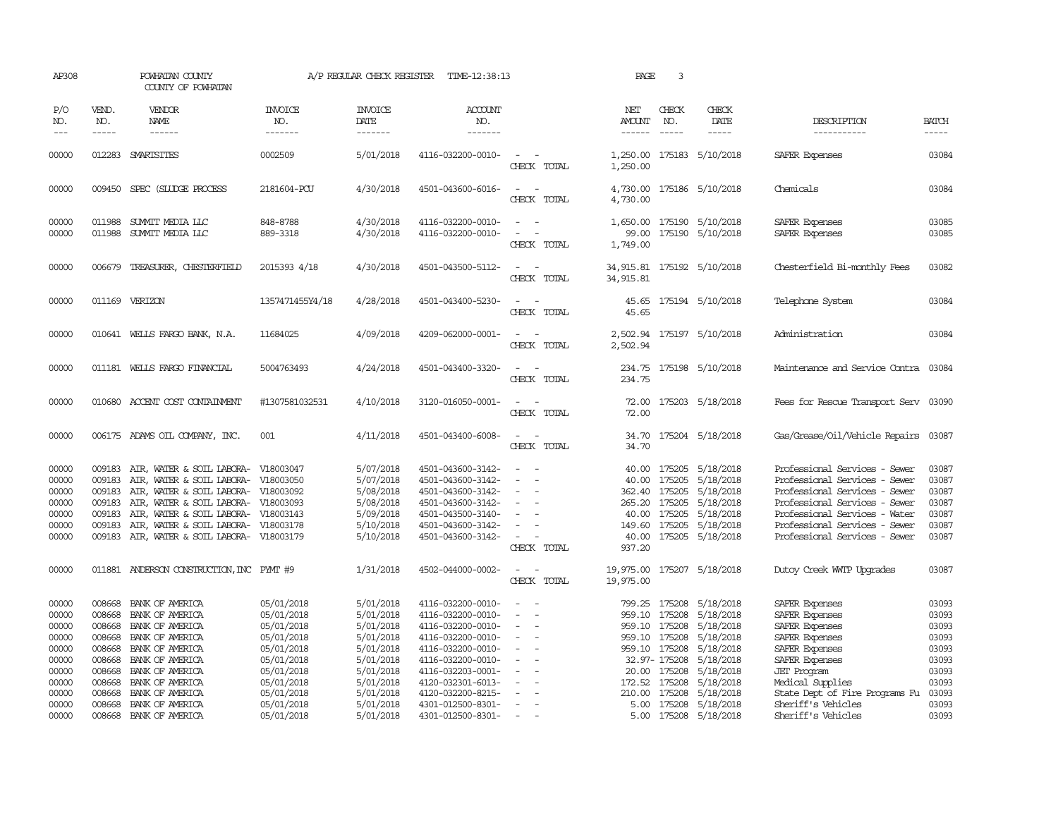AP308 POWHATAN COUNTY A/P REGULAR CHECK REGISTER TIME-12:38:13 PAGE 3

COUNTY OF POWHATAN

| P/O NO. | VEND. NO. | VENDOR NAME | INVOICE NO. | INVOICE DATE | ACCOUNT NO. | | NET AMOUNT | CHECK NO. | CHECK DATE | DESCRIPTION | BATCH |
|---|---|---|---|---|---|---|---|---|---|---|---|
| 00000 | 012283 | SMARTSITES | 0002509 | 5/01/2018 | 4116-032200-0010- | - - | 1,250.00 | 175183 | 5/10/2018 | SAFER Expenses | 03084 |
| | | | | | | CHECK TOTAL | 1,250.00 | | | | |
| 00000 | 009450 | SPEC (SLUDGE PROCESS | 2181604-PCU | 4/30/2018 | 4501-043600-6016- | - - | 4,730.00 | 175186 | 5/10/2018 | Chemicals | 03084 |
| | | | | | | CHECK TOTAL | 4,730.00 | | | | |
| 00000 | 011988 | SUMMIT MEDIA LLC | 848-8788 | 4/30/2018 | 4116-032200-0010- | - - | 1,650.00 | 175190 | 5/10/2018 | SAFER Expenses | 03085 |
| 00000 | 011988 | SUMMIT MEDIA LLC | 889-3318 | 4/30/2018 | 4116-032200-0010- | - - | 99.00 | 175190 | 5/10/2018 | SAFER Expenses | 03085 |
| | | | | | | CHECK TOTAL | 1,749.00 | | | | |
| 00000 | 006679 | TREASURER, CHESTERFIELD | 2015393 4/18 | 4/30/2018 | 4501-043500-5112- | - - | 34,915.81 | 175192 | 5/10/2018 | Chesterfield Bi-monthly Fees | 03082 |
| | | | | | | CHECK TOTAL | 34,915.81 | | | | |
| 00000 | 011169 | VERIZON | 1357471455Y4/18 | 4/28/2018 | 4501-043400-5230- | - - | 45.65 | 175194 | 5/10/2018 | Telephone System | 03084 |
| | | | | | | CHECK TOTAL | 45.65 | | | | |
| 00000 | 010641 | WELLS FARGO BANK, N.A. | 11684025 | 4/09/2018 | 4209-062000-0001- | - - | 2,502.94 | 175197 | 5/10/2018 | Administration | 03084 |
| | | | | | | CHECK TOTAL | 2,502.94 | | | | |
| 00000 | 011181 | WELLS FARGO FINANCIAL | 5004763493 | 4/24/2018 | 4501-043400-3320- | - - | 234.75 | 175198 | 5/10/2018 | Maintenance and Service Contra | 03084 |
| | | | | | | CHECK TOTAL | 234.75 | | | | |
| 00000 | 010680 | ACCENT COST CONTAINMENT | #1307581032531 | 4/10/2018 | 3120-016050-0001- | - - | 72.00 | 175203 | 5/18/2018 | Fees for Rescue Transport Serv | 03090 |
| | | | | | | CHECK TOTAL | 72.00 | | | | |
| 00000 | 006175 | ADAMS OIL COMPANY, INC. | 001 | 4/11/2018 | 4501-043400-6008- | - - | 34.70 | 175204 | 5/18/2018 | Gas/Grease/Oil/Vehicle Repairs | 03087 |
| | | | | | | CHECK TOTAL | 34.70 | | | | |
| 00000 | 009183 | AIR, WATER & SOIL LABORA- | V18003047 | 5/07/2018 | 4501-043600-3142- | - - | 40.00 | 175205 | 5/18/2018 | Professional Services - Sewer | 03087 |
| 00000 | 009183 | AIR, WATER & SOIL LABORA- | V18003050 | 5/07/2018 | 4501-043600-3142- | - - | 40.00 | 175205 | 5/18/2018 | Professional Services - Sewer | 03087 |
| 00000 | 009183 | AIR, WATER & SOIL LABORA- | V18003092 | 5/08/2018 | 4501-043600-3142- | - - | 362.40 | 175205 | 5/18/2018 | Professional Services - Sewer | 03087 |
| 00000 | 009183 | AIR, WATER & SOIL LABORA- | V18003093 | 5/08/2018 | 4501-043600-3142- | - - | 265.20 | 175205 | 5/18/2018 | Professional Services - Sewer | 03087 |
| 00000 | 009183 | AIR, WATER & SOIL LABORA- | V18003143 | 5/09/2018 | 4501-043500-3140- | - - | 40.00 | 175205 | 5/18/2018 | Professional Services - Water | 03087 |
| 00000 | 009183 | AIR, WATER & SOIL LABORA- | V18003178 | 5/10/2018 | 4501-043600-3142- | - - | 149.60 | 175205 | 5/18/2018 | Professional Services - Sewer | 03087 |
| 00000 | 009183 | AIR, WATER & SOIL LABORA- | V18003179 | 5/10/2018 | 4501-043600-3142- | - - | 40.00 | 175205 | 5/18/2018 | Professional Services - Sewer | 03087 |
| | | | | | | CHECK TOTAL | 937.20 | | | | |
| 00000 | 011881 | ANDERSON CONSTRUCTION, INC | PYMT #9 | 1/31/2018 | 4502-044000-0002- | - - | 19,975.00 | 175207 | 5/18/2018 | Dutoy Creek WWTP Upgrades | 03087 |
| | | | | | | CHECK TOTAL | 19,975.00 | | | | |
| 00000 | 008668 | BANK OF AMERICA | 05/01/2018 | 5/01/2018 | 4116-032200-0010- | - - | 799.25 | 175208 | 5/18/2018 | SAFER Expenses | 03093 |
| 00000 | 008668 | BANK OF AMERICA | 05/01/2018 | 5/01/2018 | 4116-032200-0010- | - - | 959.10 | 175208 | 5/18/2018 | SAFER Expenses | 03093 |
| 00000 | 008668 | BANK OF AMERICA | 05/01/2018 | 5/01/2018 | 4116-032200-0010- | - - | 959.10 | 175208 | 5/18/2018 | SAFER Expenses | 03093 |
| 00000 | 008668 | BANK OF AMERICA | 05/01/2018 | 5/01/2018 | 4116-032200-0010- | - - | 959.10 | 175208 | 5/18/2018 | SAFER Expenses | 03093 |
| 00000 | 008668 | BANK OF AMERICA | 05/01/2018 | 5/01/2018 | 4116-032200-0010- | - - | 959.10 | 175208 | 5/18/2018 | SAFER Expenses | 03093 |
| 00000 | 008668 | BANK OF AMERICA | 05/01/2018 | 5/01/2018 | 4116-032200-0010- | - - | 32.97- | 175208 | 5/18/2018 | SAFER Expenses | 03093 |
| 00000 | 008668 | BANK OF AMERICA | 05/01/2018 | 5/01/2018 | 4116-032203-0001- | - - | 20.00 | 175208 | 5/18/2018 | JET Program | 03093 |
| 00000 | 008668 | BANK OF AMERICA | 05/01/2018 | 5/01/2018 | 4120-032301-6013- | - - | 172.52 | 175208 | 5/18/2018 | Medical Supplies | 03093 |
| 00000 | 008668 | BANK OF AMERICA | 05/01/2018 | 5/01/2018 | 4120-032200-8215- | - - | 210.00 | 175208 | 5/18/2018 | State Dept of Fire Programs Fu | 03093 |
| 00000 | 008668 | BANK OF AMERICA | 05/01/2018 | 5/01/2018 | 4301-012500-8301- | - - | 5.00 | 175208 | 5/18/2018 | Sheriff's Vehicles | 03093 |
| 00000 | 008668 | BANK OF AMERICA | 05/01/2018 | 5/01/2018 | 4301-012500-8301- | - - | 5.00 | 175208 | 5/18/2018 | Sheriff's Vehicles | 03093 |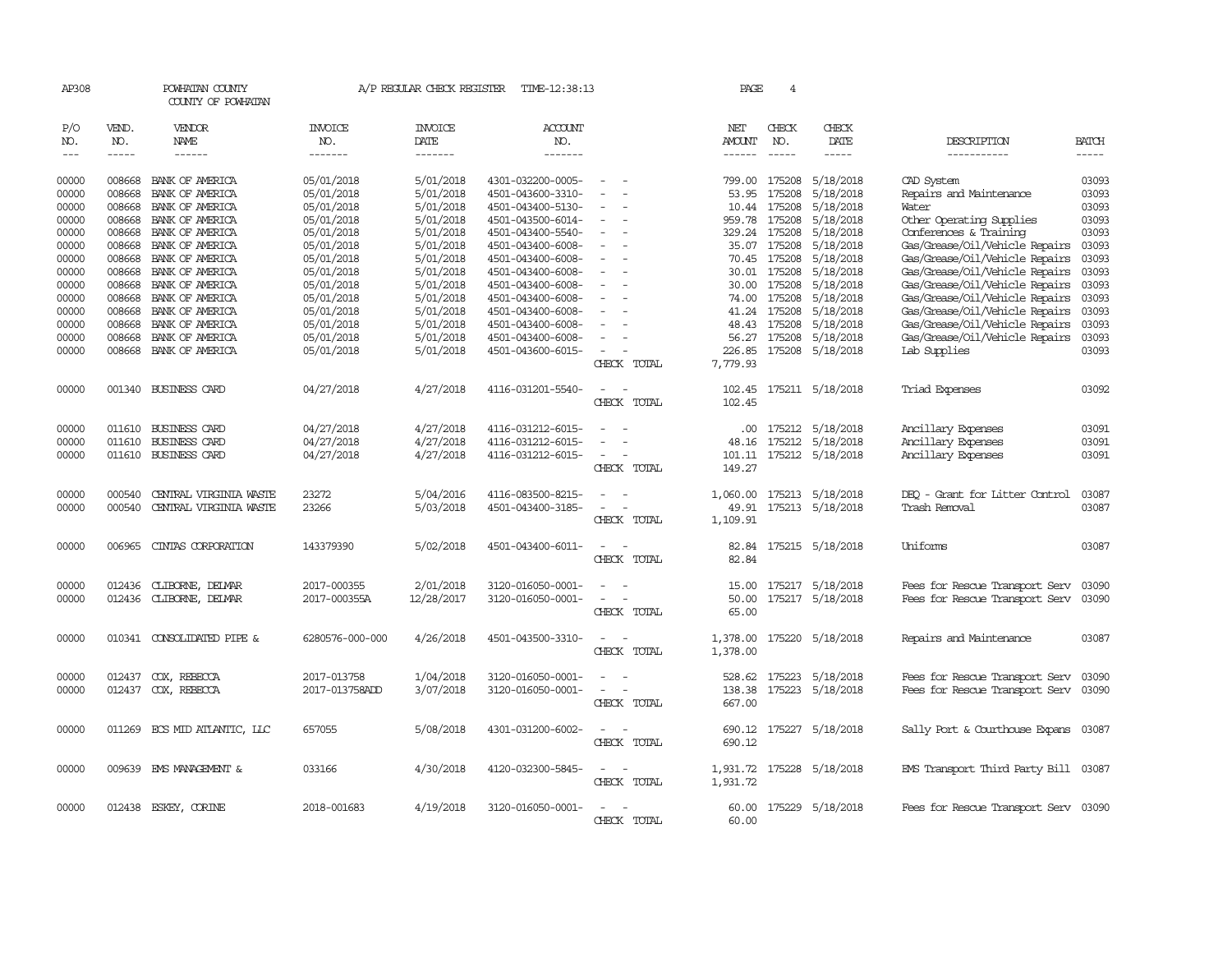AP308 POWHATAN COUNTY A/P REGULAR CHECK REGISTER TIME-12:38:13 PAGE 4

COUNTY OF POWHATAN

| P/O NO. | VEND. NO. | VENDOR NAME | INVOICE NO. | INVOICE DATE | ACCOUNT NO. | | NET AMOUNT | CHECK NO. | CHECK DATE | DESCRIPTION | BATCH |
|---|---|---|---|---|---|---|---|---|---|---|---|
| 00000 | 008668 | BANK OF AMERICA | 05/01/2018 | 5/01/2018 | 4301-032200-0005- | - - | 799.00 | 175208 | 5/18/2018 | CAD System | 03093 |
| 00000 | 008668 | BANK OF AMERICA | 05/01/2018 | 5/01/2018 | 4501-043600-3310- | - - | 53.95 | 175208 | 5/18/2018 | Repairs and Maintenance | 03093 |
| 00000 | 008668 | BANK OF AMERICA | 05/01/2018 | 5/01/2018 | 4501-043400-5130- | - - | 10.44 | 175208 | 5/18/2018 | Water | 03093 |
| 00000 | 008668 | BANK OF AMERICA | 05/01/2018 | 5/01/2018 | 4501-043500-6014- | - - | 959.78 | 175208 | 5/18/2018 | Other Operating Supplies | 03093 |
| 00000 | 008668 | BANK OF AMERICA | 05/01/2018 | 5/01/2018 | 4501-043400-5540- | - - | 329.24 | 175208 | 5/18/2018 | Conferences & Training | 03093 |
| 00000 | 008668 | BANK OF AMERICA | 05/01/2018 | 5/01/2018 | 4501-043400-6008- | - - | 35.07 | 175208 | 5/18/2018 | Gas/Grease/Oil/Vehicle Repairs | 03093 |
| 00000 | 008668 | BANK OF AMERICA | 05/01/2018 | 5/01/2018 | 4501-043400-6008- | - - | 70.45 | 175208 | 5/18/2018 | Gas/Grease/Oil/Vehicle Repairs | 03093 |
| 00000 | 008668 | BANK OF AMERICA | 05/01/2018 | 5/01/2018 | 4501-043400-6008- | - - | 30.01 | 175208 | 5/18/2018 | Gas/Grease/Oil/Vehicle Repairs | 03093 |
| 00000 | 008668 | BANK OF AMERICA | 05/01/2018 | 5/01/2018 | 4501-043400-6008- | - - | 30.00 | 175208 | 5/18/2018 | Gas/Grease/Oil/Vehicle Repairs | 03093 |
| 00000 | 008668 | BANK OF AMERICA | 05/01/2018 | 5/01/2018 | 4501-043400-6008- | - - | 74.00 | 175208 | 5/18/2018 | Gas/Grease/Oil/Vehicle Repairs | 03093 |
| 00000 | 008668 | BANK OF AMERICA | 05/01/2018 | 5/01/2018 | 4501-043400-6008- | - - | 41.24 | 175208 | 5/18/2018 | Gas/Grease/Oil/Vehicle Repairs | 03093 |
| 00000 | 008668 | BANK OF AMERICA | 05/01/2018 | 5/01/2018 | 4501-043400-6008- | - - | 48.43 | 175208 | 5/18/2018 | Gas/Grease/Oil/Vehicle Repairs | 03093 |
| 00000 | 008668 | BANK OF AMERICA | 05/01/2018 | 5/01/2018 | 4501-043400-6008- | - - | 56.27 | 175208 | 5/18/2018 | Gas/Grease/Oil/Vehicle Repairs | 03093 |
| 00000 | 008668 | BANK OF AMERICA | 05/01/2018 | 5/01/2018 | 4501-043600-6015- | - - | 226.85 | 175208 | 5/18/2018 | Lab Supplies | 03093 |
| | | | | | | CHECK TOTAL | 7,779.93 | | | | |
| 00000 | 001340 | BUSINESS CARD | 04/27/2018 | 4/27/2018 | 4116-031201-5540- | - - | 102.45 | 175211 | 5/18/2018 | Triad Expenses | 03092 |
| | | | | | | CHECK TOTAL | 102.45 | | | | |
| 00000 | 011610 | BUSINESS CARD | 04/27/2018 | 4/27/2018 | 4116-031212-6015- | - - | .00 | 175212 | 5/18/2018 | Ancillary Expenses | 03091 |
| 00000 | 011610 | BUSINESS CARD | 04/27/2018 | 4/27/2018 | 4116-031212-6015- | - - | 48.16 | 175212 | 5/18/2018 | Ancillary Expenses | 03091 |
| 00000 | 011610 | BUSINESS CARD | 04/27/2018 | 4/27/2018 | 4116-031212-6015- | - - | 101.11 | 175212 | 5/18/2018 | Ancillary Expenses | 03091 |
| | | | | | | CHECK TOTAL | 149.27 | | | | |
| 00000 | 000540 | CENTRAL VIRGINIA WASTE | 23272 | 5/04/2016 | 4116-083500-8215- | - - | 1,060.00 | 175213 | 5/18/2018 | DEQ - Grant for Litter Control | 03087 |
| 00000 | 000540 | CENTRAL VIRGINIA WASTE | 23266 | 5/03/2018 | 4501-043400-3185- | - - | 49.91 | 175213 | 5/18/2018 | Trash Removal | 03087 |
| | | | | | | CHECK TOTAL | 1,109.91 | | | | |
| 00000 | 006965 | CINTAS CORPORATION | 143379390 | 5/02/2018 | 4501-043400-6011- | - - | 82.84 | 175215 | 5/18/2018 | Uniforms | 03087 |
| | | | | | | CHECK TOTAL | 82.84 | | | | |
| 00000 | 012436 | CLIBORNE, DELMAR | 2017-000355 | 2/01/2018 | 3120-016050-0001- | - - | 15.00 | 175217 | 5/18/2018 | Fees for Rescue Transport Serv | 03090 |
| 00000 | 012436 | CLIBORNE, DELMAR | 2017-000355A | 12/28/2017 | 3120-016050-0001- | - - | 50.00 | 175217 | 5/18/2018 | Fees for Rescue Transport Serv | 03090 |
| | | | | | | CHECK TOTAL | 65.00 | | | | |
| 00000 | 010341 | CONSOLIDATED PIPE & | 6280576-000-000 | 4/26/2018 | 4501-043500-3310- | - - | 1,378.00 | 175220 | 5/18/2018 | Repairs and Maintenance | 03087 |
| | | | | | | CHECK TOTAL | 1,378.00 | | | | |
| 00000 | 012437 | COX, REBECCA | 2017-013758 | 1/04/2018 | 3120-016050-0001- | - - | 528.62 | 175223 | 5/18/2018 | Fees for Rescue Transport Serv | 03090 |
| 00000 | 012437 | COX, REBECCA | 2017-013758ADD | 3/07/2018 | 3120-016050-0001- | - - | 138.38 | 175223 | 5/18/2018 | Fees for Rescue Transport Serv | 03090 |
| | | | | | | CHECK TOTAL | 667.00 | | | | |
| 00000 | 011269 | ECS MID ATLANTIC, LLC | 657055 | 5/08/2018 | 4301-031200-6002- | - - | 690.12 | 175227 | 5/18/2018 | Sally Port & Courthouse Expans | 03087 |
| | | | | | | CHECK TOTAL | 690.12 | | | | |
| 00000 | 009639 | EMS MANAGEMENT & | 033166 | 4/30/2018 | 4120-032300-5845- | - - | 1,931.72 | 175228 | 5/18/2018 | EMS Transport Third Party Bill | 03087 |
| | | | | | | CHECK TOTAL | 1,931.72 | | | | |
| 00000 | 012438 | ESKEY, CORINE | 2018-001683 | 4/19/2018 | 3120-016050-0001- | - - | 60.00 | 175229 | 5/18/2018 | Fees for Rescue Transport Serv | 03090 |
| | | | | | | CHECK TOTAL | 60.00 | | | | |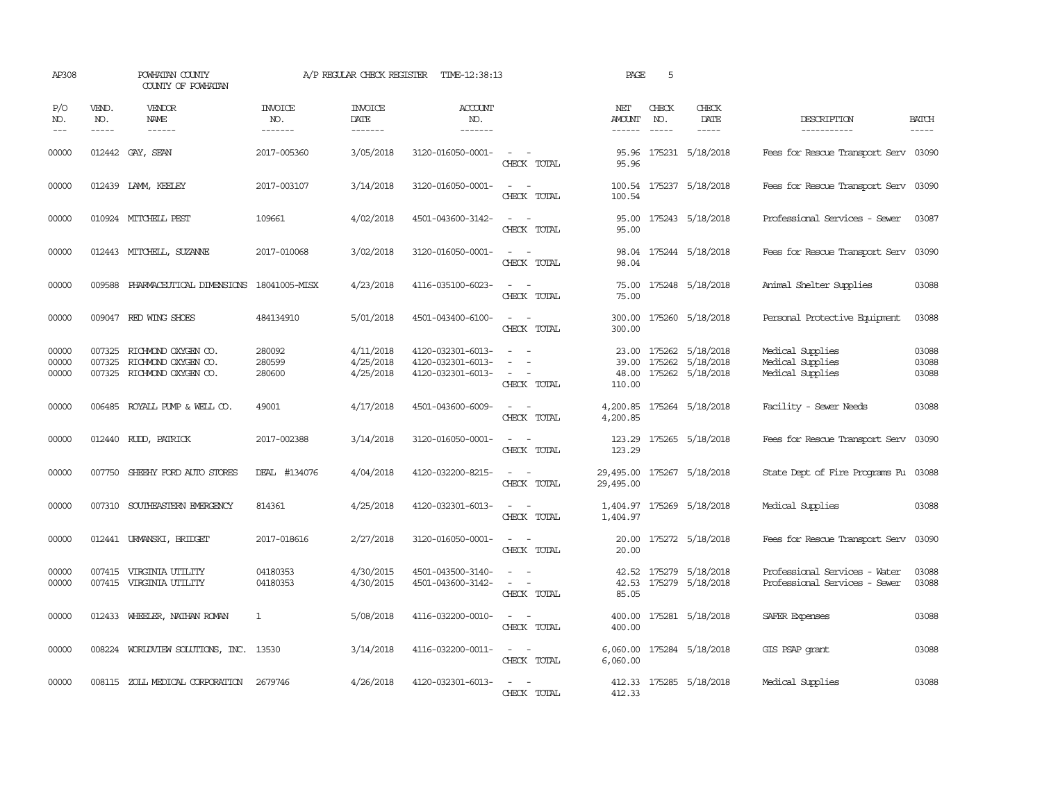AP308 POWHATAN COUNTY A/P REGULAR CHECK REGISTER TIME-12:38:13 PAGE 5

COUNTY OF POWHATAN

| P/O NO. | VEND. NO. | VENDOR NAME | INVOICE NO. | INVOICE DATE | ACCOUNT NO. | | NET AMOUNT | CHECK NO. | CHECK DATE | DESCRIPTION | BATCH |
|---|---|---|---|---|---|---|---|---|---|---|---|
| 00000 | 012442 | GAY, SEAN | 2017-005360 | 3/05/2018 | 3120-016050-0001- | - - | 95.96 | 175231 | 5/18/2018 | Fees for Rescue Transport Serv | 03090 |
| | | | | | | CHECK TOTAL | 95.96 | | | | |
| 00000 | 012439 | LAMM, KEELEY | 2017-003107 | 3/14/2018 | 3120-016050-0001- | - - | 100.54 | 175237 | 5/18/2018 | Fees for Rescue Transport Serv | 03090 |
| | | | | | | CHECK TOTAL | 100.54 | | | | |
| 00000 | 010924 | MITCHELL PEST | 109661 | 4/02/2018 | 4501-043600-3142- | - - | 95.00 | 175243 | 5/18/2018 | Professional Services - Sewer | 03087 |
| | | | | | | CHECK TOTAL | 95.00 | | | | |
| 00000 | 012443 | MITCHELL, SUZANNE | 2017-010068 | 3/02/2018 | 3120-016050-0001- | - - | 98.04 | 175244 | 5/18/2018 | Fees for Rescue Transport Serv | 03090 |
| | | | | | | CHECK TOTAL | 98.04 | | | | |
| 00000 | 009588 | PHARMACEUTICAL DIMENSIONS | 18041005-MISX | 4/23/2018 | 4116-035100-6023- | - - | 75.00 | 175248 | 5/18/2018 | Animal Shelter Supplies | 03088 |
| | | | | | | CHECK TOTAL | 75.00 | | | | |
| 00000 | 009047 | RED WING SHOES | 484134910 | 5/01/2018 | 4501-043400-6100- | - - | 300.00 | 175260 | 5/18/2018 | Personal Protective Equipment | 03088 |
| | | | | | | CHECK TOTAL | 300.00 | | | | |
| 00000 | 007325 | RICHMOND OXYGEN CO. | 280092 | 4/11/2018 | 4120-032301-6013- | - - | 23.00 | 175262 | 5/18/2018 | Medical Supplies | 03088 |
| 00000 | 007325 | RICHMOND OXYGEN CO. | 280599 | 4/25/2018 | 4120-032301-6013- | - - | 39.00 | 175262 | 5/18/2018 | Medical Supplies | 03088 |
| 00000 | 007325 | RICHMOND OXYGEN CO. | 280600 | 4/25/2018 | 4120-032301-6013- | - - | 48.00 | 175262 | 5/18/2018 | Medical Supplies | 03088 |
| | | | | | | CHECK TOTAL | 110.00 | | | | |
| 00000 | 006485 | ROYALL PUMP & WELL CO. | 49001 | 4/17/2018 | 4501-043600-6009- | - - | 4,200.85 | 175264 | 5/18/2018 | Facility - Sewer Needs | 03088 |
| | | | | | | CHECK TOTAL | 4,200.85 | | | | |
| 00000 | 012440 | RUDD, PATRICK | 2017-002388 | 3/14/2018 | 3120-016050-0001- | - - | 123.29 | 175265 | 5/18/2018 | Fees for Rescue Transport Serv | 03090 |
| | | | | | | CHECK TOTAL | 123.29 | | | | |
| 00000 | 007750 | SHEEHY FORD AUTO STORES | DEAL #134076 | 4/04/2018 | 4120-032200-8215- | - - | 29,495.00 | 175267 | 5/18/2018 | State Dept of Fire Programs Fu | 03088 |
| | | | | | | CHECK TOTAL | 29,495.00 | | | | |
| 00000 | 007310 | SOUTHEASTERN EMERGENCY | 814361 | 4/25/2018 | 4120-032301-6013- | - - | 1,404.97 | 175269 | 5/18/2018 | Medical Supplies | 03088 |
| | | | | | | CHECK TOTAL | 1,404.97 | | | | |
| 00000 | 012441 | URMANSKI, BRIDGET | 2017-018616 | 2/27/2018 | 3120-016050-0001- | - - | 20.00 | 175272 | 5/18/2018 | Fees for Rescue Transport Serv | 03090 |
| | | | | | | CHECK TOTAL | 20.00 | | | | |
| 00000 | 007415 | VIRGINIA UTILITY | 04180353 | 4/30/2015 | 4501-043500-3140- | - - | 42.52 | 175279 | 5/18/2018 | Professional Services - Water | 03088 |
| 00000 | 007415 | VIRGINIA UTILITY | 04180353 | 4/30/2015 | 4501-043600-3142- | - - | 42.53 | 175279 | 5/18/2018 | Professional Services - Sewer | 03088 |
| | | | | | | CHECK TOTAL | 85.05 | | | | |
| 00000 | 012433 | WHEELER, NATHAN ROMAN | 1 | 5/08/2018 | 4116-032200-0010- | - - | 400.00 | 175281 | 5/18/2018 | SAFER Expenses | 03088 |
| | | | | | | CHECK TOTAL | 400.00 | | | | |
| 00000 | 008224 | WORLDVIEW SOLUTIONS, INC. | 13530 | 3/14/2018 | 4116-032200-0011- | - - | 6,060.00 | 175284 | 5/18/2018 | GIS PSAP grant | 03088 |
| | | | | | | CHECK TOTAL | 6,060.00 | | | | |
| 00000 | 008115 | ZOLL MEDICAL CORPORATION | 2679746 | 4/26/2018 | 4120-032301-6013- | - - | 412.33 | 175285 | 5/18/2018 | Medical Supplies | 03088 |
| | | | | | | CHECK TOTAL | 412.33 | | | | |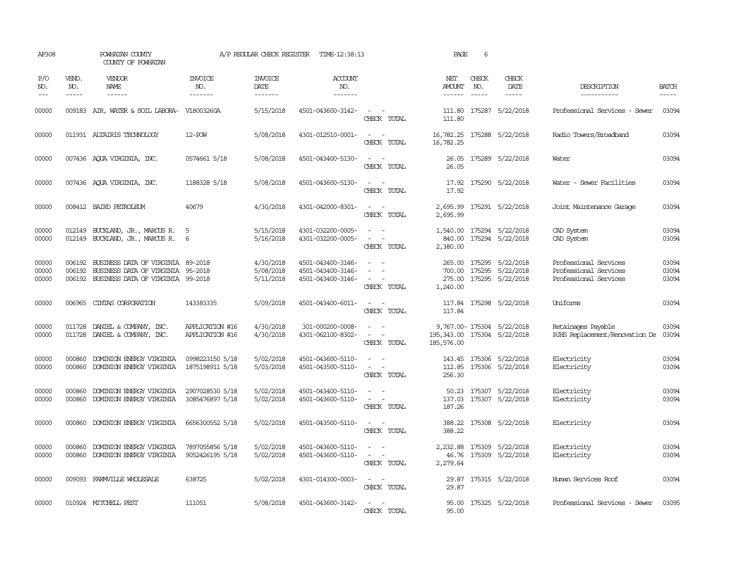AP308 POWHATAN COUNTY A/P REGULAR CHECK REGISTER TIME-12:38:13 PAGE 6

COUNTY OF POWHATAN

| P/O NO. | VEND. NO. | VENDOR NAME | INVOICE NO. | INVOICE DATE | ACCOUNT NO. | | NET AMOUNT | CHECK NO. | CHECK DATE | DESCRIPTION | BATCH |
|---|---|---|---|---|---|---|---|---|---|---|---|
| 00000 | 009183 | AIR, WATER & SOIL LABORA- | V18003260A | 5/15/2018 | 4501-043600-3142- | - - | 111.80 | 175287 | 5/22/2018 | Professional Services - Sewer | 03094 |
| | | | | | | CHECK TOTAL | 111.80 | | | | |
| 00000 | 011931 | ALTAIRIS TECHNOLOGY | 12-POW | 5/08/2018 | 4301-012510-0001- | - - | 16,782.25 | 175288 | 5/22/2018 | Radio Towers/Broadband | 03094 |
| | | | | | | CHECK TOTAL | 16,782.25 | | | | |
| 00000 | 007436 | AQUA VIRGINIA, INC. | 0574661 5/18 | 5/08/2018 | 4501-043400-5130- | - - | 26.05 | 175289 | 5/22/2018 | Water | 03094 |
| | | | | | | CHECK TOTAL | 26.05 | | | | |
| 00000 | 007436 | AQUA VIRGINIA, INC. | 1188328 5/18 | 5/08/2018 | 4501-043600-5130- | - - | 17.92 | 175290 | 5/22/2018 | Water - Sewer Facilities | 03094 |
| | | | | | | CHECK TOTAL | 17.92 | | | | |
| 00000 | 008412 | BAIRD PETROLEUM | 40679 | 4/30/2018 | 4301-042000-8301- | - - | 2,695.99 | 175291 | 5/22/2018 | Joint Maintenance Garage | 03094 |
| | | | | | | CHECK TOTAL | 2,695.99 | | | | |
| 00000 | 012149 | BUCKLAND, JR., MARCUS R. | 5 | 5/15/2018 | 4301-032200-0005- | - - | 1,540.00 | 175294 | 5/22/2018 | CAD System | 03094 |
| 00000 | 012149 | BUCKLAND, JR., MARCUS R. | 6 | 5/16/2018 | 4301-032200-0005- | - - | 840.00 | 175294 | 5/22/2018 | CAD System | 03094 |
| | | | | | | CHECK TOTAL | 2,380.00 | | | | |
| 00000 | 006192 | BUSINESS DATA OF VIRGINIA | 89-2018 | 4/30/2018 | 4501-043400-3146- | - - | 265.00 | 175295 | 5/22/2018 | Professional Services | 03094 |
| 00000 | 006192 | BUSINESS DATA OF VIRGINIA | 95-2018 | 5/08/2018 | 4501-043400-3146- | - - | 700.00 | 175295 | 5/22/2018 | Professional Services | 03094 |
| 00000 | 006192 | BUSINESS DATA OF VIRGINIA | 99-2018 | 5/11/2018 | 4501-043400-3146- | - - | 275.00 | 175295 | 5/22/2018 | Professional Services | 03094 |
| | | | | | | CHECK TOTAL | 1,240.00 | | | | |
| 00000 | 006965 | CINTAS CORPORATION | 143383335 | 5/09/2018 | 4501-043400-6011- | - - | 117.84 | 175298 | 5/22/2018 | Uniforms | 03094 |
| | | | | | | CHECK TOTAL | 117.84 | | | | |
| 00000 | 011728 | DANIEL & COMPANY, INC. | APPLICATION #16 | 4/30/2018 | 301-000200-0008- | - - | 9,767.00- | 175304 | 5/22/2018 | Retainages Payable | 03094 |
| 00000 | 011728 | DANIEL & COMPANY, INC. | APPLICATION #16 | 4/30/2018 | 4301-062100-8302- | - - | 195,343.00 | 175304 | 5/22/2018 | PJHS Replacement/Renovation De | 03094 |
| | | | | | | CHECK TOTAL | 185,576.00 | | | | |
| 00000 | 000860 | DOMINION ENERGY VIRGINIA | 0998223150 5/18 | 5/02/2018 | 4501-043600-5110- | - - | 143.45 | 175306 | 5/22/2018 | Electricity | 03094 |
| 00000 | 000860 | DOMINION ENERGY VIRGINIA | 1875198911 5/18 | 5/03/2018 | 4501-043500-5110- | - - | 112.85 | 175306 | 5/22/2018 | Electricity | 03094 |
| | | | | | | CHECK TOTAL | 256.30 | | | | |
| 00000 | 000860 | DOMINION ENERGY VIRGINIA | 2907028530 5/18 | 5/02/2018 | 4501-043400-5110- | - - | 50.23 | 175307 | 5/22/2018 | Electricity | 03094 |
| 00000 | 000860 | DOMINION ENERGY VIRGINIA | 3085476897 5/18 | 5/02/2018 | 4501-043600-5110- | - - | 137.03 | 175307 | 5/22/2018 | Electricity | 03094 |
| | | | | | | CHECK TOTAL | 187.26 | | | | |
| 00000 | 000860 | DOMINION ENERGY VIRGINIA | 6656300552 5/18 | 5/02/2018 | 4501-043500-5110- | - - | 388.22 | 175308 | 5/22/2018 | Electricity | 03094 |
| | | | | | | CHECK TOTAL | 388.22 | | | | |
| 00000 | 000860 | DOMINION ENERGY VIRGINIA | 7897055856 5/18 | 5/02/2018 | 4501-043600-5110- | - - | 2,232.88 | 175309 | 5/22/2018 | Electricity | 03094 |
| 00000 | 000860 | DOMINION ENERGY VIRGINIA | 9052426195 5/18 | 5/02/2018 | 4501-043600-5110- | - - | 46.76 | 175309 | 5/22/2018 | Electricity | 03094 |
| | | | | | | CHECK TOTAL | 2,279.64 | | | | |
| 00000 | 009093 | FARMVILLE WHOLESALE | 638725 | 5/02/2018 | 4301-014300-0003- | - - | 29.87 | 175315 | 5/22/2018 | Human Services Roof | 03094 |
| | | | | | | CHECK TOTAL | 29.87 | | | | |
| 00000 | 010924 | MITCHELL PEST | 111051 | 5/08/2018 | 4501-043600-3142- | - - | 95.00 | 175325 | 5/22/2018 | Professional Services - Sewer | 03095 |
| | | | | | | CHECK TOTAL | 95.00 | | | | |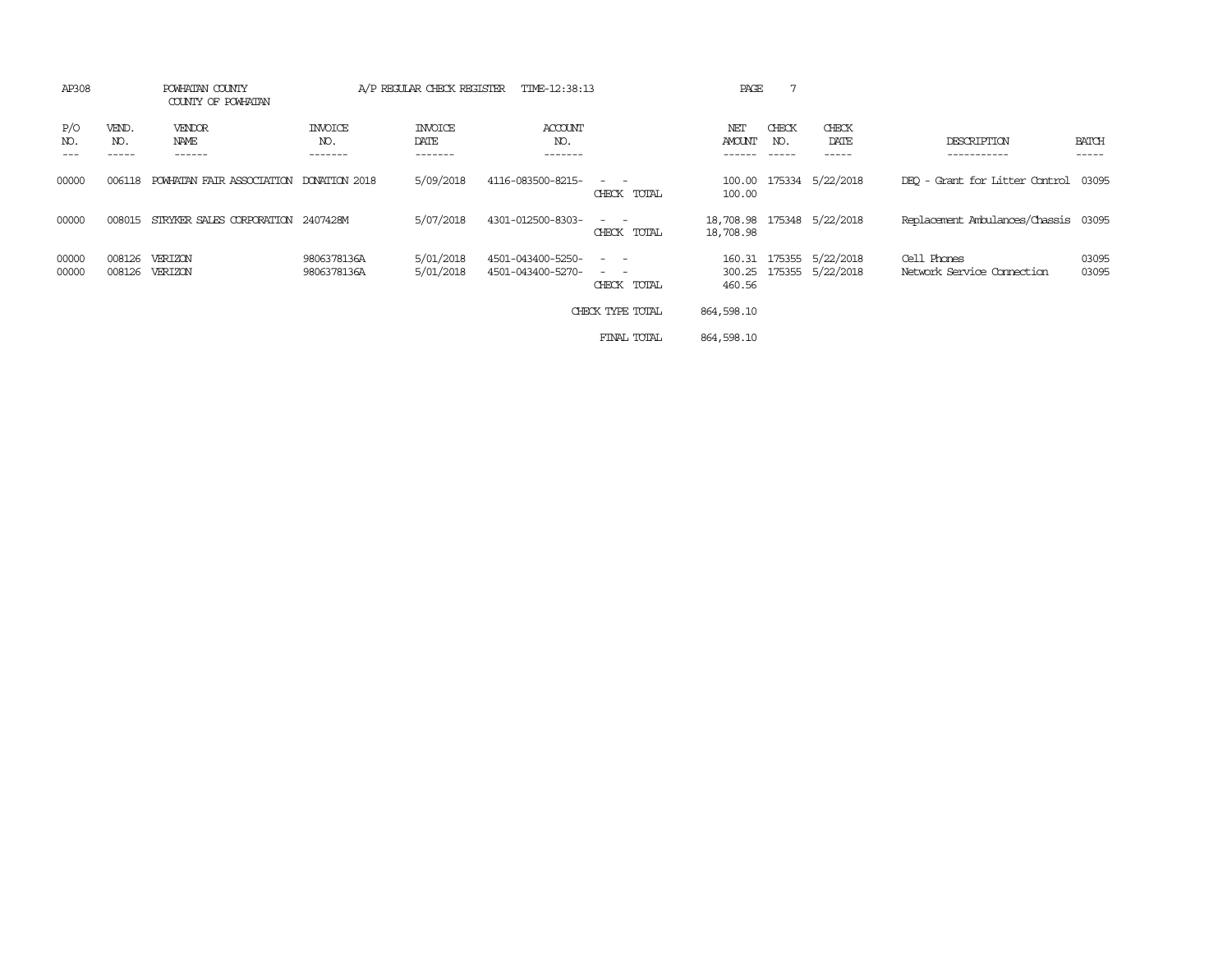AP308 POWHATAN COUNTY A/P REGULAR CHECK REGISTER TIME-12:38:13

COUNTY OF POWHATAN

| P/O NO. | VEND. NO. | VENDOR NAME | INVOICE NO. | INVOICE DATE | ACCOUNT NO. | | NET AMOUNT | CHECK NO. | CHECK DATE | DESCRIPTION | BATCH |
|---|---|---|---|---|---|---|---|---|---|---|---|
| 00000 | 006118 | POWHATAN FAIR ASSOCIATION | DONATION 2018 | 5/09/2018 | 4116-083500-8215- | - - | 100.00 | 175334 | 5/22/2018 | DEQ - Grant for Litter Control | 03095 |
| | | | | | | CHECK TOTAL | 100.00 | | | | |
| 00000 | 008015 | STRYKER SALES CORPORATION | 2407428M | 5/07/2018 | 4301-012500-8303- | - - | 18,708.98 | 175348 | 5/22/2018 | Replacement Ambulances/Chassis | 03095 |
| | | | | | | CHECK TOTAL | 18,708.98 | | | | |
| 00000 | 008126 | VERIZON | 9806378136A | 5/01/2018 | 4501-043400-5250- | - - | 160.31 | 175355 | 5/22/2018 | Cell Phones | 03095 |
| 00000 | 008126 | VERIZON | 9806378136A | 5/01/2018 | 4501-043400-5270- | - - | 300.25 | 175355 | 5/22/2018 | Network Service Connection | 03095 |
| | | | | | | CHECK TOTAL | 460.56 | | | | |
| | | | | | | CHECK TYPE TOTAL | 864,598.10 | | | | |
| | | | | | | FINAL TOTAL | 864,598.10 | | | | |